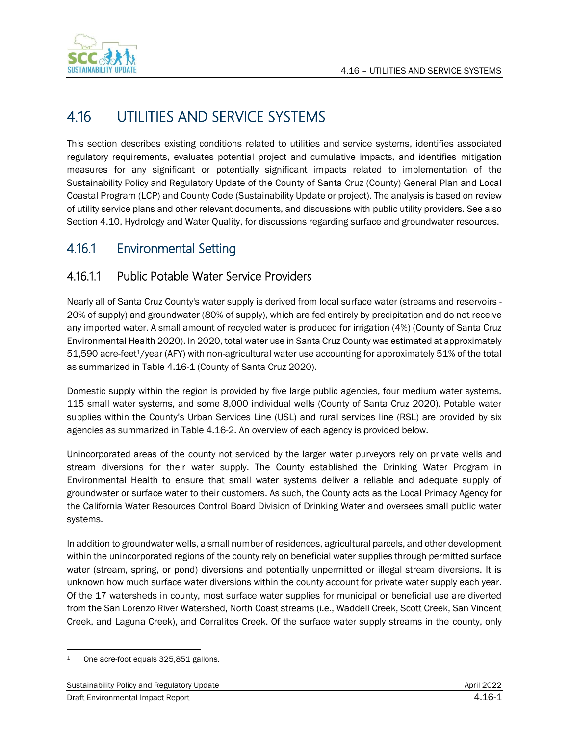# 4.16 UTILITIES AND SERVICE SYSTEMS

This section describes existing conditions related to utilities and service systems, identifies associated regulatory requirements, evaluates potential project and cumulative impacts, and identifies mitigation measures for any significant or potentially significant impacts related to implementation of the Sustainability Policy and Regulatory Update of the County of Santa Cruz (County) General Plan and Local Coastal Program (LCP) and County Code (Sustainability Update or project). The analysis is based on review of utility service plans and other relevant documents, and discussions with public utility providers. See also Section 4.10, Hydrology and Water Quality, for discussions regarding surface and groundwater resources.

## 4.16.1 Environmental Setting

### 4.16.1.1 Public Potable Water Service Providers

Nearly all of Santa Cruz County's water supply is derived from local surface water (streams and reservoirs - 20% of supply) and groundwater (80% of supply), which are fed entirely by precipitation and do not receive any imported water. A small amount of recycled water is produced for irrigation (4%) (County of Santa Cruz Environmental Health 2020). In 2020, total water use in Santa Cruz County was estimated at approximately 51,590 acre-feet[1]/year (AFY) with non-agricultural water use accounting for approximately 51% of the total as summarized in Table 4.16-1 (County of Santa Cruz 2020).

Domestic supply within the region is provided by five large public agencies, four medium water systems, 115 small water systems, and some 8,000 individual wells (County of Santa Cruz 2020). Potable water supplies within the County's Urban Services Line (USL) and rural services line (RSL) are provided by six agencies as summarized in Table 4.16-2. An overview of each agency is provided below.

Unincorporated areas of the county not serviced by the larger water purveyors rely on private wells and stream diversions for their water supply. The County established the Drinking Water Program in Environmental Health to ensure that small water systems deliver a reliable and adequate supply of groundwater or surface water to their customers. As such, the County acts as the Local Primacy Agency for the California Water Resources Control Board Division of Drinking Water and oversees small public water systems.

In addition to groundwater wells, a small number of residences, agricultural parcels, and other development within the unincorporated regions of the county rely on beneficial water supplies through permitted surface water (stream, spring, or pond) diversions and potentially unpermitted or illegal stream diversions. It is unknown how much surface water diversions within the county account for private water supply each year. Of the 17 watersheds in county, most surface water supplies for municipal or beneficial use are diverted from the San Lorenzo River Watershed, North Coast streams (i.e., Waddell Creek, Scott Creek, San Vincent Creek, and Laguna Creek), and Corralitos Creek. Of the surface water supply streams in the county, only

[1] One acre-foot equals 325,851 gallons.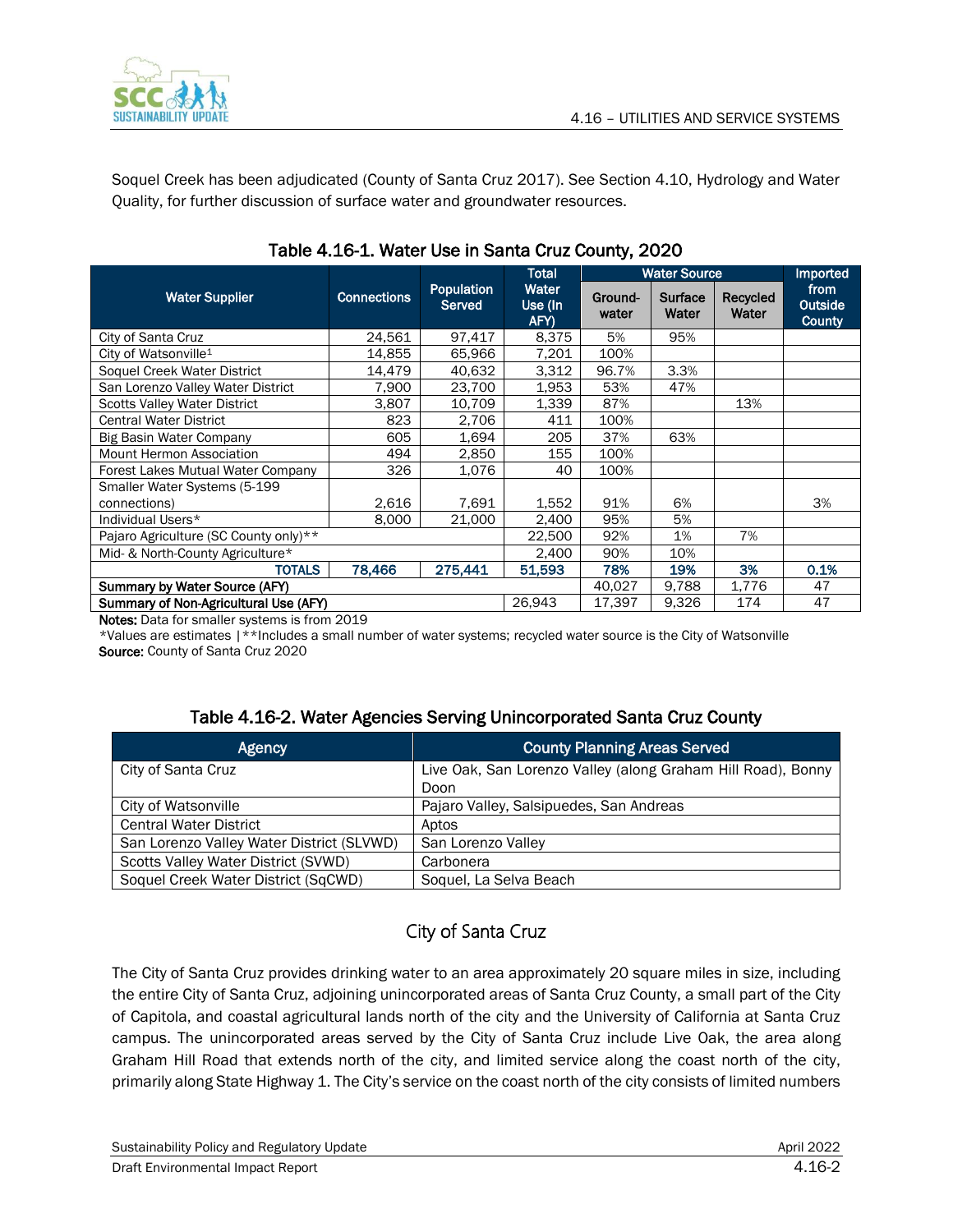Soquel Creek has been adjudicated (County of Santa Cruz 2017). See Section 4.10, Hydrology and Water Quality, for further discussion of surface water and groundwater resources.

### Table 4.16-1. Water Use in Santa Cruz County, 2020

| Water Supplier | Connections | Population Served | Total Water Use (In AFY) | Water Source | | | Imported from Outside County |
|---|---|---|---|---|---|---|---|
| | | | | Groundwater | Surface Water | Recycled Water | |
| City of Santa Cruz | 24,561 | 97,417 | 8,375 | 5% | 95% | | |
| City of Watsonville[1] | 14,855 | 65,966 | 7,201 | 100% | | | |
| Soquel Creek Water District | 14,479 | 40,632 | 3,312 | 96.7% | 3.3% | | |
| San Lorenzo Valley Water District | 7,900 | 23,700 | 1,953 | 53% | 47% | | |
| Scotts Valley Water District | 3,807 | 10,709 | 1,339 | 87% | | 13% | |
| Central Water District | 823 | 2,706 | 411 | 100% | | | |
| Big Basin Water Company | 605 | 1,694 | 205 | 37% | 63% | | |
| Mount Hermon Association | 494 | 2,850 | 155 | 100% | | | |
| Forest Lakes Mutual Water Company | 326 | 1,076 | 40 | 100% | | | |
| Smaller Water Systems (5-199 connections) | 2,616 | 7,691 | 1,552 | 91% | 6% | | 3% |
| Individual Users* | 8,000 | 21,000 | 2,400 | 95% | 5% | | |
| Pajaro Agriculture (SC County only)** | | | 22,500 | 92% | 1% | 7% | |
| Mid- & North-County Agriculture* | | | 2,400 | 90% | 10% | | |
| **TOTALS** | **78,466** | **275,441** | **51,593** | **78%** | **19%** | **3%** | **0.1%** |
| **Summary by Water Source (AFY)** | | | | 40,027 | 9,788 | 1,776 | 47 |
| **Summary of Non-Agricultural Use (AFY)** | | | 26,943 | 17,397 | 9,326 | 174 | 47 |

**Notes:** Data for smaller systems is from 2019

*Values are estimates | **Includes a small number of water systems; recycled water source is the City of Watsonville

**Source:** County of Santa Cruz 2020

### Table 4.16-2. Water Agencies Serving Unincorporated Santa Cruz County

| Agency | County Planning Areas Served |
|---|---|
| City of Santa Cruz | Live Oak, San Lorenzo Valley (along Graham Hill Road), Bonny Doon |
| City of Watsonville | Pajaro Valley, Salsipuedes, San Andreas |
| Central Water District | Aptos |
| San Lorenzo Valley Water District (SLVWD) | San Lorenzo Valley |
| Scotts Valley Water District (SVWD) | Carbonera |
| Soquel Creek Water District (SqCWD) | Soquel, La Selva Beach |

## City of Santa Cruz

The City of Santa Cruz provides drinking water to an area approximately 20 square miles in size, including the entire City of Santa Cruz, adjoining unincorporated areas of Santa Cruz County, a small part of the City of Capitola, and coastal agricultural lands north of the city and the University of California at Santa Cruz campus. The unincorporated areas served by the City of Santa Cruz include Live Oak, the area along Graham Hill Road that extends north of the city, and limited service along the coast north of the city, primarily along State Highway 1. The City's service on the coast north of the city consists of limited numbers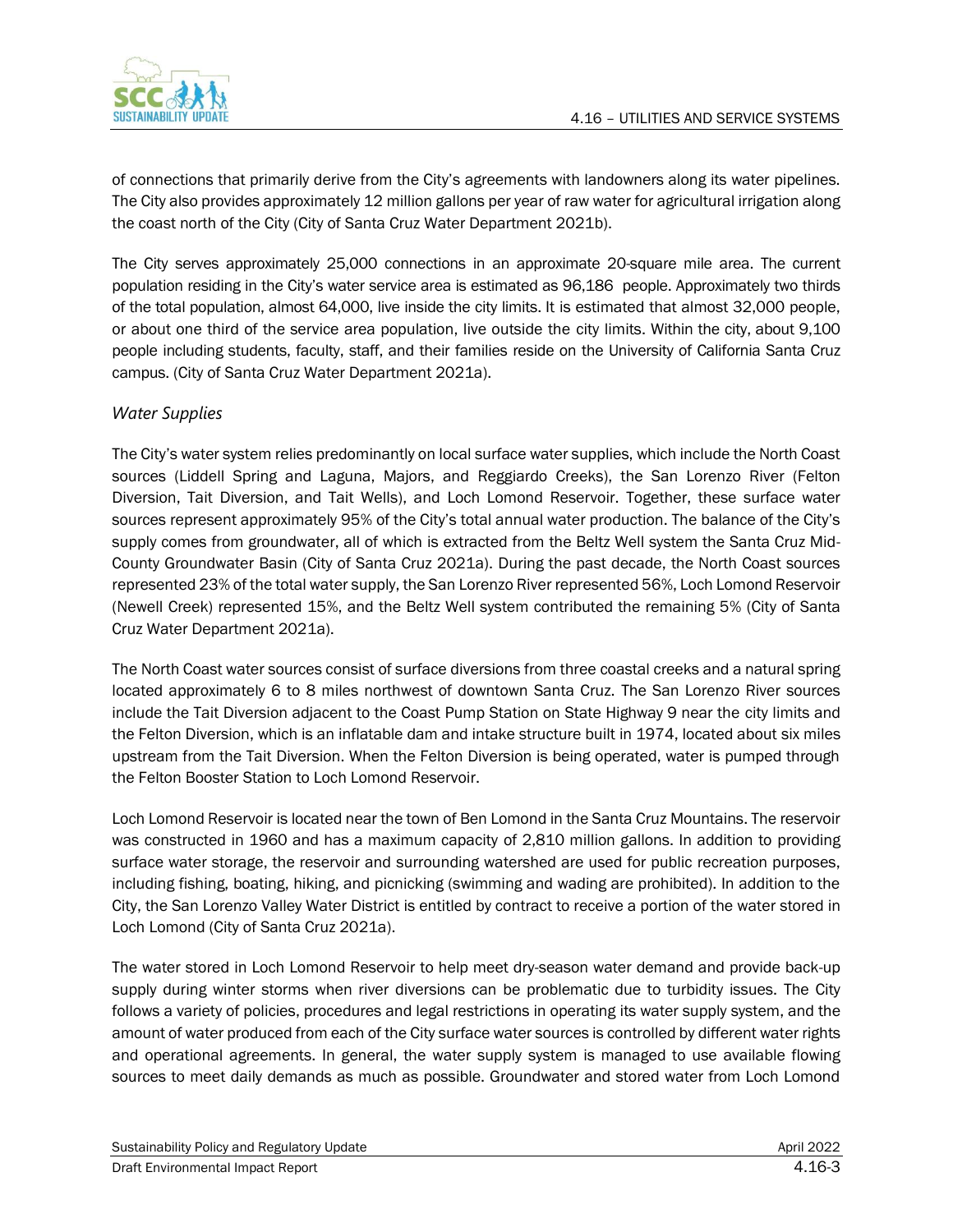of connections that primarily derive from the City's agreements with landowners along its water pipelines. The City also provides approximately 12 million gallons per year of raw water for agricultural irrigation along the coast north of the City (City of Santa Cruz Water Department 2021b).

The City serves approximately 25,000 connections in an approximate 20-square mile area. The current population residing in the City's water service area is estimated as 96,186 people. Approximately two thirds of the total population, almost 64,000, live inside the city limits. It is estimated that almost 32,000 people, or about one third of the service area population, live outside the city limits. Within the city, about 9,100 people including students, faculty, staff, and their families reside on the University of California Santa Cruz campus. (City of Santa Cruz Water Department 2021a).

### *Water Supplies*

The City's water system relies predominantly on local surface water supplies, which include the North Coast sources (Liddell Spring and Laguna, Majors, and Reggiardo Creeks), the San Lorenzo River (Felton Diversion, Tait Diversion, and Tait Wells), and Loch Lomond Reservoir. Together, these surface water sources represent approximately 95% of the City's total annual water production. The balance of the City's supply comes from groundwater, all of which is extracted from the Beltz Well system the Santa Cruz Mid-County Groundwater Basin (City of Santa Cruz 2021a). During the past decade, the North Coast sources represented 23% of the total water supply, the San Lorenzo River represented 56%, Loch Lomond Reservoir (Newell Creek) represented 15%, and the Beltz Well system contributed the remaining 5% (City of Santa Cruz Water Department 2021a).

The North Coast water sources consist of surface diversions from three coastal creeks and a natural spring located approximately 6 to 8 miles northwest of downtown Santa Cruz. The San Lorenzo River sources include the Tait Diversion adjacent to the Coast Pump Station on State Highway 9 near the city limits and the Felton Diversion, which is an inflatable dam and intake structure built in 1974, located about six miles upstream from the Tait Diversion. When the Felton Diversion is being operated, water is pumped through the Felton Booster Station to Loch Lomond Reservoir.

Loch Lomond Reservoir is located near the town of Ben Lomond in the Santa Cruz Mountains. The reservoir was constructed in 1960 and has a maximum capacity of 2,810 million gallons. In addition to providing surface water storage, the reservoir and surrounding watershed are used for public recreation purposes, including fishing, boating, hiking, and picnicking (swimming and wading are prohibited). In addition to the City, the San Lorenzo Valley Water District is entitled by contract to receive a portion of the water stored in Loch Lomond (City of Santa Cruz 2021a).

The water stored in Loch Lomond Reservoir to help meet dry-season water demand and provide back-up supply during winter storms when river diversions can be problematic due to turbidity issues. The City follows a variety of policies, procedures and legal restrictions in operating its water supply system, and the amount of water produced from each of the City surface water sources is controlled by different water rights and operational agreements. In general, the water supply system is managed to use available flowing sources to meet daily demands as much as possible. Groundwater and stored water from Loch Lomond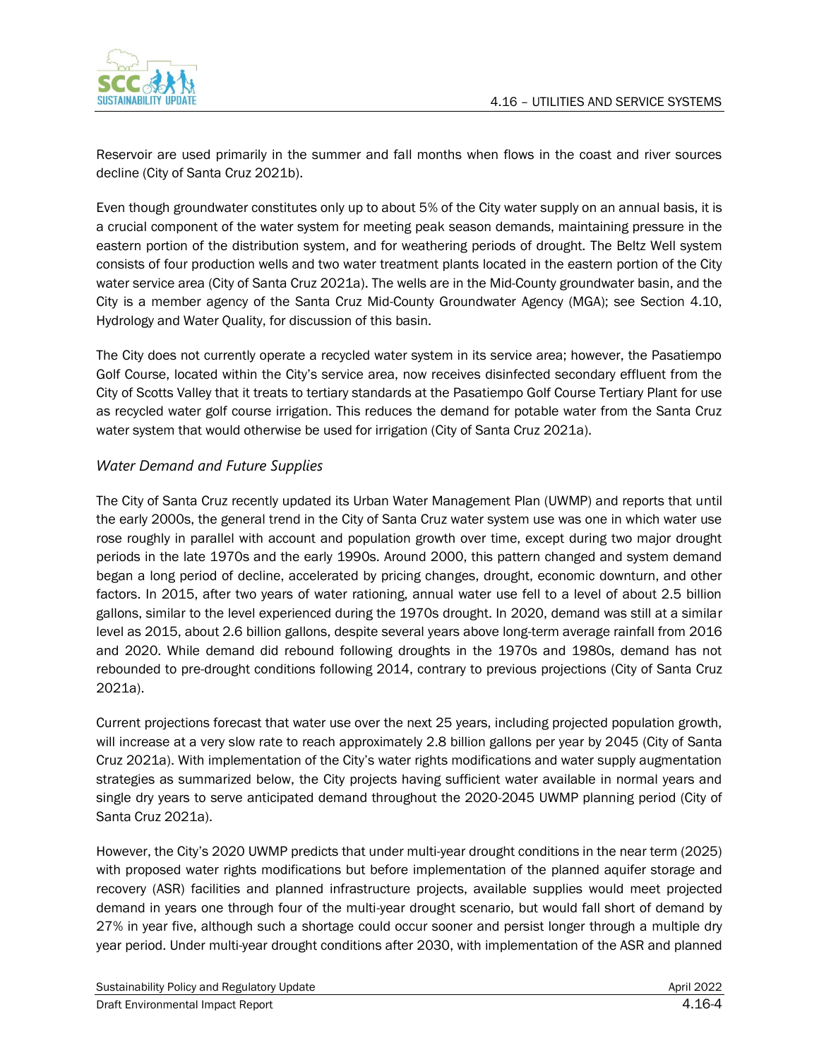Reservoir are used primarily in the summer and fall months when flows in the coast and river sources decline (City of Santa Cruz 2021b).

Even though groundwater constitutes only up to about 5% of the City water supply on an annual basis, it is a crucial component of the water system for meeting peak season demands, maintaining pressure in the eastern portion of the distribution system, and for weathering periods of drought. The Beltz Well system consists of four production wells and two water treatment plants located in the eastern portion of the City water service area (City of Santa Cruz 2021a). The wells are in the Mid-County groundwater basin, and the City is a member agency of the Santa Cruz Mid-County Groundwater Agency (MGA); see Section 4.10, Hydrology and Water Quality, for discussion of this basin.

The City does not currently operate a recycled water system in its service area; however, the Pasatiempo Golf Course, located within the City's service area, now receives disinfected secondary effluent from the City of Scotts Valley that it treats to tertiary standards at the Pasatiempo Golf Course Tertiary Plant for use as recycled water golf course irrigation. This reduces the demand for potable water from the Santa Cruz water system that would otherwise be used for irrigation (City of Santa Cruz 2021a).

### *Water Demand and Future Supplies*

The City of Santa Cruz recently updated its Urban Water Management Plan (UWMP) and reports that until the early 2000s, the general trend in the City of Santa Cruz water system use was one in which water use rose roughly in parallel with account and population growth over time, except during two major drought periods in the late 1970s and the early 1990s. Around 2000, this pattern changed and system demand began a long period of decline, accelerated by pricing changes, drought, economic downturn, and other factors. In 2015, after two years of water rationing, annual water use fell to a level of about 2.5 billion gallons, similar to the level experienced during the 1970s drought. In 2020, demand was still at a similar level as 2015, about 2.6 billion gallons, despite several years above long-term average rainfall from 2016 and 2020. While demand did rebound following droughts in the 1970s and 1980s, demand has not rebounded to pre-drought conditions following 2014, contrary to previous projections (City of Santa Cruz 2021a).

Current projections forecast that water use over the next 25 years, including projected population growth, will increase at a very slow rate to reach approximately 2.8 billion gallons per year by 2045 (City of Santa Cruz 2021a). With implementation of the City's water rights modifications and water supply augmentation strategies as summarized below, the City projects having sufficient water available in normal years and single dry years to serve anticipated demand throughout the 2020-2045 UWMP planning period (City of Santa Cruz 2021a).

However, the City's 2020 UWMP predicts that under multi-year drought conditions in the near term (2025) with proposed water rights modifications but before implementation of the planned aquifer storage and recovery (ASR) facilities and planned infrastructure projects, available supplies would meet projected demand in years one through four of the multi-year drought scenario, but would fall short of demand by 27% in year five, although such a shortage could occur sooner and persist longer through a multiple dry year period. Under multi-year drought conditions after 2030, with implementation of the ASR and planned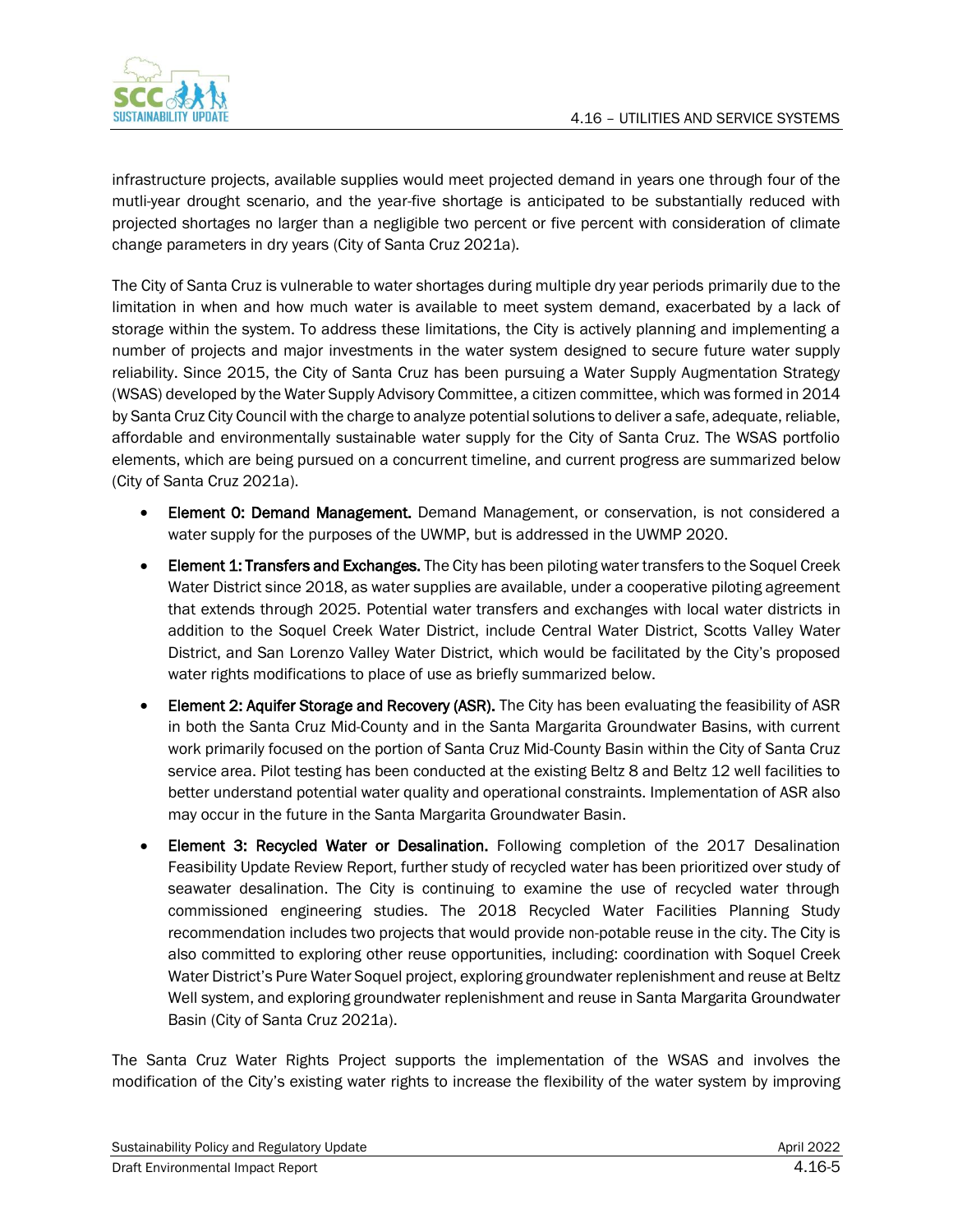infrastructure projects, available supplies would meet projected demand in years one through four of the mutli-year drought scenario, and the year-five shortage is anticipated to be substantially reduced with projected shortages no larger than a negligible two percent or five percent with consideration of climate change parameters in dry years (City of Santa Cruz 2021a).

The City of Santa Cruz is vulnerable to water shortages during multiple dry year periods primarily due to the limitation in when and how much water is available to meet system demand, exacerbated by a lack of storage within the system. To address these limitations, the City is actively planning and implementing a number of projects and major investments in the water system designed to secure future water supply reliability. Since 2015, the City of Santa Cruz has been pursuing a Water Supply Augmentation Strategy (WSAS) developed by the Water Supply Advisory Committee, a citizen committee, which was formed in 2014 by Santa Cruz City Council with the charge to analyze potential solutions to deliver a safe, adequate, reliable, affordable and environmentally sustainable water supply for the City of Santa Cruz. The WSAS portfolio elements, which are being pursued on a concurrent timeline, and current progress are summarized below (City of Santa Cruz 2021a).

- **Element 0: Demand Management.** Demand Management, or conservation, is not considered a water supply for the purposes of the UWMP, but is addressed in the UWMP 2020.
- **Element 1: Transfers and Exchanges.** The City has been piloting water transfers to the Soquel Creek Water District since 2018, as water supplies are available, under a cooperative piloting agreement that extends through 2025. Potential water transfers and exchanges with local water districts in addition to the Soquel Creek Water District, include Central Water District, Scotts Valley Water District, and San Lorenzo Valley Water District, which would be facilitated by the City's proposed water rights modifications to place of use as briefly summarized below.
- **Element 2: Aquifer Storage and Recovery (ASR).** The City has been evaluating the feasibility of ASR in both the Santa Cruz Mid-County and in the Santa Margarita Groundwater Basins, with current work primarily focused on the portion of Santa Cruz Mid-County Basin within the City of Santa Cruz service area. Pilot testing has been conducted at the existing Beltz 8 and Beltz 12 well facilities to better understand potential water quality and operational constraints. Implementation of ASR also may occur in the future in the Santa Margarita Groundwater Basin.
- **Element 3: Recycled Water or Desalination.** Following completion of the 2017 Desalination Feasibility Update Review Report, further study of recycled water has been prioritized over study of seawater desalination. The City is continuing to examine the use of recycled water through commissioned engineering studies. The 2018 Recycled Water Facilities Planning Study recommendation includes two projects that would provide non-potable reuse in the city. The City is also committed to exploring other reuse opportunities, including: coordination with Soquel Creek Water District's Pure Water Soquel project, exploring groundwater replenishment and reuse at Beltz Well system, and exploring groundwater replenishment and reuse in Santa Margarita Groundwater Basin (City of Santa Cruz 2021a).

The Santa Cruz Water Rights Project supports the implementation of the WSAS and involves the modification of the City's existing water rights to increase the flexibility of the water system by improving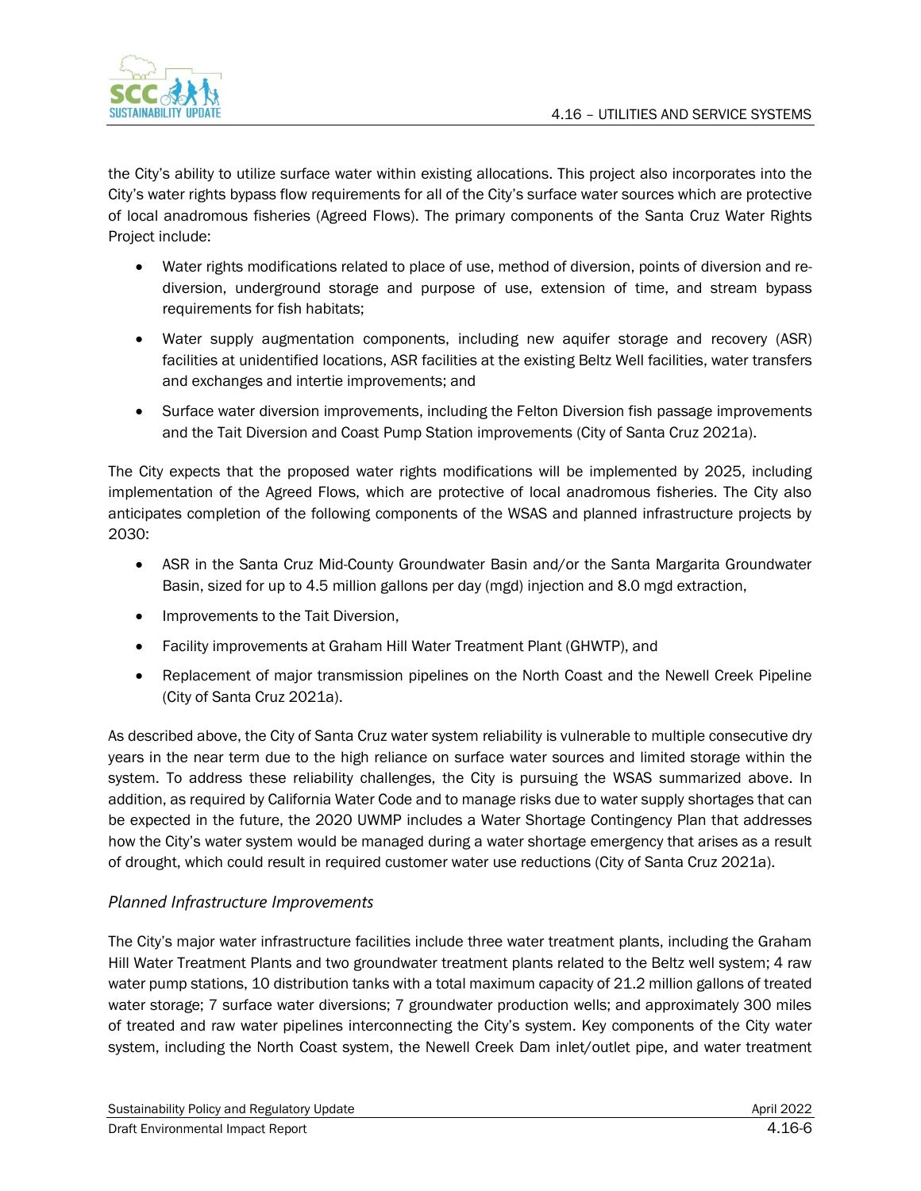the City's ability to utilize surface water within existing allocations. This project also incorporates into the City's water rights bypass flow requirements for all of the City's surface water sources which are protective of local anadromous fisheries (Agreed Flows). The primary components of the Santa Cruz Water Rights Project include:

- Water rights modifications related to place of use, method of diversion, points of diversion and re-diversion, underground storage and purpose of use, extension of time, and stream bypass requirements for fish habitats;
- Water supply augmentation components, including new aquifer storage and recovery (ASR) facilities at unidentified locations, ASR facilities at the existing Beltz Well facilities, water transfers and exchanges and intertie improvements; and
- Surface water diversion improvements, including the Felton Diversion fish passage improvements and the Tait Diversion and Coast Pump Station improvements (City of Santa Cruz 2021a).

The City expects that the proposed water rights modifications will be implemented by 2025, including implementation of the Agreed Flows, which are protective of local anadromous fisheries. The City also anticipates completion of the following components of the WSAS and planned infrastructure projects by 2030:

- ASR in the Santa Cruz Mid-County Groundwater Basin and/or the Santa Margarita Groundwater Basin, sized for up to 4.5 million gallons per day (mgd) injection and 8.0 mgd extraction,
- Improvements to the Tait Diversion,
- Facility improvements at Graham Hill Water Treatment Plant (GHWTP), and
- Replacement of major transmission pipelines on the North Coast and the Newell Creek Pipeline (City of Santa Cruz 2021a).

As described above, the City of Santa Cruz water system reliability is vulnerable to multiple consecutive dry years in the near term due to the high reliance on surface water sources and limited storage within the system. To address these reliability challenges, the City is pursuing the WSAS summarized above. In addition, as required by California Water Code and to manage risks due to water supply shortages that can be expected in the future, the 2020 UWMP includes a Water Shortage Contingency Plan that addresses how the City's water system would be managed during a water shortage emergency that arises as a result of drought, which could result in required customer water use reductions (City of Santa Cruz 2021a).

### *Planned Infrastructure Improvements*

The City's major water infrastructure facilities include three water treatment plants, including the Graham Hill Water Treatment Plants and two groundwater treatment plants related to the Beltz well system; 4 raw water pump stations, 10 distribution tanks with a total maximum capacity of 21.2 million gallons of treated water storage; 7 surface water diversions; 7 groundwater production wells; and approximately 300 miles of treated and raw water pipelines interconnecting the City's system. Key components of the City water system, including the North Coast system, the Newell Creek Dam inlet/outlet pipe, and water treatment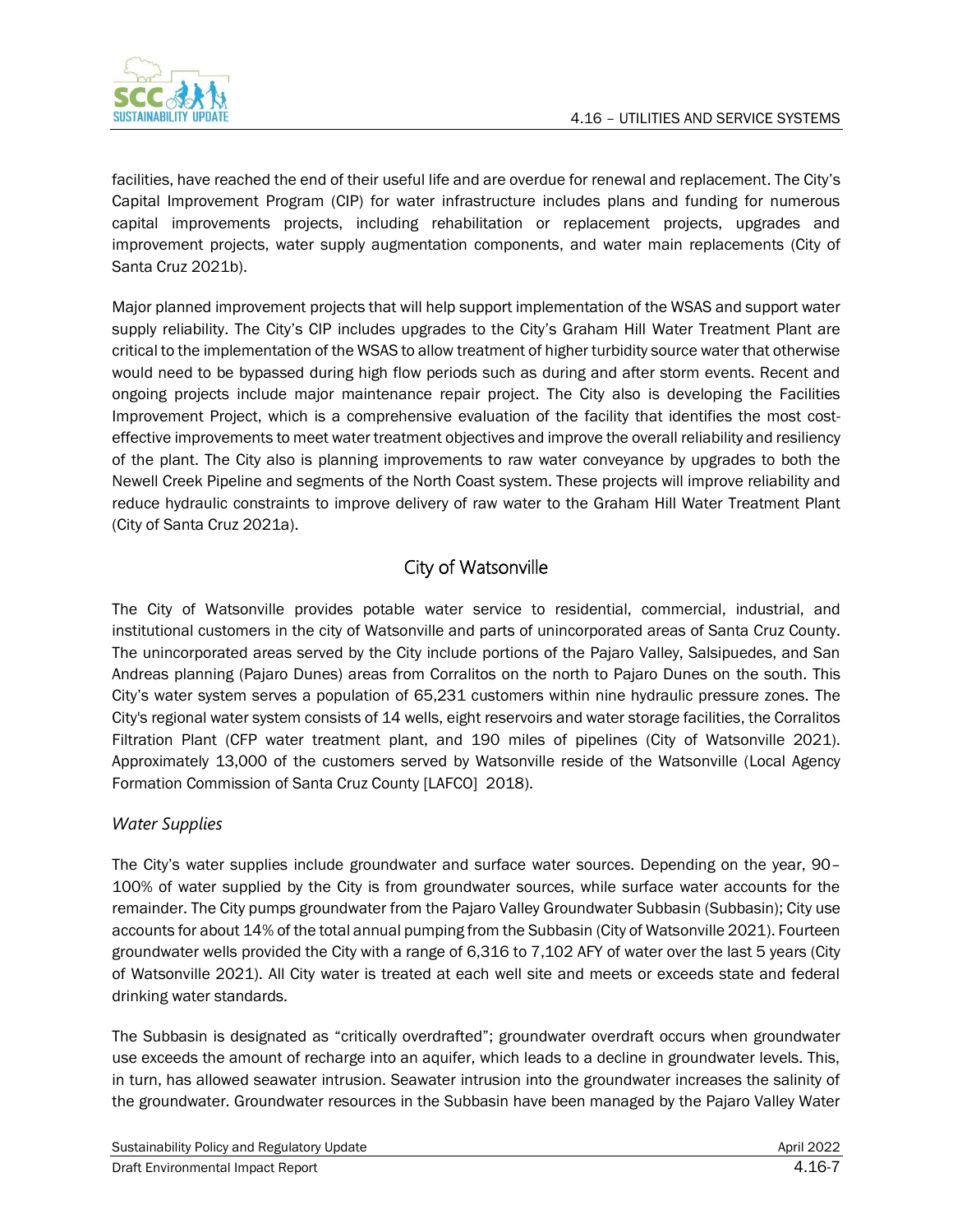facilities, have reached the end of their useful life and are overdue for renewal and replacement. The City's Capital Improvement Program (CIP) for water infrastructure includes plans and funding for numerous capital improvements projects, including rehabilitation or replacement projects, upgrades and improvement projects, water supply augmentation components, and water main replacements (City of Santa Cruz 2021b).

Major planned improvement projects that will help support implementation of the WSAS and support water supply reliability. The City's CIP includes upgrades to the City's Graham Hill Water Treatment Plant are critical to the implementation of the WSAS to allow treatment of higher turbidity source water that otherwise would need to be bypassed during high flow periods such as during and after storm events. Recent and ongoing projects include major maintenance repair project. The City also is developing the Facilities Improvement Project, which is a comprehensive evaluation of the facility that identifies the most cost-effective improvements to meet water treatment objectives and improve the overall reliability and resiliency of the plant. The City also is planning improvements to raw water conveyance by upgrades to both the Newell Creek Pipeline and segments of the North Coast system. These projects will improve reliability and reduce hydraulic constraints to improve delivery of raw water to the Graham Hill Water Treatment Plant (City of Santa Cruz 2021a).

## City of Watsonville

The City of Watsonville provides potable water service to residential, commercial, industrial, and institutional customers in the city of Watsonville and parts of unincorporated areas of Santa Cruz County. The unincorporated areas served by the City include portions of the Pajaro Valley, Salsipuedes, and San Andreas planning (Pajaro Dunes) areas from Corralitos on the north to Pajaro Dunes on the south. This City's water system serves a population of 65,231 customers within nine hydraulic pressure zones. The City's regional water system consists of 14 wells, eight reservoirs and water storage facilities, the Corralitos Filtration Plant (CFP water treatment plant, and 190 miles of pipelines (City of Watsonville 2021). Approximately 13,000 of the customers served by Watsonville reside of the Watsonville (Local Agency Formation Commission of Santa Cruz County [LAFCO] 2018).

### *Water Supplies*

The City's water supplies include groundwater and surface water sources. Depending on the year, 90–100% of water supplied by the City is from groundwater sources, while surface water accounts for the remainder. The City pumps groundwater from the Pajaro Valley Groundwater Subbasin (Subbasin); City use accounts for about 14% of the total annual pumping from the Subbasin (City of Watsonville 2021). Fourteen groundwater wells provided the City with a range of 6,316 to 7,102 AFY of water over the last 5 years (City of Watsonville 2021). All City water is treated at each well site and meets or exceeds state and federal drinking water standards.

The Subbasin is designated as "critically overdrafted"; groundwater overdraft occurs when groundwater use exceeds the amount of recharge into an aquifer, which leads to a decline in groundwater levels. This, in turn, has allowed seawater intrusion. Seawater intrusion into the groundwater increases the salinity of the groundwater. Groundwater resources in the Subbasin have been managed by the Pajaro Valley Water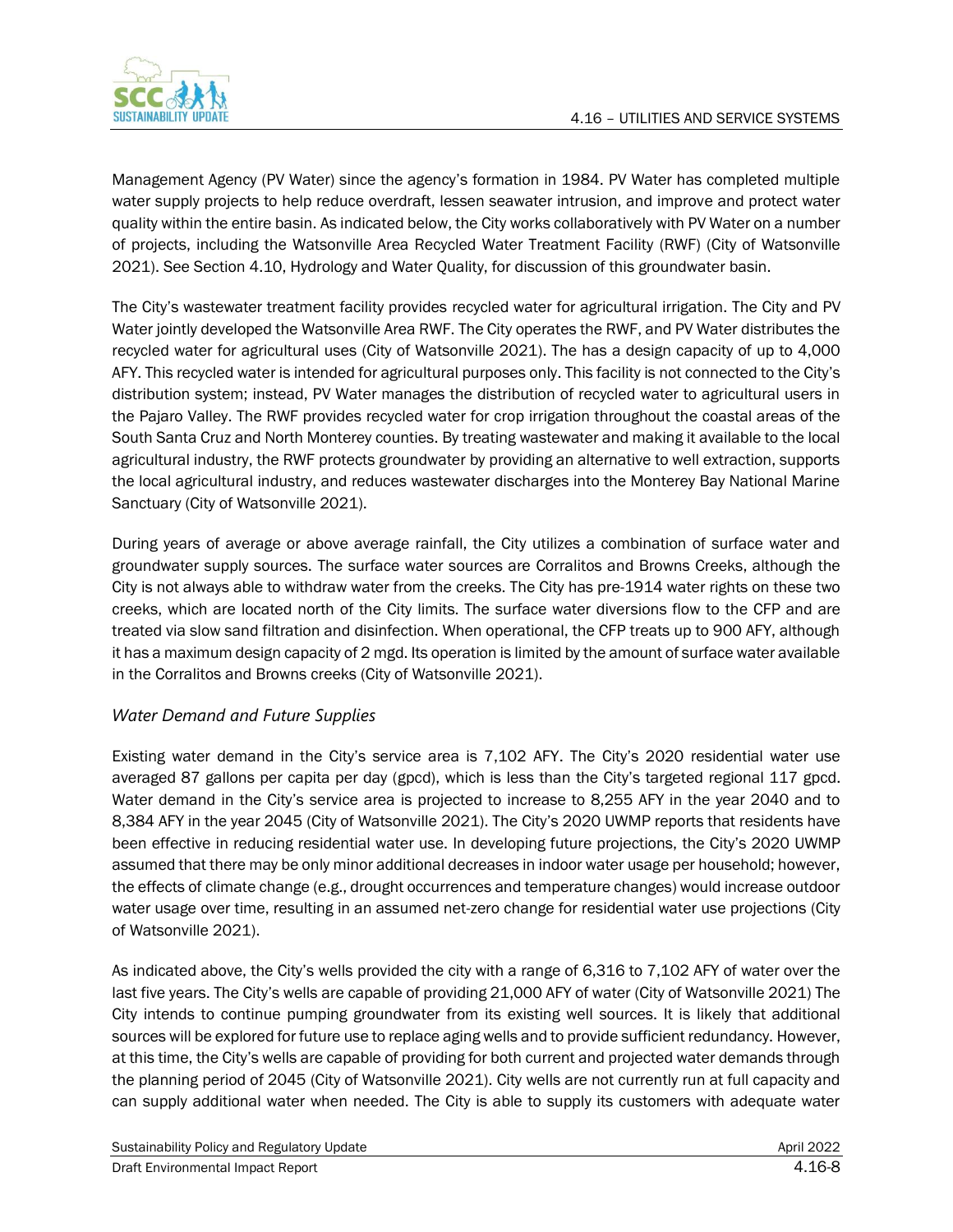Management Agency (PV Water) since the agency's formation in 1984. PV Water has completed multiple water supply projects to help reduce overdraft, lessen seawater intrusion, and improve and protect water quality within the entire basin. As indicated below, the City works collaboratively with PV Water on a number of projects, including the Watsonville Area Recycled Water Treatment Facility (RWF) (City of Watsonville 2021). See Section 4.10, Hydrology and Water Quality, for discussion of this groundwater basin.

The City's wastewater treatment facility provides recycled water for agricultural irrigation. The City and PV Water jointly developed the Watsonville Area RWF. The City operates the RWF, and PV Water distributes the recycled water for agricultural uses (City of Watsonville 2021). The has a design capacity of up to 4,000 AFY. This recycled water is intended for agricultural purposes only. This facility is not connected to the City's distribution system; instead, PV Water manages the distribution of recycled water to agricultural users in the Pajaro Valley. The RWF provides recycled water for crop irrigation throughout the coastal areas of the South Santa Cruz and North Monterey counties. By treating wastewater and making it available to the local agricultural industry, the RWF protects groundwater by providing an alternative to well extraction, supports the local agricultural industry, and reduces wastewater discharges into the Monterey Bay National Marine Sanctuary (City of Watsonville 2021).

During years of average or above average rainfall, the City utilizes a combination of surface water and groundwater supply sources. The surface water sources are Corralitos and Browns Creeks, although the City is not always able to withdraw water from the creeks. The City has pre-1914 water rights on these two creeks, which are located north of the City limits. The surface water diversions flow to the CFP and are treated via slow sand filtration and disinfection. When operational, the CFP treats up to 900 AFY, although it has a maximum design capacity of 2 mgd. Its operation is limited by the amount of surface water available in the Corralitos and Browns creeks (City of Watsonville 2021).

### *Water Demand and Future Supplies*

Existing water demand in the City's service area is 7,102 AFY. The City's 2020 residential water use averaged 87 gallons per capita per day (gpcd), which is less than the City's targeted regional 117 gpcd. Water demand in the City's service area is projected to increase to 8,255 AFY in the year 2040 and to 8,384 AFY in the year 2045 (City of Watsonville 2021). The City's 2020 UWMP reports that residents have been effective in reducing residential water use. In developing future projections, the City's 2020 UWMP assumed that there may be only minor additional decreases in indoor water usage per household; however, the effects of climate change (e.g., drought occurrences and temperature changes) would increase outdoor water usage over time, resulting in an assumed net-zero change for residential water use projections (City of Watsonville 2021).

As indicated above, the City's wells provided the city with a range of 6,316 to 7,102 AFY of water over the last five years. The City's wells are capable of providing 21,000 AFY of water (City of Watsonville 2021) The City intends to continue pumping groundwater from its existing well sources. It is likely that additional sources will be explored for future use to replace aging wells and to provide sufficient redundancy. However, at this time, the City's wells are capable of providing for both current and projected water demands through the planning period of 2045 (City of Watsonville 2021). City wells are not currently run at full capacity and can supply additional water when needed. The City is able to supply its customers with adequate water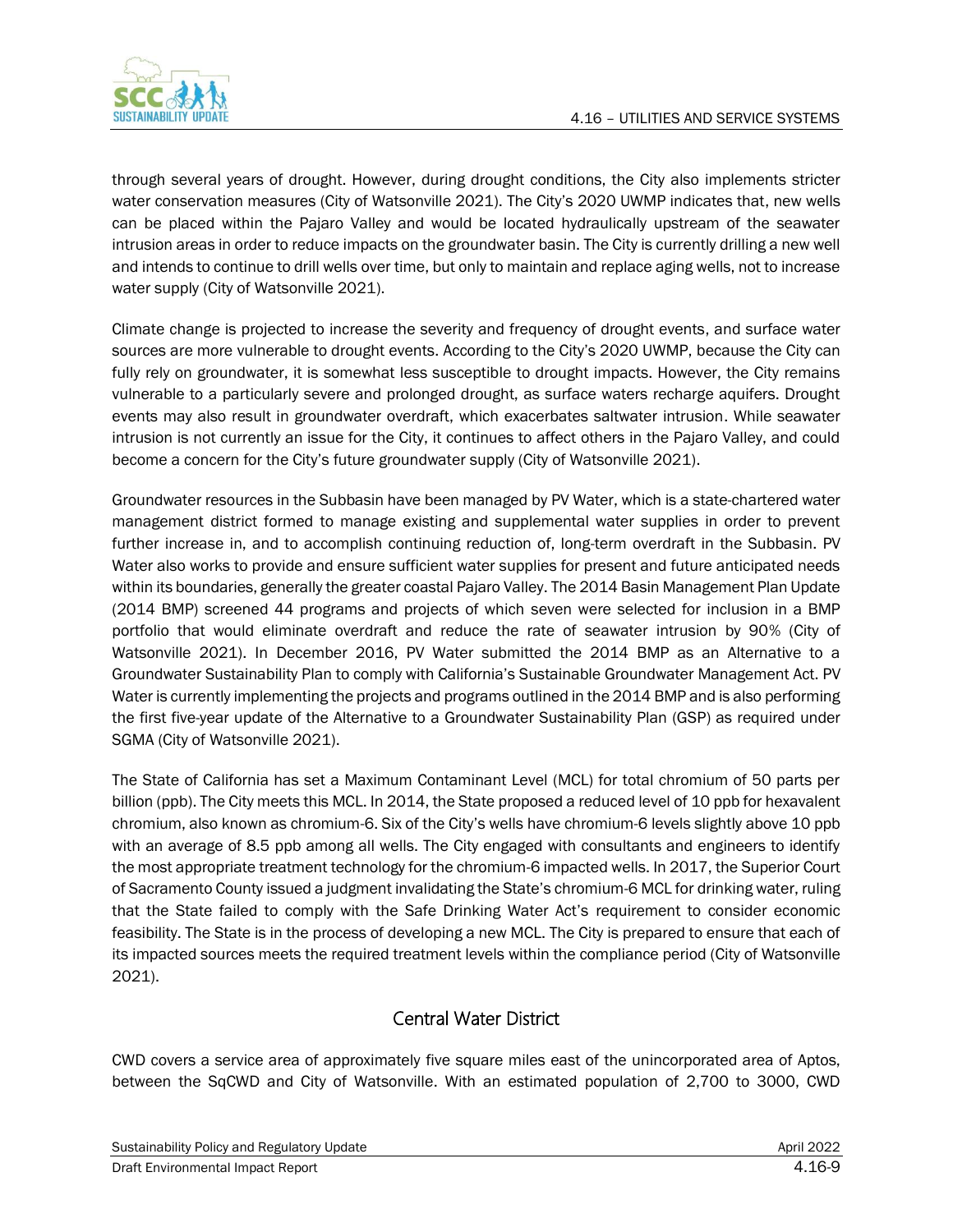through several years of drought. However, during drought conditions, the City also implements stricter water conservation measures (City of Watsonville 2021). The City's 2020 UWMP indicates that, new wells can be placed within the Pajaro Valley and would be located hydraulically upstream of the seawater intrusion areas in order to reduce impacts on the groundwater basin. The City is currently drilling a new well and intends to continue to drill wells over time, but only to maintain and replace aging wells, not to increase water supply (City of Watsonville 2021).

Climate change is projected to increase the severity and frequency of drought events, and surface water sources are more vulnerable to drought events. According to the City's 2020 UWMP, because the City can fully rely on groundwater, it is somewhat less susceptible to drought impacts. However, the City remains vulnerable to a particularly severe and prolonged drought, as surface waters recharge aquifers. Drought events may also result in groundwater overdraft, which exacerbates saltwater intrusion. While seawater intrusion is not currently an issue for the City, it continues to affect others in the Pajaro Valley, and could become a concern for the City's future groundwater supply (City of Watsonville 2021).

Groundwater resources in the Subbasin have been managed by PV Water, which is a state-chartered water management district formed to manage existing and supplemental water supplies in order to prevent further increase in, and to accomplish continuing reduction of, long-term overdraft in the Subbasin. PV Water also works to provide and ensure sufficient water supplies for present and future anticipated needs within its boundaries, generally the greater coastal Pajaro Valley. The 2014 Basin Management Plan Update (2014 BMP) screened 44 programs and projects of which seven were selected for inclusion in a BMP portfolio that would eliminate overdraft and reduce the rate of seawater intrusion by 90% (City of Watsonville 2021). In December 2016, PV Water submitted the 2014 BMP as an Alternative to a Groundwater Sustainability Plan to comply with California's Sustainable Groundwater Management Act. PV Water is currently implementing the projects and programs outlined in the 2014 BMP and is also performing the first five-year update of the Alternative to a Groundwater Sustainability Plan (GSP) as required under SGMA (City of Watsonville 2021).

The State of California has set a Maximum Contaminant Level (MCL) for total chromium of 50 parts per billion (ppb). The City meets this MCL. In 2014, the State proposed a reduced level of 10 ppb for hexavalent chromium, also known as chromium-6. Six of the City's wells have chromium-6 levels slightly above 10 ppb with an average of 8.5 ppb among all wells. The City engaged with consultants and engineers to identify the most appropriate treatment technology for the chromium-6 impacted wells. In 2017, the Superior Court of Sacramento County issued a judgment invalidating the State's chromium-6 MCL for drinking water, ruling that the State failed to comply with the Safe Drinking Water Act's requirement to consider economic feasibility. The State is in the process of developing a new MCL. The City is prepared to ensure that each of its impacted sources meets the required treatment levels within the compliance period (City of Watsonville 2021).

## Central Water District

CWD covers a service area of approximately five square miles east of the unincorporated area of Aptos, between the SqCWD and City of Watsonville. With an estimated population of 2,700 to 3000, CWD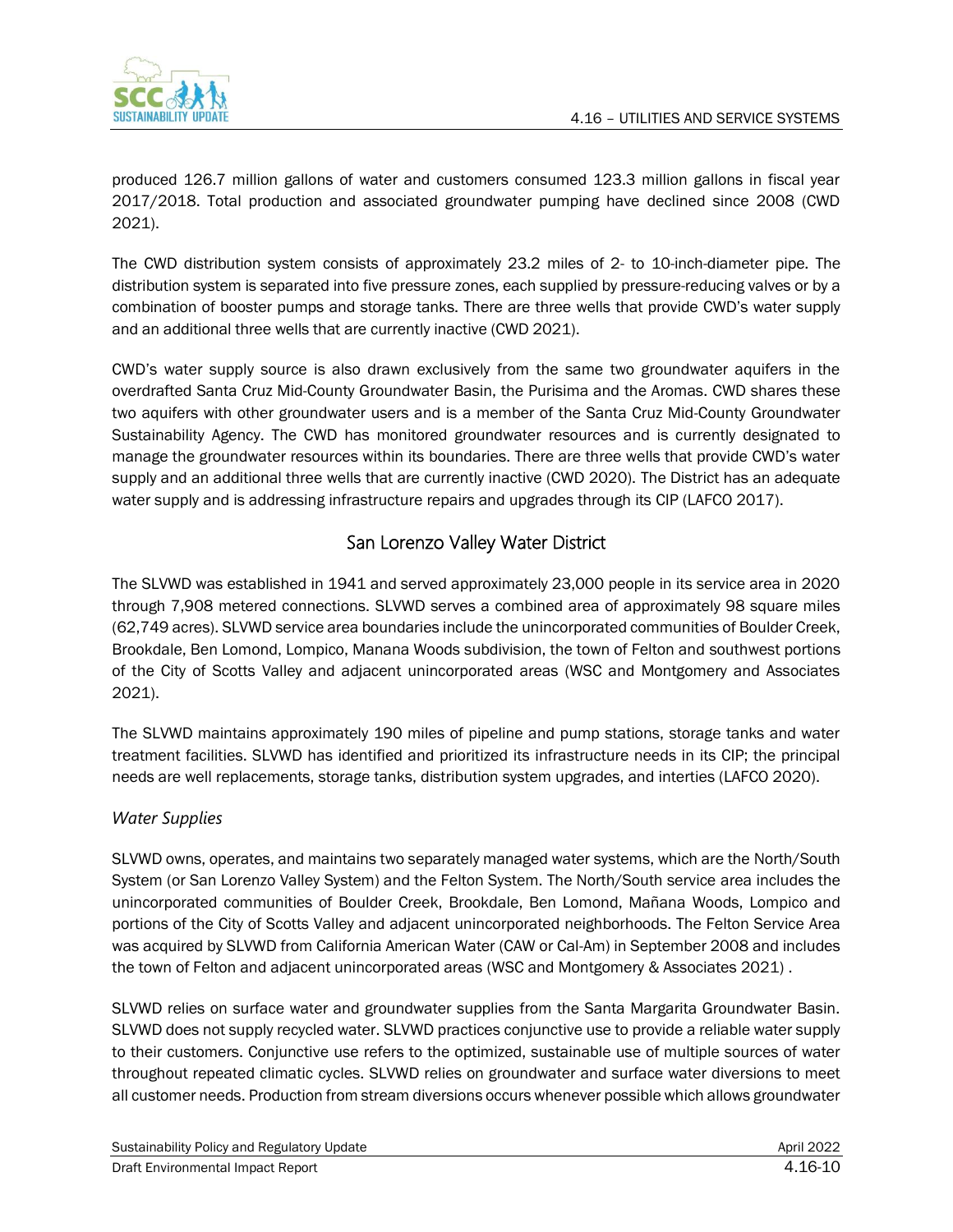produced 126.7 million gallons of water and customers consumed 123.3 million gallons in fiscal year 2017/2018. Total production and associated groundwater pumping have declined since 2008 (CWD 2021).

The CWD distribution system consists of approximately 23.2 miles of 2- to 10-inch-diameter pipe. The distribution system is separated into five pressure zones, each supplied by pressure-reducing valves or by a combination of booster pumps and storage tanks. There are three wells that provide CWD's water supply and an additional three wells that are currently inactive (CWD 2021).

CWD's water supply source is also drawn exclusively from the same two groundwater aquifers in the overdrafted Santa Cruz Mid-County Groundwater Basin, the Purisima and the Aromas. CWD shares these two aquifers with other groundwater users and is a member of the Santa Cruz Mid-County Groundwater Sustainability Agency. The CWD has monitored groundwater resources and is currently designated to manage the groundwater resources within its boundaries. There are three wells that provide CWD's water supply and an additional three wells that are currently inactive (CWD 2020). The District has an adequate water supply and is addressing infrastructure repairs and upgrades through its CIP (LAFCO 2017).

## San Lorenzo Valley Water District

The SLVWD was established in 1941 and served approximately 23,000 people in its service area in 2020 through 7,908 metered connections. SLVWD serves a combined area of approximately 98 square miles (62,749 acres). SLVWD service area boundaries include the unincorporated communities of Boulder Creek, Brookdale, Ben Lomond, Lompico, Manana Woods subdivision, the town of Felton and southwest portions of the City of Scotts Valley and adjacent unincorporated areas (WSC and Montgomery and Associates 2021).

The SLVWD maintains approximately 190 miles of pipeline and pump stations, storage tanks and water treatment facilities. SLVWD has identified and prioritized its infrastructure needs in its CIP; the principal needs are well replacements, storage tanks, distribution system upgrades, and interties (LAFCO 2020).

### *Water Supplies*

SLVWD owns, operates, and maintains two separately managed water systems, which are the North/South System (or San Lorenzo Valley System) and the Felton System. The North/South service area includes the unincorporated communities of Boulder Creek, Brookdale, Ben Lomond, Mañana Woods, Lompico and portions of the City of Scotts Valley and adjacent unincorporated neighborhoods. The Felton Service Area was acquired by SLVWD from California American Water (CAW or Cal-Am) in September 2008 and includes the town of Felton and adjacent unincorporated areas (WSC and Montgomery & Associates 2021) .

SLVWD relies on surface water and groundwater supplies from the Santa Margarita Groundwater Basin. SLVWD does not supply recycled water. SLVWD practices conjunctive use to provide a reliable water supply to their customers. Conjunctive use refers to the optimized, sustainable use of multiple sources of water throughout repeated climatic cycles. SLVWD relies on groundwater and surface water diversions to meet all customer needs. Production from stream diversions occurs whenever possible which allows groundwater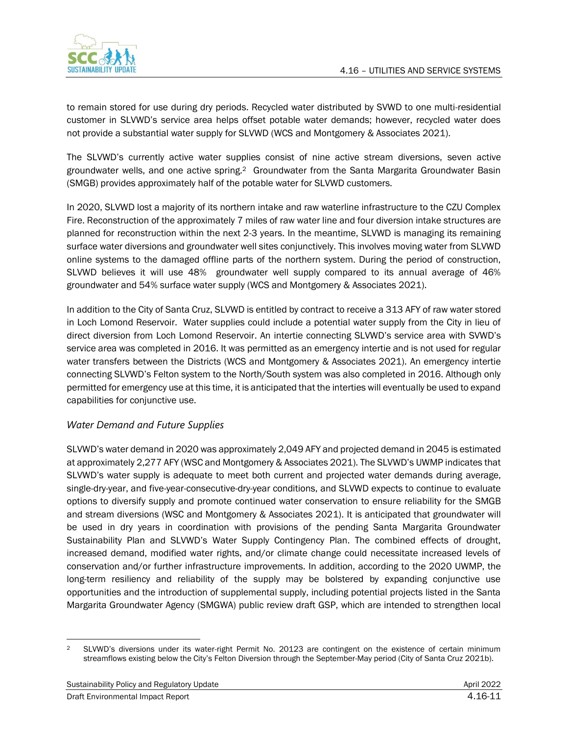to remain stored for use during dry periods. Recycled water distributed by SVWD to one multi-residential customer in SLVWD's service area helps offset potable water demands; however, recycled water does not provide a substantial water supply for SLVWD (WCS and Montgomery & Associates 2021).

The SLVWD's currently active water supplies consist of nine active stream diversions, seven active groundwater wells, and one active spring.[2] Groundwater from the Santa Margarita Groundwater Basin (SMGB) provides approximately half of the potable water for SLVWD customers.

In 2020, SLVWD lost a majority of its northern intake and raw waterline infrastructure to the CZU Complex Fire. Reconstruction of the approximately 7 miles of raw water line and four diversion intake structures are planned for reconstruction within the next 2-3 years. In the meantime, SLVWD is managing its remaining surface water diversions and groundwater well sites conjunctively. This involves moving water from SLVWD online systems to the damaged offline parts of the northern system. During the period of construction, SLVWD believes it will use 48% groundwater well supply compared to its annual average of 46% groundwater and 54% surface water supply (WCS and Montgomery & Associates 2021).

In addition to the City of Santa Cruz, SLVWD is entitled by contract to receive a 313 AFY of raw water stored in Loch Lomond Reservoir. Water supplies could include a potential water supply from the City in lieu of direct diversion from Loch Lomond Reservoir. An intertie connecting SLVWD's service area with SVWD's service area was completed in 2016. It was permitted as an emergency intertie and is not used for regular water transfers between the Districts (WCS and Montgomery & Associates 2021). An emergency intertie connecting SLVWD's Felton system to the North/South system was also completed in 2016. Although only permitted for emergency use at this time, it is anticipated that the interties will eventually be used to expand capabilities for conjunctive use.

### *Water Demand and Future Supplies*

SLVWD's water demand in 2020 was approximately 2,049 AFY and projected demand in 2045 is estimated at approximately 2,277 AFY (WSC and Montgomery & Associates 2021). The SLVWD's UWMP indicates that SLVWD's water supply is adequate to meet both current and projected water demands during average, single-dry-year, and five-year-consecutive-dry-year conditions, and SLVWD expects to continue to evaluate options to diversify supply and promote continued water conservation to ensure reliability for the SMGB and stream diversions (WSC and Montgomery & Associates 2021). It is anticipated that groundwater will be used in dry years in coordination with provisions of the pending Santa Margarita Groundwater Sustainability Plan and SLVWD's Water Supply Contingency Plan. The combined effects of drought, increased demand, modified water rights, and/or climate change could necessitate increased levels of conservation and/or further infrastructure improvements. In addition, according to the 2020 UWMP, the long-term resiliency and reliability of the supply may be bolstered by expanding conjunctive use opportunities and the introduction of supplemental supply, including potential projects listed in the Santa Margarita Groundwater Agency (SMGWA) public review draft GSP, which are intended to strengthen local

---

[2] SLVWD's diversions under its water-right Permit No. 20123 are contingent on the existence of certain minimum streamflows existing below the City's Felton Diversion through the September-May period (City of Santa Cruz 2021b).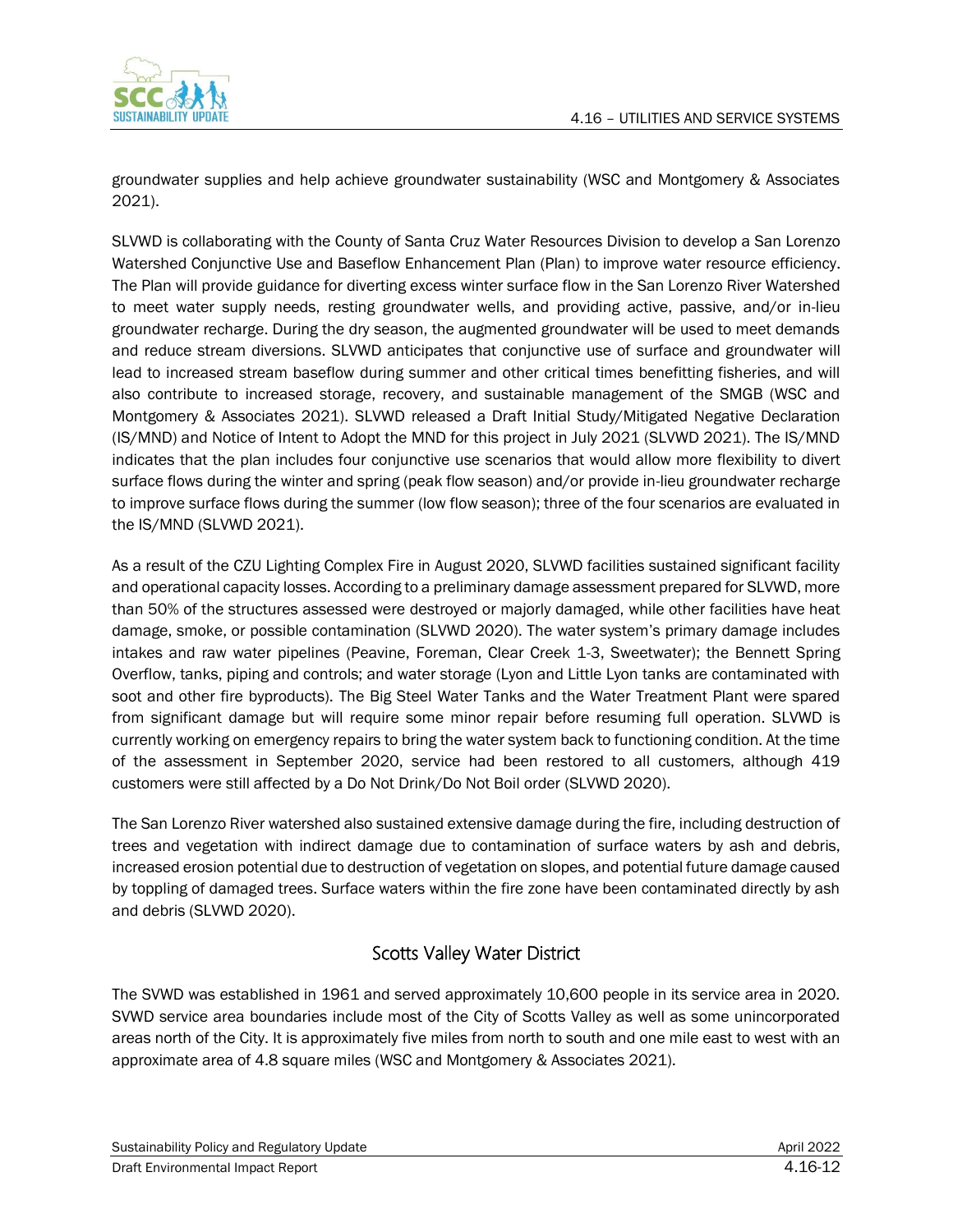groundwater supplies and help achieve groundwater sustainability (WSC and Montgomery & Associates 2021).

SLVWD is collaborating with the County of Santa Cruz Water Resources Division to develop a San Lorenzo Watershed Conjunctive Use and Baseflow Enhancement Plan (Plan) to improve water resource efficiency. The Plan will provide guidance for diverting excess winter surface flow in the San Lorenzo River Watershed to meet water supply needs, resting groundwater wells, and providing active, passive, and/or in-lieu groundwater recharge. During the dry season, the augmented groundwater will be used to meet demands and reduce stream diversions. SLVWD anticipates that conjunctive use of surface and groundwater will lead to increased stream baseflow during summer and other critical times benefitting fisheries, and will also contribute to increased storage, recovery, and sustainable management of the SMGB (WSC and Montgomery & Associates 2021). SLVWD released a Draft Initial Study/Mitigated Negative Declaration (IS/MND) and Notice of Intent to Adopt the MND for this project in July 2021 (SLVWD 2021). The IS/MND indicates that the plan includes four conjunctive use scenarios that would allow more flexibility to divert surface flows during the winter and spring (peak flow season) and/or provide in-lieu groundwater recharge to improve surface flows during the summer (low flow season); three of the four scenarios are evaluated in the IS/MND (SLVWD 2021).

As a result of the CZU Lighting Complex Fire in August 2020, SLVWD facilities sustained significant facility and operational capacity losses. According to a preliminary damage assessment prepared for SLVWD, more than 50% of the structures assessed were destroyed or majorly damaged, while other facilities have heat damage, smoke, or possible contamination (SLVWD 2020). The water system's primary damage includes intakes and raw water pipelines (Peavine, Foreman, Clear Creek 1-3, Sweetwater); the Bennett Spring Overflow, tanks, piping and controls; and water storage (Lyon and Little Lyon tanks are contaminated with soot and other fire byproducts). The Big Steel Water Tanks and the Water Treatment Plant were spared from significant damage but will require some minor repair before resuming full operation. SLVWD is currently working on emergency repairs to bring the water system back to functioning condition. At the time of the assessment in September 2020, service had been restored to all customers, although 419 customers were still affected by a Do Not Drink/Do Not Boil order (SLVWD 2020).

The San Lorenzo River watershed also sustained extensive damage during the fire, including destruction of trees and vegetation with indirect damage due to contamination of surface waters by ash and debris, increased erosion potential due to destruction of vegetation on slopes, and potential future damage caused by toppling of damaged trees. Surface waters within the fire zone have been contaminated directly by ash and debris (SLVWD 2020).

### Scotts Valley Water District

The SVWD was established in 1961 and served approximately 10,600 people in its service area in 2020. SVWD service area boundaries include most of the City of Scotts Valley as well as some unincorporated areas north of the City. It is approximately five miles from north to south and one mile east to west with an approximate area of 4.8 square miles (WSC and Montgomery & Associates 2021).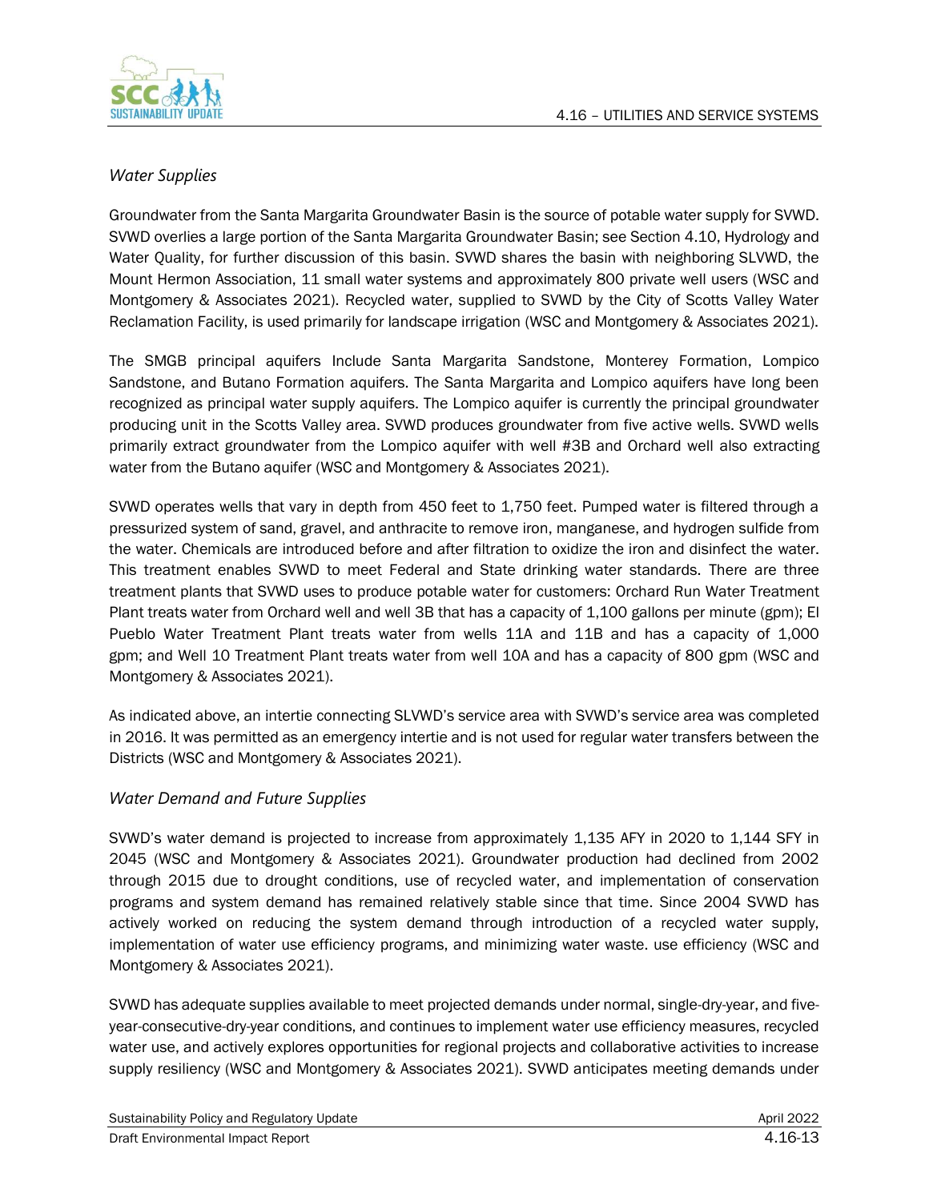### *Water Supplies*

Groundwater from the Santa Margarita Groundwater Basin is the source of potable water supply for SVWD. SVWD overlies a large portion of the Santa Margarita Groundwater Basin; see Section 4.10, Hydrology and Water Quality, for further discussion of this basin. SVWD shares the basin with neighboring SLVWD, the Mount Hermon Association, 11 small water systems and approximately 800 private well users (WSC and Montgomery & Associates 2021). Recycled water, supplied to SVWD by the City of Scotts Valley Water Reclamation Facility, is used primarily for landscape irrigation (WSC and Montgomery & Associates 2021).

The SMGB principal aquifers Include Santa Margarita Sandstone, Monterey Formation, Lompico Sandstone, and Butano Formation aquifers. The Santa Margarita and Lompico aquifers have long been recognized as principal water supply aquifers. The Lompico aquifer is currently the principal groundwater producing unit in the Scotts Valley area. SVWD produces groundwater from five active wells. SVWD wells primarily extract groundwater from the Lompico aquifer with well #3B and Orchard well also extracting water from the Butano aquifer (WSC and Montgomery & Associates 2021).

SVWD operates wells that vary in depth from 450 feet to 1,750 feet. Pumped water is filtered through a pressurized system of sand, gravel, and anthracite to remove iron, manganese, and hydrogen sulfide from the water. Chemicals are introduced before and after filtration to oxidize the iron and disinfect the water. This treatment enables SVWD to meet Federal and State drinking water standards. There are three treatment plants that SVWD uses to produce potable water for customers: Orchard Run Water Treatment Plant treats water from Orchard well and well 3B that has a capacity of 1,100 gallons per minute (gpm); El Pueblo Water Treatment Plant treats water from wells 11A and 11B and has a capacity of 1,000 gpm; and Well 10 Treatment Plant treats water from well 10A and has a capacity of 800 gpm (WSC and Montgomery & Associates 2021).

As indicated above, an intertie connecting SLVWD's service area with SVWD's service area was completed in 2016. It was permitted as an emergency intertie and is not used for regular water transfers between the Districts (WSC and Montgomery & Associates 2021).

### *Water Demand and Future Supplies*

SVWD's water demand is projected to increase from approximately 1,135 AFY in 2020 to 1,144 SFY in 2045 (WSC and Montgomery & Associates 2021). Groundwater production had declined from 2002 through 2015 due to drought conditions, use of recycled water, and implementation of conservation programs and system demand has remained relatively stable since that time. Since 2004 SVWD has actively worked on reducing the system demand through introduction of a recycled water supply, implementation of water use efficiency programs, and minimizing water waste. use efficiency (WSC and Montgomery & Associates 2021).

SVWD has adequate supplies available to meet projected demands under normal, single-dry-year, and five-year-consecutive-dry-year conditions, and continues to implement water use efficiency measures, recycled water use, and actively explores opportunities for regional projects and collaborative activities to increase supply resiliency (WSC and Montgomery & Associates 2021). SVWD anticipates meeting demands under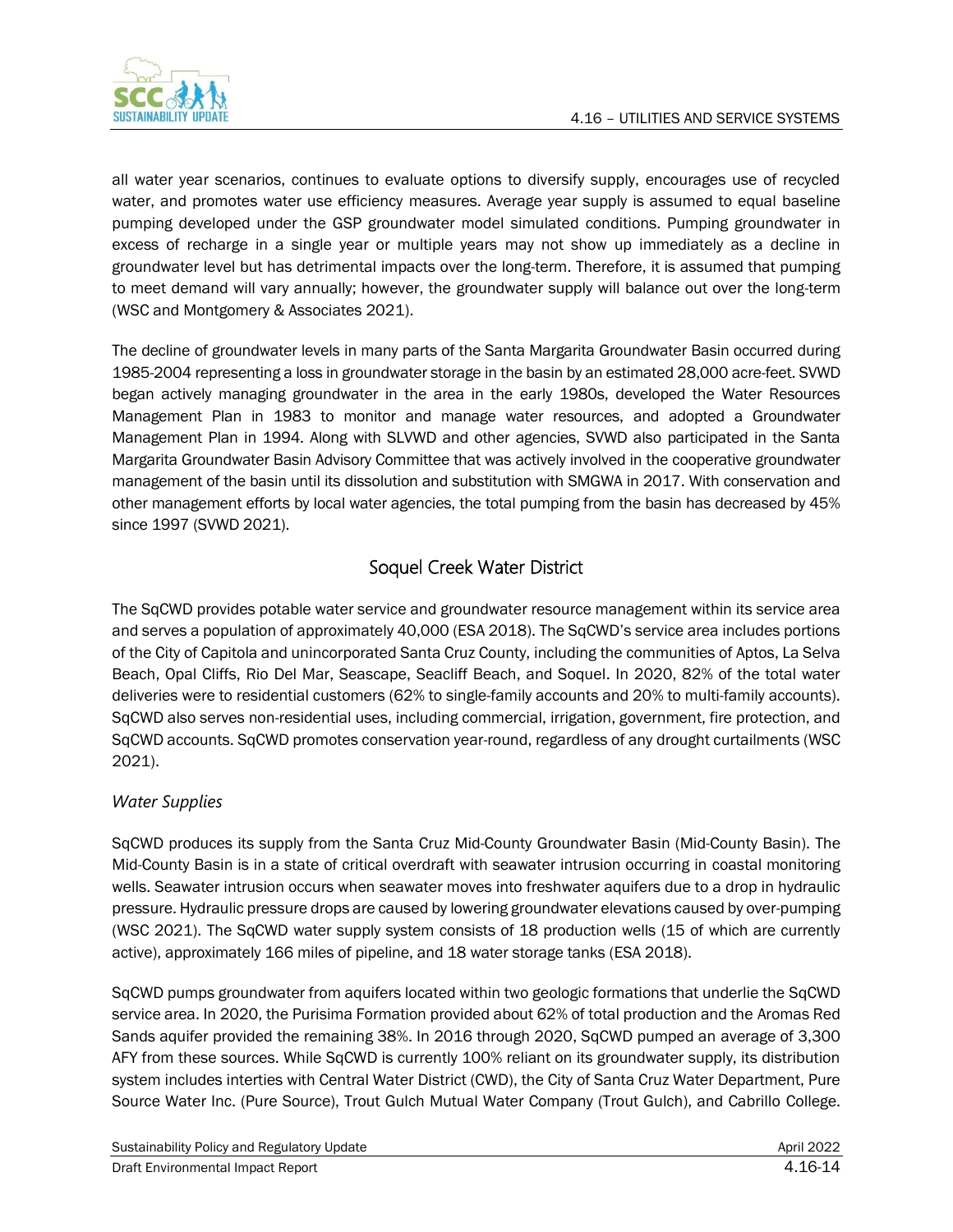all water year scenarios, continues to evaluate options to diversify supply, encourages use of recycled water, and promotes water use efficiency measures. Average year supply is assumed to equal baseline pumping developed under the GSP groundwater model simulated conditions. Pumping groundwater in excess of recharge in a single year or multiple years may not show up immediately as a decline in groundwater level but has detrimental impacts over the long-term. Therefore, it is assumed that pumping to meet demand will vary annually; however, the groundwater supply will balance out over the long-term (WSC and Montgomery & Associates 2021).

The decline of groundwater levels in many parts of the Santa Margarita Groundwater Basin occurred during 1985-2004 representing a loss in groundwater storage in the basin by an estimated 28,000 acre-feet. SVWD began actively managing groundwater in the area in the early 1980s, developed the Water Resources Management Plan in 1983 to monitor and manage water resources, and adopted a Groundwater Management Plan in 1994. Along with SLVWD and other agencies, SVWD also participated in the Santa Margarita Groundwater Basin Advisory Committee that was actively involved in the cooperative groundwater management of the basin until its dissolution and substitution with SMGWA in 2017. With conservation and other management efforts by local water agencies, the total pumping from the basin has decreased by 45% since 1997 (SVWD 2021).

## Soquel Creek Water District

The SqCWD provides potable water service and groundwater resource management within its service area and serves a population of approximately 40,000 (ESA 2018). The SqCWD's service area includes portions of the City of Capitola and unincorporated Santa Cruz County, including the communities of Aptos, La Selva Beach, Opal Cliffs, Rio Del Mar, Seascape, Seacliff Beach, and Soquel. In 2020, 82% of the total water deliveries were to residential customers (62% to single-family accounts and 20% to multi-family accounts). SqCWD also serves non-residential uses, including commercial, irrigation, government, fire protection, and SqCWD accounts. SqCWD promotes conservation year-round, regardless of any drought curtailments (WSC 2021).

### *Water Supplies*

SqCWD produces its supply from the Santa Cruz Mid-County Groundwater Basin (Mid-County Basin). The Mid-County Basin is in a state of critical overdraft with seawater intrusion occurring in coastal monitoring wells. Seawater intrusion occurs when seawater moves into freshwater aquifers due to a drop in hydraulic pressure. Hydraulic pressure drops are caused by lowering groundwater elevations caused by over-pumping (WSC 2021). The SqCWD water supply system consists of 18 production wells (15 of which are currently active), approximately 166 miles of pipeline, and 18 water storage tanks (ESA 2018).

SqCWD pumps groundwater from aquifers located within two geologic formations that underlie the SqCWD service area. In 2020, the Purisima Formation provided about 62% of total production and the Aromas Red Sands aquifer provided the remaining 38%. In 2016 through 2020, SqCWD pumped an average of 3,300 AFY from these sources. While SqCWD is currently 100% reliant on its groundwater supply, its distribution system includes interties with Central Water District (CWD), the City of Santa Cruz Water Department, Pure Source Water Inc. (Pure Source), Trout Gulch Mutual Water Company (Trout Gulch), and Cabrillo College.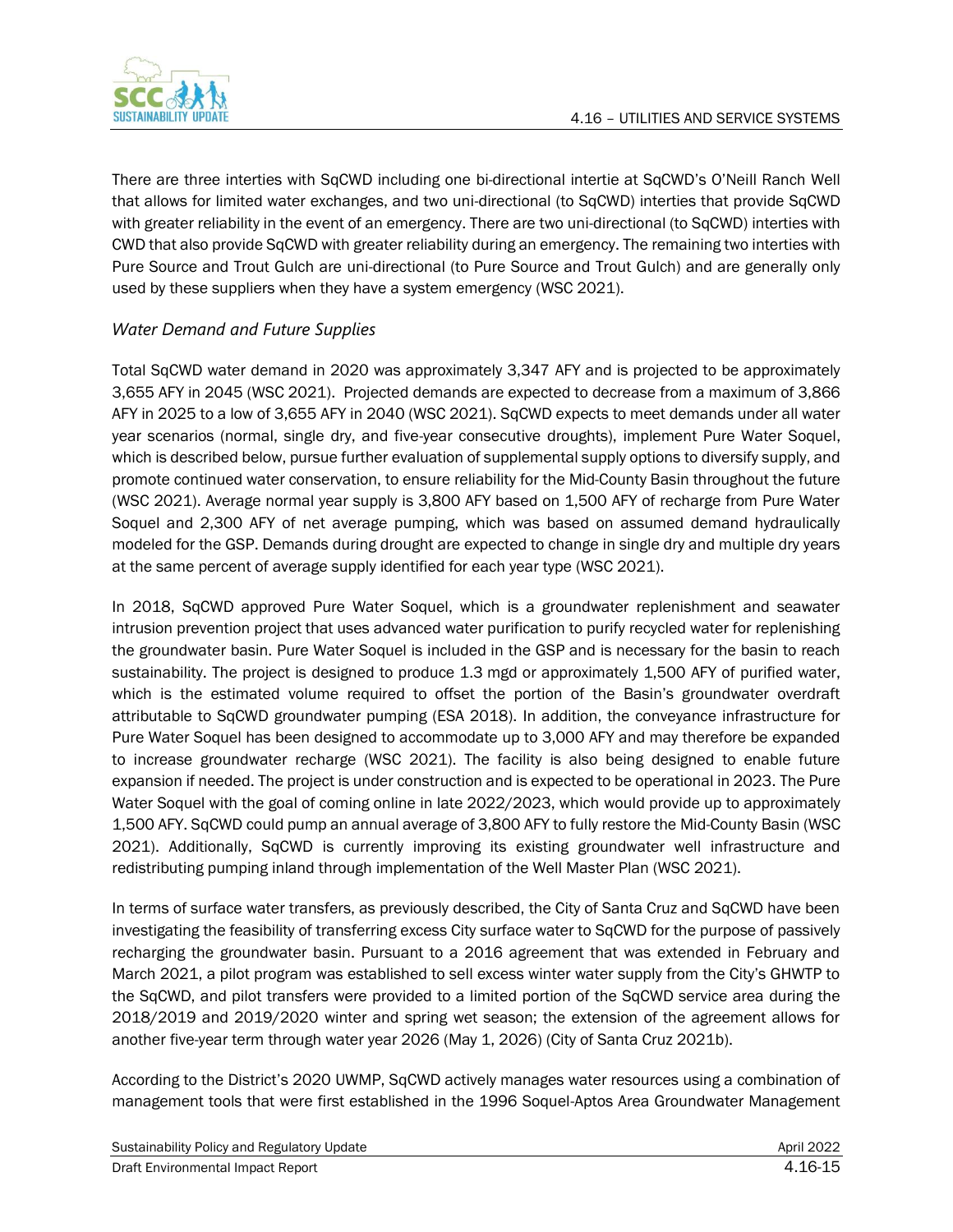There are three interties with SqCWD including one bi-directional intertie at SqCWD's O'Neill Ranch Well that allows for limited water exchanges, and two uni-directional (to SqCWD) interties that provide SqCWD with greater reliability in the event of an emergency. There are two uni-directional (to SqCWD) interties with CWD that also provide SqCWD with greater reliability during an emergency. The remaining two interties with Pure Source and Trout Gulch are uni-directional (to Pure Source and Trout Gulch) and are generally only used by these suppliers when they have a system emergency (WSC 2021).

### *Water Demand and Future Supplies*

Total SqCWD water demand in 2020 was approximately 3,347 AFY and is projected to be approximately 3,655 AFY in 2045 (WSC 2021). Projected demands are expected to decrease from a maximum of 3,866 AFY in 2025 to a low of 3,655 AFY in 2040 (WSC 2021). SqCWD expects to meet demands under all water year scenarios (normal, single dry, and five-year consecutive droughts), implement Pure Water Soquel, which is described below, pursue further evaluation of supplemental supply options to diversify supply, and promote continued water conservation, to ensure reliability for the Mid-County Basin throughout the future (WSC 2021). Average normal year supply is 3,800 AFY based on 1,500 AFY of recharge from Pure Water Soquel and 2,300 AFY of net average pumping, which was based on assumed demand hydraulically modeled for the GSP. Demands during drought are expected to change in single dry and multiple dry years at the same percent of average supply identified for each year type (WSC 2021).

In 2018, SqCWD approved Pure Water Soquel, which is a groundwater replenishment and seawater intrusion prevention project that uses advanced water purification to purify recycled water for replenishing the groundwater basin. Pure Water Soquel is included in the GSP and is necessary for the basin to reach sustainability. The project is designed to produce 1.3 mgd or approximately 1,500 AFY of purified water, which is the estimated volume required to offset the portion of the Basin's groundwater overdraft attributable to SqCWD groundwater pumping (ESA 2018). In addition, the conveyance infrastructure for Pure Water Soquel has been designed to accommodate up to 3,000 AFY and may therefore be expanded to increase groundwater recharge (WSC 2021). The facility is also being designed to enable future expansion if needed. The project is under construction and is expected to be operational in 2023. The Pure Water Soquel with the goal of coming online in late 2022/2023, which would provide up to approximately 1,500 AFY. SqCWD could pump an annual average of 3,800 AFY to fully restore the Mid-County Basin (WSC 2021). Additionally, SqCWD is currently improving its existing groundwater well infrastructure and redistributing pumping inland through implementation of the Well Master Plan (WSC 2021).

In terms of surface water transfers, as previously described, the City of Santa Cruz and SqCWD have been investigating the feasibility of transferring excess City surface water to SqCWD for the purpose of passively recharging the groundwater basin. Pursuant to a 2016 agreement that was extended in February and March 2021, a pilot program was established to sell excess winter water supply from the City's GHWTP to the SqCWD, and pilot transfers were provided to a limited portion of the SqCWD service area during the 2018/2019 and 2019/2020 winter and spring wet season; the extension of the agreement allows for another five-year term through water year 2026 (May 1, 2026) (City of Santa Cruz 2021b).

According to the District's 2020 UWMP, SqCWD actively manages water resources using a combination of management tools that were first established in the 1996 Soquel-Aptos Area Groundwater Management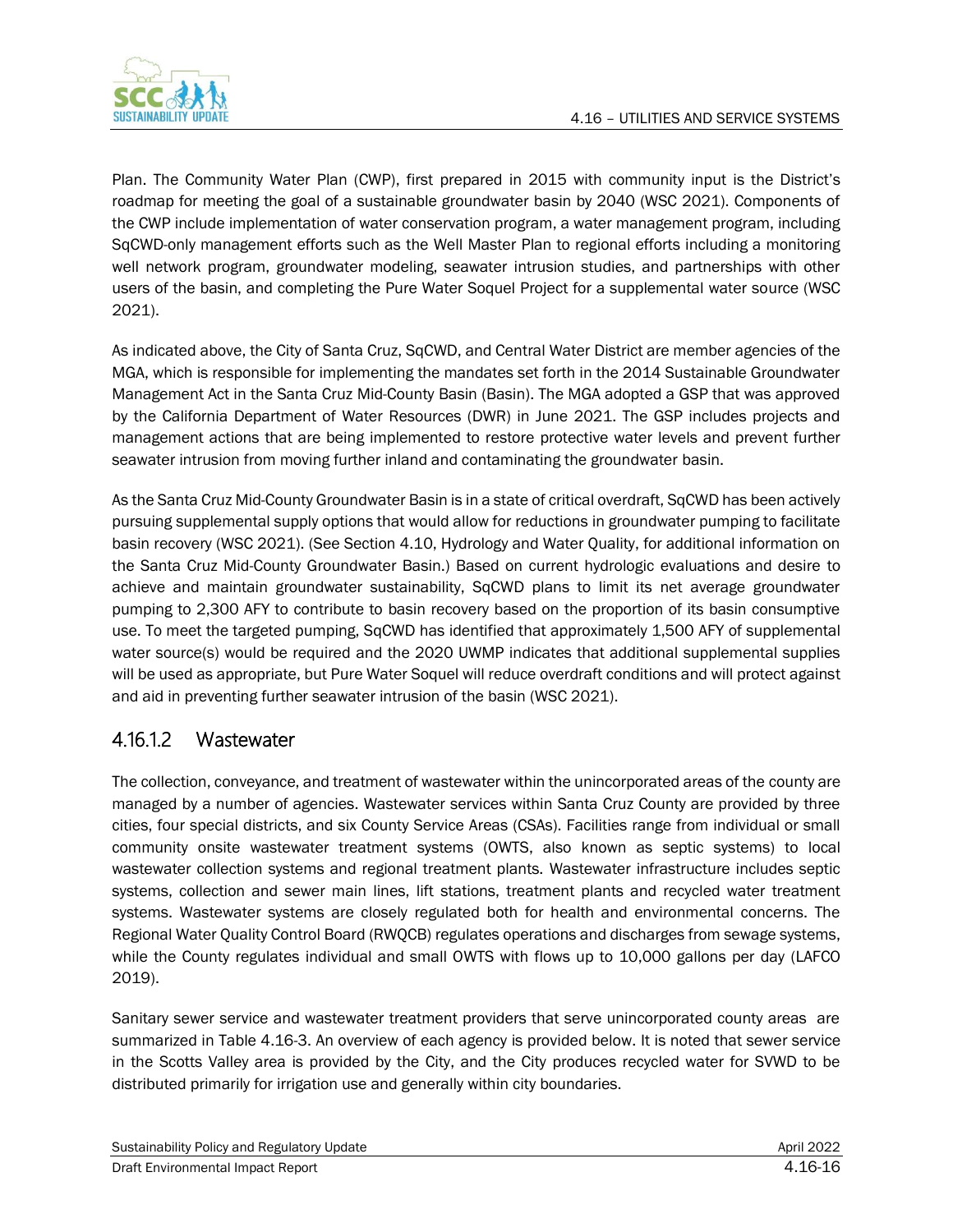Plan. The Community Water Plan (CWP), first prepared in 2015 with community input is the District's roadmap for meeting the goal of a sustainable groundwater basin by 2040 (WSC 2021). Components of the CWP include implementation of water conservation program, a water management program, including SqCWD-only management efforts such as the Well Master Plan to regional efforts including a monitoring well network program, groundwater modeling, seawater intrusion studies, and partnerships with other users of the basin, and completing the Pure Water Soquel Project for a supplemental water source (WSC 2021).

As indicated above, the City of Santa Cruz, SqCWD, and Central Water District are member agencies of the MGA, which is responsible for implementing the mandates set forth in the 2014 Sustainable Groundwater Management Act in the Santa Cruz Mid-County Basin (Basin). The MGA adopted a GSP that was approved by the California Department of Water Resources (DWR) in June 2021. The GSP includes projects and management actions that are being implemented to restore protective water levels and prevent further seawater intrusion from moving further inland and contaminating the groundwater basin.

As the Santa Cruz Mid-County Groundwater Basin is in a state of critical overdraft, SqCWD has been actively pursuing supplemental supply options that would allow for reductions in groundwater pumping to facilitate basin recovery (WSC 2021). (See Section 4.10, Hydrology and Water Quality, for additional information on the Santa Cruz Mid-County Groundwater Basin.) Based on current hydrologic evaluations and desire to achieve and maintain groundwater sustainability, SqCWD plans to limit its net average groundwater pumping to 2,300 AFY to contribute to basin recovery based on the proportion of its basin consumptive use. To meet the targeted pumping, SqCWD has identified that approximately 1,500 AFY of supplemental water source(s) would be required and the 2020 UWMP indicates that additional supplemental supplies will be used as appropriate, but Pure Water Soquel will reduce overdraft conditions and will protect against and aid in preventing further seawater intrusion of the basin (WSC 2021).

### 4.16.1.2 Wastewater

The collection, conveyance, and treatment of wastewater within the unincorporated areas of the county are managed by a number of agencies. Wastewater services within Santa Cruz County are provided by three cities, four special districts, and six County Service Areas (CSAs). Facilities range from individual or small community onsite wastewater treatment systems (OWTS, also known as septic systems) to local wastewater collection systems and regional treatment plants. Wastewater infrastructure includes septic systems, collection and sewer main lines, lift stations, treatment plants and recycled water treatment systems. Wastewater systems are closely regulated both for health and environmental concerns. The Regional Water Quality Control Board (RWQCB) regulates operations and discharges from sewage systems, while the County regulates individual and small OWTS with flows up to 10,000 gallons per day (LAFCO 2019).

Sanitary sewer service and wastewater treatment providers that serve unincorporated county areas are summarized in Table 4.16-3. An overview of each agency is provided below. It is noted that sewer service in the Scotts Valley area is provided by the City, and the City produces recycled water for SVWD to be distributed primarily for irrigation use and generally within city boundaries.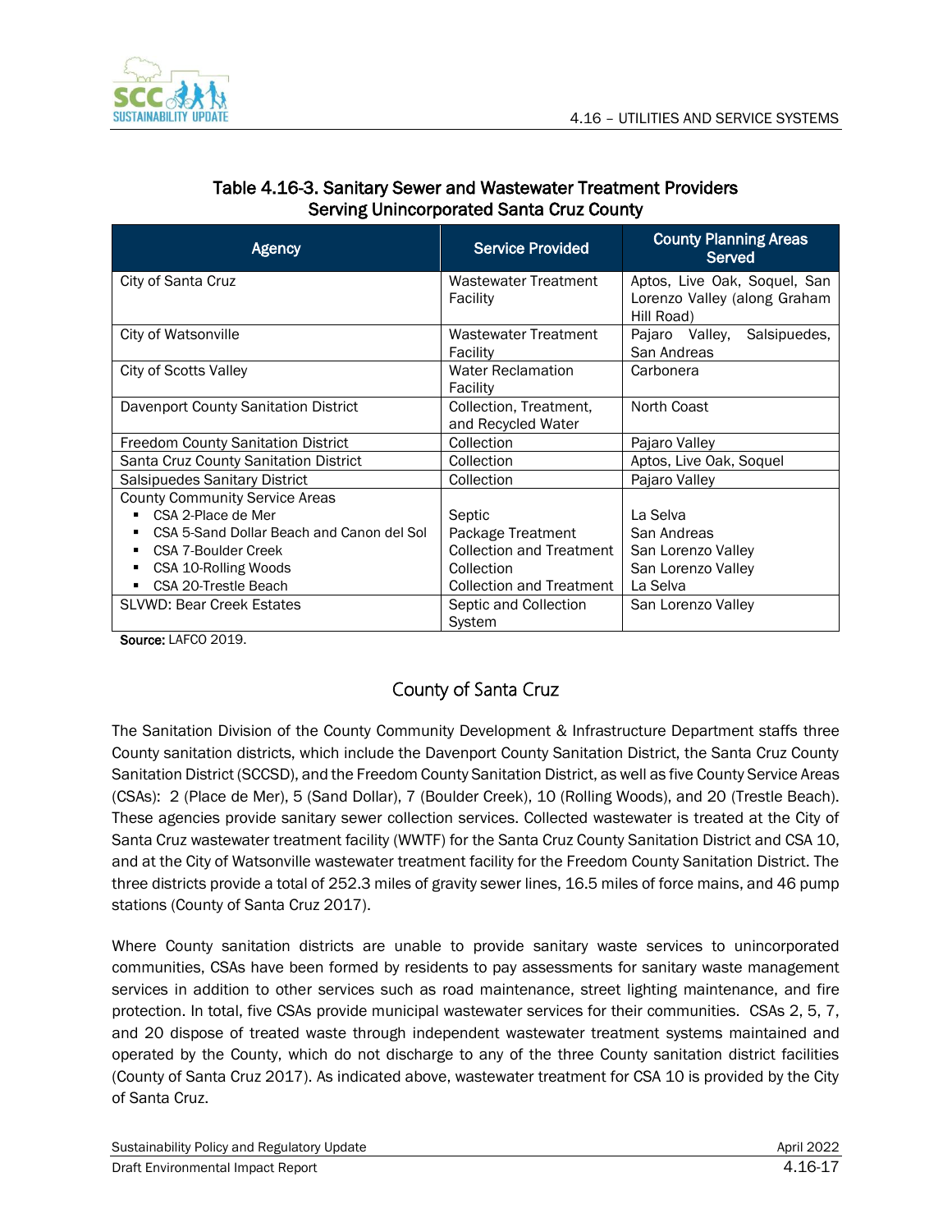**Table 4.16-3. Sanitary Sewer and Wastewater Treatment Providers Serving Unincorporated Santa Cruz County**

| Agency | Service Provided | County Planning Areas Served |
|---|---|---|
| City of Santa Cruz | Wastewater Treatment Facility | Aptos, Live Oak, Soquel, San Lorenzo Valley (along Graham Hill Road) |
| City of Watsonville | Wastewater Treatment Facility | Pajaro Valley, Salsipuedes, San Andreas |
| City of Scotts Valley | Water Reclamation Facility | Carbonera |
| Davenport County Sanitation District | Collection, Treatment, and Recycled Water | North Coast |
| Freedom County Sanitation District | Collection | Pajaro Valley |
| Santa Cruz County Sanitation District | Collection | Aptos, Live Oak, Soquel |
| Salsipuedes Sanitary District | Collection | Pajaro Valley |
| County Community Service Areas | | |
| ▪ CSA 2-Place de Mer | Septic | La Selva |
| ▪ CSA 5-Sand Dollar Beach and Canon del Sol | Package Treatment | San Andreas |
| ▪ CSA 7-Boulder Creek | Collection and Treatment | San Lorenzo Valley |
| ▪ CSA 10-Rolling Woods | Collection | San Lorenzo Valley |
| ▪ CSA 20-Trestle Beach | Collection and Treatment | La Selva |
| SLVWD: Bear Creek Estates | Septic and Collection System | San Lorenzo Valley |

**Source:** LAFCO 2019.

## County of Santa Cruz

The Sanitation Division of the County Community Development & Infrastructure Department staffs three County sanitation districts, which include the Davenport County Sanitation District, the Santa Cruz County Sanitation District (SCCSD), and the Freedom County Sanitation District, as well as five County Service Areas (CSAs): 2 (Place de Mer), 5 (Sand Dollar), 7 (Boulder Creek), 10 (Rolling Woods), and 20 (Trestle Beach). These agencies provide sanitary sewer collection services. Collected wastewater is treated at the City of Santa Cruz wastewater treatment facility (WWTF) for the Santa Cruz County Sanitation District and CSA 10, and at the City of Watsonville wastewater treatment facility for the Freedom County Sanitation District. The three districts provide a total of 252.3 miles of gravity sewer lines, 16.5 miles of force mains, and 46 pump stations (County of Santa Cruz 2017).

Where County sanitation districts are unable to provide sanitary waste services to unincorporated communities, CSAs have been formed by residents to pay assessments for sanitary waste management services in addition to other services such as road maintenance, street lighting maintenance, and fire protection. In total, five CSAs provide municipal wastewater services for their communities. CSAs 2, 5, 7, and 20 dispose of treated waste through independent wastewater treatment systems maintained and operated by the County, which do not discharge to any of the three County sanitation district facilities (County of Santa Cruz 2017). As indicated above, wastewater treatment for CSA 10 is provided by the City of Santa Cruz.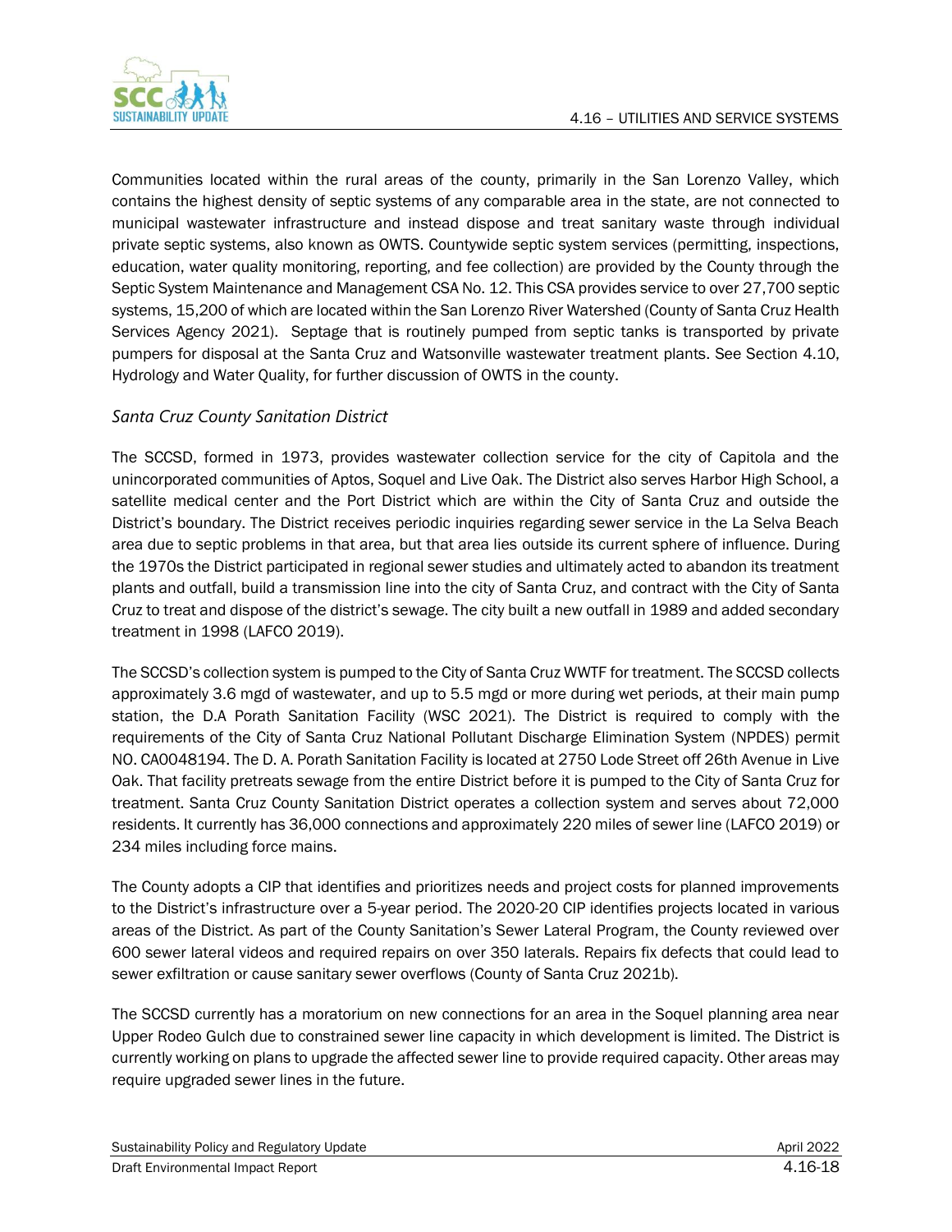Communities located within the rural areas of the county, primarily in the San Lorenzo Valley, which contains the highest density of septic systems of any comparable area in the state, are not connected to municipal wastewater infrastructure and instead dispose and treat sanitary waste through individual private septic systems, also known as OWTS. Countywide septic system services (permitting, inspections, education, water quality monitoring, reporting, and fee collection) are provided by the County through the Septic System Maintenance and Management CSA No. 12. This CSA provides service to over 27,700 septic systems, 15,200 of which are located within the San Lorenzo River Watershed (County of Santa Cruz Health Services Agency 2021). Septage that is routinely pumped from septic tanks is transported by private pumpers for disposal at the Santa Cruz and Watsonville wastewater treatment plants. See Section 4.10, Hydrology and Water Quality, for further discussion of OWTS in the county.

### *Santa Cruz County Sanitation District*

The SCCSD, formed in 1973, provides wastewater collection service for the city of Capitola and the unincorporated communities of Aptos, Soquel and Live Oak. The District also serves Harbor High School, a satellite medical center and the Port District which are within the City of Santa Cruz and outside the District's boundary. The District receives periodic inquiries regarding sewer service in the La Selva Beach area due to septic problems in that area, but that area lies outside its current sphere of influence. During the 1970s the District participated in regional sewer studies and ultimately acted to abandon its treatment plants and outfall, build a transmission line into the city of Santa Cruz, and contract with the City of Santa Cruz to treat and dispose of the district's sewage. The city built a new outfall in 1989 and added secondary treatment in 1998 (LAFCO 2019).

The SCCSD's collection system is pumped to the City of Santa Cruz WWTF for treatment. The SCCSD collects approximately 3.6 mgd of wastewater, and up to 5.5 mgd or more during wet periods, at their main pump station, the D.A Porath Sanitation Facility (WSC 2021). The District is required to comply with the requirements of the City of Santa Cruz National Pollutant Discharge Elimination System (NPDES) permit NO. CA0048194. The D. A. Porath Sanitation Facility is located at 2750 Lode Street off 26th Avenue in Live Oak. That facility pretreats sewage from the entire District before it is pumped to the City of Santa Cruz for treatment. Santa Cruz County Sanitation District operates a collection system and serves about 72,000 residents. It currently has 36,000 connections and approximately 220 miles of sewer line (LAFCO 2019) or 234 miles including force mains.

The County adopts a CIP that identifies and prioritizes needs and project costs for planned improvements to the District's infrastructure over a 5-year period. The 2020-20 CIP identifies projects located in various areas of the District. As part of the County Sanitation's Sewer Lateral Program, the County reviewed over 600 sewer lateral videos and required repairs on over 350 laterals. Repairs fix defects that could lead to sewer exfiltration or cause sanitary sewer overflows (County of Santa Cruz 2021b).

The SCCSD currently has a moratorium on new connections for an area in the Soquel planning area near Upper Rodeo Gulch due to constrained sewer line capacity in which development is limited. The District is currently working on plans to upgrade the affected sewer line to provide required capacity. Other areas may require upgraded sewer lines in the future.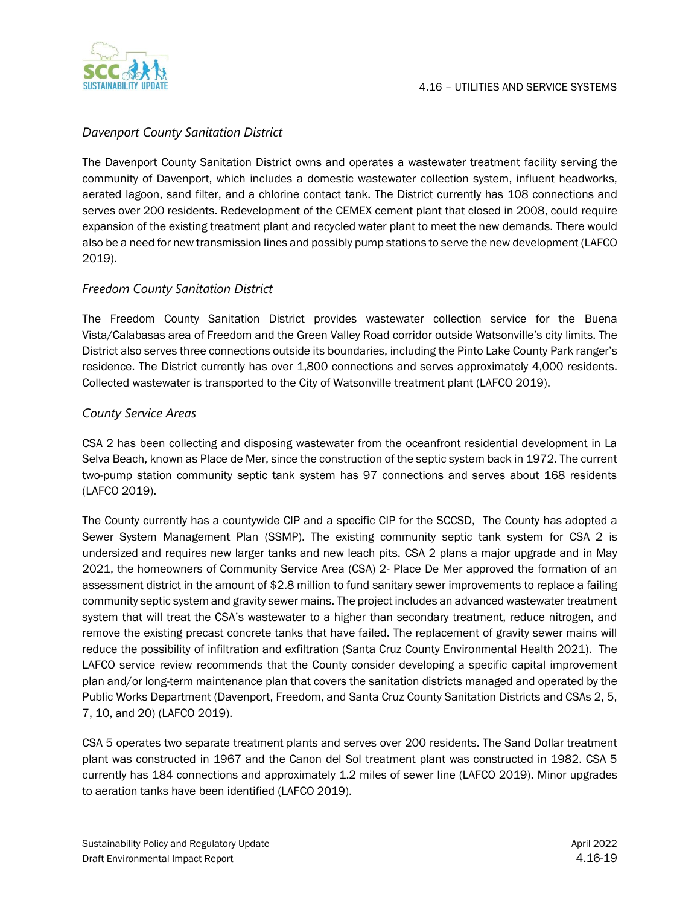### *Davenport County Sanitation District*

The Davenport County Sanitation District owns and operates a wastewater treatment facility serving the community of Davenport, which includes a domestic wastewater collection system, influent headworks, aerated lagoon, sand filter, and a chlorine contact tank. The District currently has 108 connections and serves over 200 residents. Redevelopment of the CEMEX cement plant that closed in 2008, could require expansion of the existing treatment plant and recycled water plant to meet the new demands. There would also be a need for new transmission lines and possibly pump stations to serve the new development (LAFCO 2019).

### *Freedom County Sanitation District*

The Freedom County Sanitation District provides wastewater collection service for the Buena Vista/Calabasas area of Freedom and the Green Valley Road corridor outside Watsonville's city limits. The District also serves three connections outside its boundaries, including the Pinto Lake County Park ranger's residence. The District currently has over 1,800 connections and serves approximately 4,000 residents. Collected wastewater is transported to the City of Watsonville treatment plant (LAFCO 2019).

### *County Service Areas*

CSA 2 has been collecting and disposing wastewater from the oceanfront residential development in La Selva Beach, known as Place de Mer, since the construction of the septic system back in 1972. The current two-pump station community septic tank system has 97 connections and serves about 168 residents (LAFCO 2019).

The County currently has a countywide CIP and a specific CIP for the SCCSD, The County has adopted a Sewer System Management Plan (SSMP). The existing community septic tank system for CSA 2 is undersized and requires new larger tanks and new leach pits. CSA 2 plans a major upgrade and in May 2021, the homeowners of Community Service Area (CSA) 2- Place De Mer approved the formation of an assessment district in the amount of $2.8 million to fund sanitary sewer improvements to replace a failing community septic system and gravity sewer mains. The project includes an advanced wastewater treatment system that will treat the CSA's wastewater to a higher than secondary treatment, reduce nitrogen, and remove the existing precast concrete tanks that have failed. The replacement of gravity sewer mains will reduce the possibility of infiltration and exfiltration (Santa Cruz County Environmental Health 2021). The LAFCO service review recommends that the County consider developing a specific capital improvement plan and/or long-term maintenance plan that covers the sanitation districts managed and operated by the Public Works Department (Davenport, Freedom, and Santa Cruz County Sanitation Districts and CSAs 2, 5, 7, 10, and 20) (LAFCO 2019).

CSA 5 operates two separate treatment plants and serves over 200 residents. The Sand Dollar treatment plant was constructed in 1967 and the Canon del Sol treatment plant was constructed in 1982. CSA 5 currently has 184 connections and approximately 1.2 miles of sewer line (LAFCO 2019). Minor upgrades to aeration tanks have been identified (LAFCO 2019).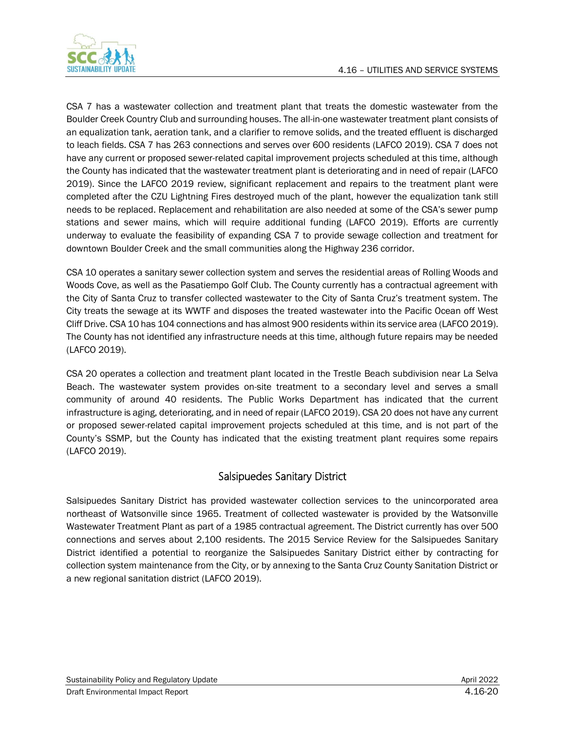CSA 7 has a wastewater collection and treatment plant that treats the domestic wastewater from the Boulder Creek Country Club and surrounding houses. The all-in-one wastewater treatment plant consists of an equalization tank, aeration tank, and a clarifier to remove solids, and the treated effluent is discharged to leach fields. CSA 7 has 263 connections and serves over 600 residents (LAFCO 2019). CSA 7 does not have any current or proposed sewer-related capital improvement projects scheduled at this time, although the County has indicated that the wastewater treatment plant is deteriorating and in need of repair (LAFCO 2019). Since the LAFCO 2019 review, significant replacement and repairs to the treatment plant were completed after the CZU Lightning Fires destroyed much of the plant, however the equalization tank still needs to be replaced. Replacement and rehabilitation are also needed at some of the CSA's sewer pump stations and sewer mains, which will require additional funding (LAFCO 2019). Efforts are currently underway to evaluate the feasibility of expanding CSA 7 to provide sewage collection and treatment for downtown Boulder Creek and the small communities along the Highway 236 corridor.

CSA 10 operates a sanitary sewer collection system and serves the residential areas of Rolling Woods and Woods Cove, as well as the Pasatiempo Golf Club. The County currently has a contractual agreement with the City of Santa Cruz to transfer collected wastewater to the City of Santa Cruz's treatment system. The City treats the sewage at its WWTF and disposes the treated wastewater into the Pacific Ocean off West Cliff Drive. CSA 10 has 104 connections and has almost 900 residents within its service area (LAFCO 2019). The County has not identified any infrastructure needs at this time, although future repairs may be needed (LAFCO 2019).

CSA 20 operates a collection and treatment plant located in the Trestle Beach subdivision near La Selva Beach. The wastewater system provides on-site treatment to a secondary level and serves a small community of around 40 residents. The Public Works Department has indicated that the current infrastructure is aging, deteriorating, and in need of repair (LAFCO 2019). CSA 20 does not have any current or proposed sewer-related capital improvement projects scheduled at this time, and is not part of the County's SSMP, but the County has indicated that the existing treatment plant requires some repairs (LAFCO 2019).

### Salsipuedes Sanitary District

Salsipuedes Sanitary District has provided wastewater collection services to the unincorporated area northeast of Watsonville since 1965. Treatment of collected wastewater is provided by the Watsonville Wastewater Treatment Plant as part of a 1985 contractual agreement. The District currently has over 500 connections and serves about 2,100 residents. The 2015 Service Review for the Salsipuedes Sanitary District identified a potential to reorganize the Salsipuedes Sanitary District either by contracting for collection system maintenance from the City, or by annexing to the Santa Cruz County Sanitation District or a new regional sanitation district (LAFCO 2019).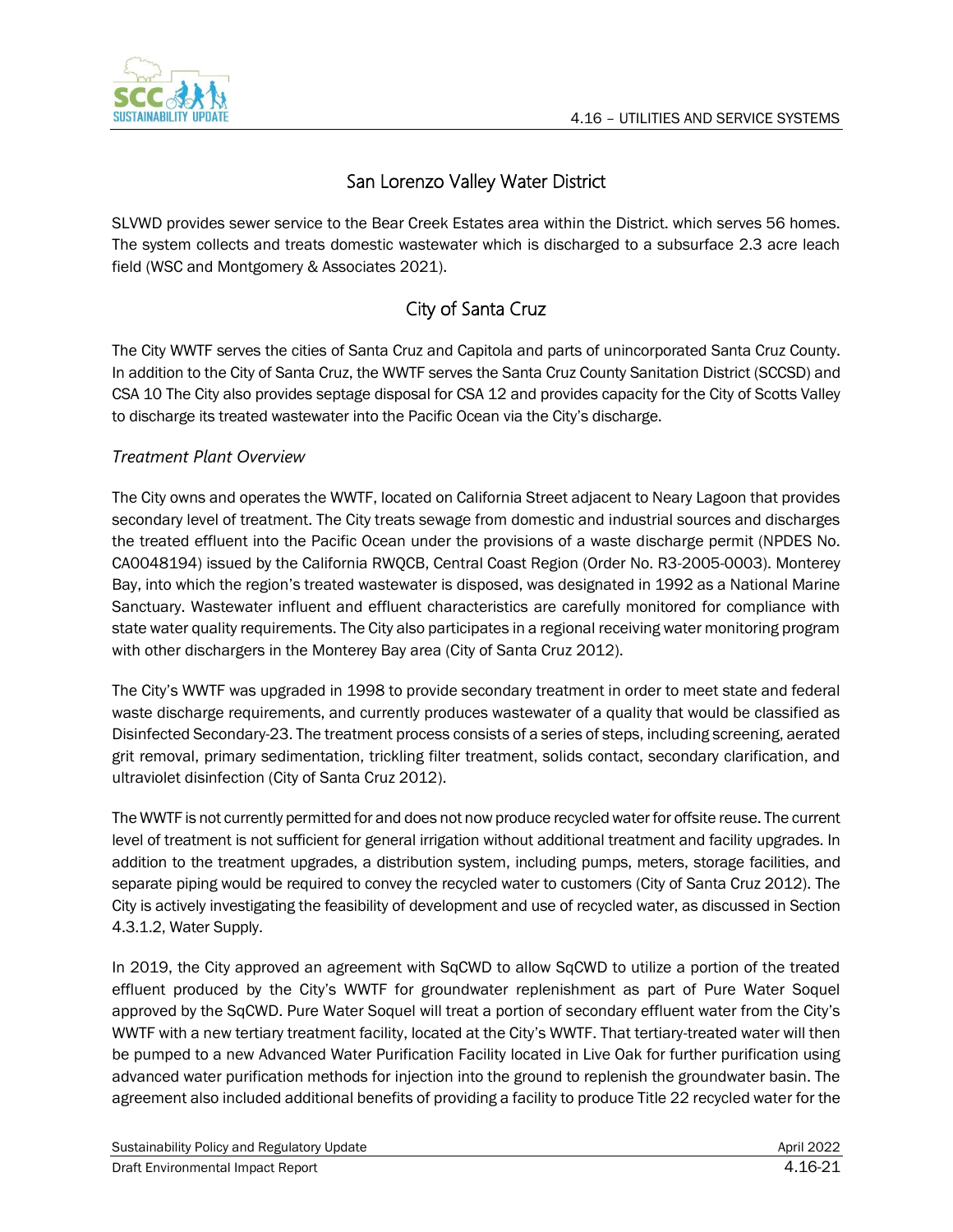## San Lorenzo Valley Water District

SLVWD provides sewer service to the Bear Creek Estates area within the District. which serves 56 homes. The system collects and treats domestic wastewater which is discharged to a subsurface 2.3 acre leach field (WSC and Montgomery & Associates 2021).

## City of Santa Cruz

The City WWTF serves the cities of Santa Cruz and Capitola and parts of unincorporated Santa Cruz County. In addition to the City of Santa Cruz, the WWTF serves the Santa Cruz County Sanitation District (SCCSD) and CSA 10 The City also provides septage disposal for CSA 12 and provides capacity for the City of Scotts Valley to discharge its treated wastewater into the Pacific Ocean via the City's discharge.

*Treatment Plant Overview*

The City owns and operates the WWTF, located on California Street adjacent to Neary Lagoon that provides secondary level of treatment. The City treats sewage from domestic and industrial sources and discharges the treated effluent into the Pacific Ocean under the provisions of a waste discharge permit (NPDES No. CA0048194) issued by the California RWQCB, Central Coast Region (Order No. R3-2005-0003). Monterey Bay, into which the region's treated wastewater is disposed, was designated in 1992 as a National Marine Sanctuary. Wastewater influent and effluent characteristics are carefully monitored for compliance with state water quality requirements. The City also participates in a regional receiving water monitoring program with other dischargers in the Monterey Bay area (City of Santa Cruz 2012).

The City's WWTF was upgraded in 1998 to provide secondary treatment in order to meet state and federal waste discharge requirements, and currently produces wastewater of a quality that would be classified as Disinfected Secondary-23. The treatment process consists of a series of steps, including screening, aerated grit removal, primary sedimentation, trickling filter treatment, solids contact, secondary clarification, and ultraviolet disinfection (City of Santa Cruz 2012).

The WWTF is not currently permitted for and does not now produce recycled water for offsite reuse. The current level of treatment is not sufficient for general irrigation without additional treatment and facility upgrades. In addition to the treatment upgrades, a distribution system, including pumps, meters, storage facilities, and separate piping would be required to convey the recycled water to customers (City of Santa Cruz 2012). The City is actively investigating the feasibility of development and use of recycled water, as discussed in Section 4.3.1.2, Water Supply.

In 2019, the City approved an agreement with SqCWD to allow SqCWD to utilize a portion of the treated effluent produced by the City's WWTF for groundwater replenishment as part of Pure Water Soquel approved by the SqCWD. Pure Water Soquel will treat a portion of secondary effluent water from the City's WWTF with a new tertiary treatment facility, located at the City's WWTF. That tertiary-treated water will then be pumped to a new Advanced Water Purification Facility located in Live Oak for further purification using advanced water purification methods for injection into the ground to replenish the groundwater basin. The agreement also included additional benefits of providing a facility to produce Title 22 recycled water for the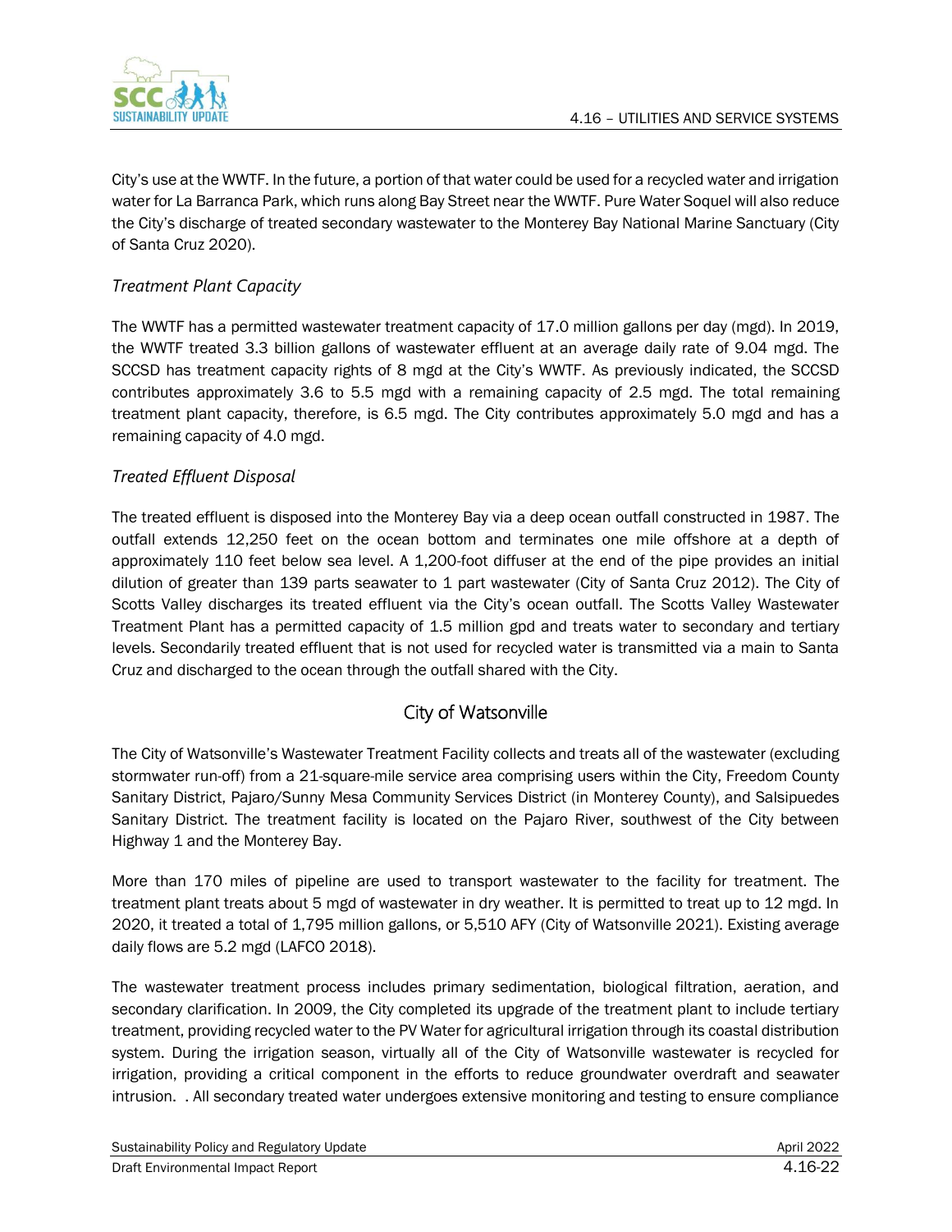City's use at the WWTF. In the future, a portion of that water could be used for a recycled water and irrigation water for La Barranca Park, which runs along Bay Street near the WWTF. Pure Water Soquel will also reduce the City's discharge of treated secondary wastewater to the Monterey Bay National Marine Sanctuary (City of Santa Cruz 2020).

### *Treatment Plant Capacity*

The WWTF has a permitted wastewater treatment capacity of 17.0 million gallons per day (mgd). In 2019, the WWTF treated 3.3 billion gallons of wastewater effluent at an average daily rate of 9.04 mgd. The SCCSD has treatment capacity rights of 8 mgd at the City's WWTF. As previously indicated, the SCCSD contributes approximately 3.6 to 5.5 mgd with a remaining capacity of 2.5 mgd. The total remaining treatment plant capacity, therefore, is 6.5 mgd. The City contributes approximately 5.0 mgd and has a remaining capacity of 4.0 mgd.

### *Treated Effluent Disposal*

The treated effluent is disposed into the Monterey Bay via a deep ocean outfall constructed in 1987. The outfall extends 12,250 feet on the ocean bottom and terminates one mile offshore at a depth of approximately 110 feet below sea level. A 1,200-foot diffuser at the end of the pipe provides an initial dilution of greater than 139 parts seawater to 1 part wastewater (City of Santa Cruz 2012). The City of Scotts Valley discharges its treated effluent via the City's ocean outfall. The Scotts Valley Wastewater Treatment Plant has a permitted capacity of 1.5 million gpd and treats water to secondary and tertiary levels. Secondarily treated effluent that is not used for recycled water is transmitted via a main to Santa Cruz and discharged to the ocean through the outfall shared with the City.

## City of Watsonville

The City of Watsonville's Wastewater Treatment Facility collects and treats all of the wastewater (excluding stormwater run-off) from a 21-square-mile service area comprising users within the City, Freedom County Sanitary District, Pajaro/Sunny Mesa Community Services District (in Monterey County), and Salsipuedes Sanitary District. The treatment facility is located on the Pajaro River, southwest of the City between Highway 1 and the Monterey Bay.

More than 170 miles of pipeline are used to transport wastewater to the facility for treatment. The treatment plant treats about 5 mgd of wastewater in dry weather. It is permitted to treat up to 12 mgd. In 2020, it treated a total of 1,795 million gallons, or 5,510 AFY (City of Watsonville 2021). Existing average daily flows are 5.2 mgd (LAFCO 2018).

The wastewater treatment process includes primary sedimentation, biological filtration, aeration, and secondary clarification. In 2009, the City completed its upgrade of the treatment plant to include tertiary treatment, providing recycled water to the PV Water for agricultural irrigation through its coastal distribution system. During the irrigation season, virtually all of the City of Watsonville wastewater is recycled for irrigation, providing a critical component in the efforts to reduce groundwater overdraft and seawater intrusion. . All secondary treated water undergoes extensive monitoring and testing to ensure compliance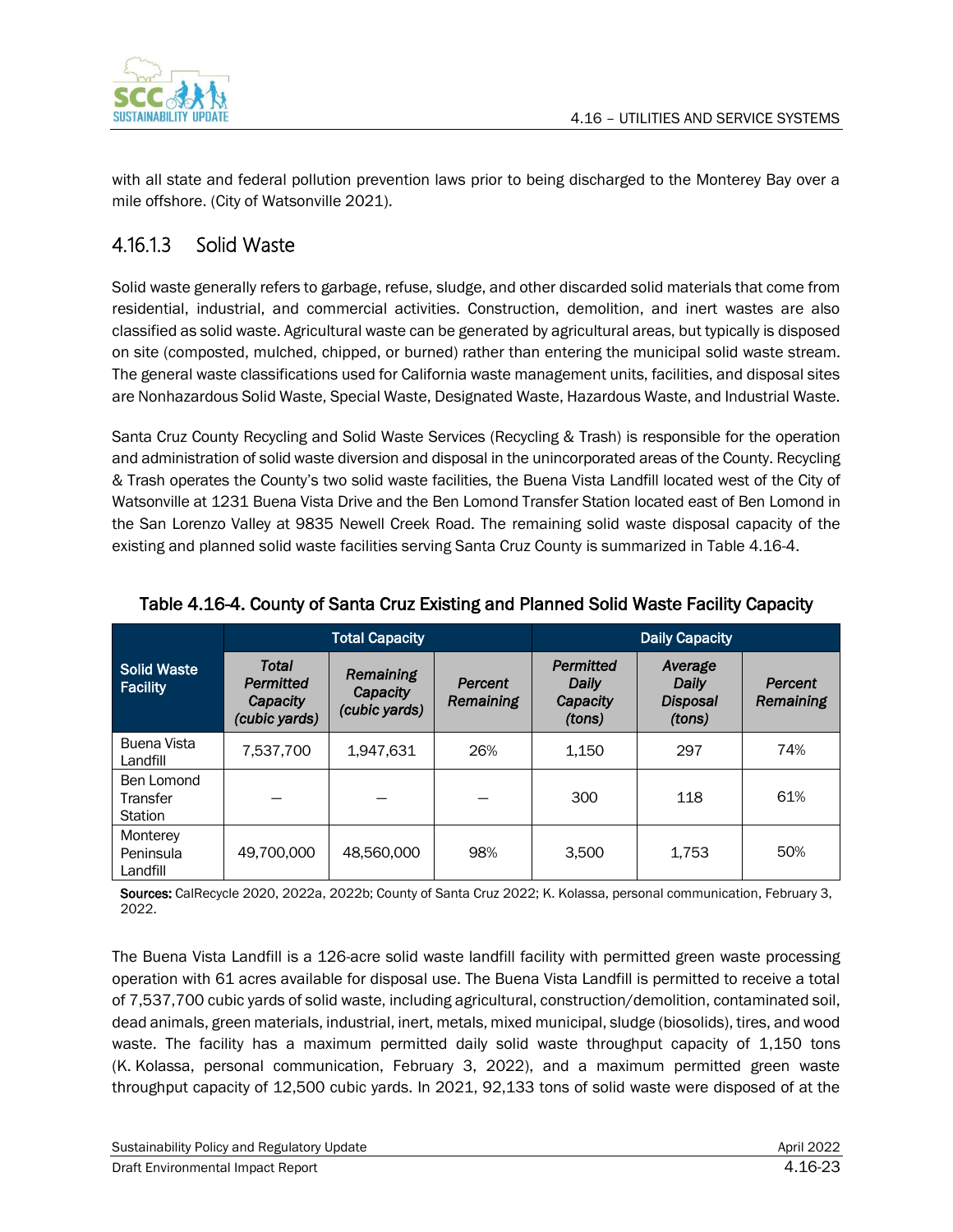with all state and federal pollution prevention laws prior to being discharged to the Monterey Bay over a mile offshore. (City of Watsonville 2021).

### 4.16.1.3 Solid Waste

Solid waste generally refers to garbage, refuse, sludge, and other discarded solid materials that come from residential, industrial, and commercial activities. Construction, demolition, and inert wastes are also classified as solid waste. Agricultural waste can be generated by agricultural areas, but typically is disposed on site (composted, mulched, chipped, or burned) rather than entering the municipal solid waste stream. The general waste classifications used for California waste management units, facilities, and disposal sites are Nonhazardous Solid Waste, Special Waste, Designated Waste, Hazardous Waste, and Industrial Waste.

Santa Cruz County Recycling and Solid Waste Services (Recycling & Trash) is responsible for the operation and administration of solid waste diversion and disposal in the unincorporated areas of the County. Recycling & Trash operates the County's two solid waste facilities, the Buena Vista Landfill located west of the City of Watsonville at 1231 Buena Vista Drive and the Ben Lomond Transfer Station located east of Ben Lomond in the San Lorenzo Valley at 9835 Newell Creek Road. The remaining solid waste disposal capacity of the existing and planned solid waste facilities serving Santa Cruz County is summarized in Table 4.16-4.

**Table 4.16-4. County of Santa Cruz Existing and Planned Solid Waste Facility Capacity**

| Solid Waste Facility | Total Capacity | | | Daily Capacity | | |
|---|---|---|---|---|---|---|
| | *Total Permitted Capacity (cubic yards)* | *Remaining Capacity (cubic yards)* | *Percent Remaining* | *Permitted Daily Capacity (tons)* | *Average Daily Disposal (tons)* | *Percent Remaining* |
| Buena Vista Landfill | 7,537,700 | 1,947,631 | 26% | 1,150 | 297 | 74% |
| Ben Lomond Transfer Station | — | — | — | 300 | 118 | 61% |
| Monterey Peninsula Landfill | 49,700,000 | 48,560,000 | 98% | 3,500 | 1,753 | 50% |

**Sources:** CalRecycle 2020, 2022a, 2022b; County of Santa Cruz 2022; K. Kolassa, personal communication, February 3, 2022.

The Buena Vista Landfill is a 126-acre solid waste landfill facility with permitted green waste processing operation with 61 acres available for disposal use. The Buena Vista Landfill is permitted to receive a total of 7,537,700 cubic yards of solid waste, including agricultural, construction/demolition, contaminated soil, dead animals, green materials, industrial, inert, metals, mixed municipal, sludge (biosolids), tires, and wood waste. The facility has a maximum permitted daily solid waste throughput capacity of 1,150 tons (K. Kolassa, personal communication, February 3, 2022), and a maximum permitted green waste throughput capacity of 12,500 cubic yards. In 2021, 92,133 tons of solid waste were disposed of at the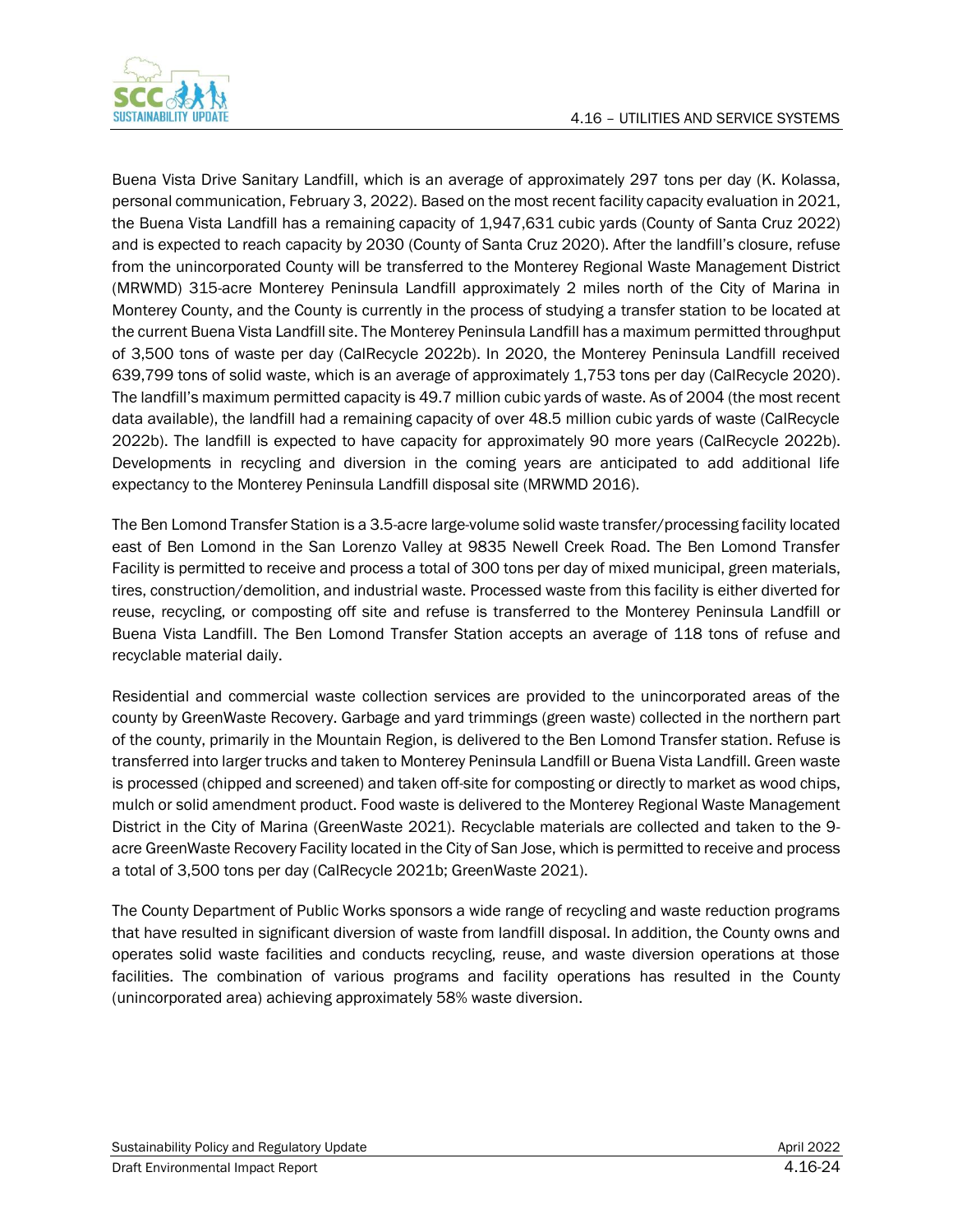Buena Vista Drive Sanitary Landfill, which is an average of approximately 297 tons per day (K. Kolassa, personal communication, February 3, 2022). Based on the most recent facility capacity evaluation in 2021, the Buena Vista Landfill has a remaining capacity of 1,947,631 cubic yards (County of Santa Cruz 2022) and is expected to reach capacity by 2030 (County of Santa Cruz 2020). After the landfill's closure, refuse from the unincorporated County will be transferred to the Monterey Regional Waste Management District (MRWMD) 315-acre Monterey Peninsula Landfill approximately 2 miles north of the City of Marina in Monterey County, and the County is currently in the process of studying a transfer station to be located at the current Buena Vista Landfill site. The Monterey Peninsula Landfill has a maximum permitted throughput of 3,500 tons of waste per day (CalRecycle 2022b). In 2020, the Monterey Peninsula Landfill received 639,799 tons of solid waste, which is an average of approximately 1,753 tons per day (CalRecycle 2020). The landfill's maximum permitted capacity is 49.7 million cubic yards of waste. As of 2004 (the most recent data available), the landfill had a remaining capacity of over 48.5 million cubic yards of waste (CalRecycle 2022b). The landfill is expected to have capacity for approximately 90 more years (CalRecycle 2022b). Developments in recycling and diversion in the coming years are anticipated to add additional life expectancy to the Monterey Peninsula Landfill disposal site (MRWMD 2016).

The Ben Lomond Transfer Station is a 3.5-acre large-volume solid waste transfer/processing facility located east of Ben Lomond in the San Lorenzo Valley at 9835 Newell Creek Road. The Ben Lomond Transfer Facility is permitted to receive and process a total of 300 tons per day of mixed municipal, green materials, tires, construction/demolition, and industrial waste. Processed waste from this facility is either diverted for reuse, recycling, or composting off site and refuse is transferred to the Monterey Peninsula Landfill or Buena Vista Landfill. The Ben Lomond Transfer Station accepts an average of 118 tons of refuse and recyclable material daily.

Residential and commercial waste collection services are provided to the unincorporated areas of the county by GreenWaste Recovery. Garbage and yard trimmings (green waste) collected in the northern part of the county, primarily in the Mountain Region, is delivered to the Ben Lomond Transfer station. Refuse is transferred into larger trucks and taken to Monterey Peninsula Landfill or Buena Vista Landfill. Green waste is processed (chipped and screened) and taken off-site for composting or directly to market as wood chips, mulch or solid amendment product. Food waste is delivered to the Monterey Regional Waste Management District in the City of Marina (GreenWaste 2021). Recyclable materials are collected and taken to the 9-acre GreenWaste Recovery Facility located in the City of San Jose, which is permitted to receive and process a total of 3,500 tons per day (CalRecycle 2021b; GreenWaste 2021).

The County Department of Public Works sponsors a wide range of recycling and waste reduction programs that have resulted in significant diversion of waste from landfill disposal. In addition, the County owns and operates solid waste facilities and conducts recycling, reuse, and waste diversion operations at those facilities. The combination of various programs and facility operations has resulted in the County (unincorporated area) achieving approximately 58% waste diversion.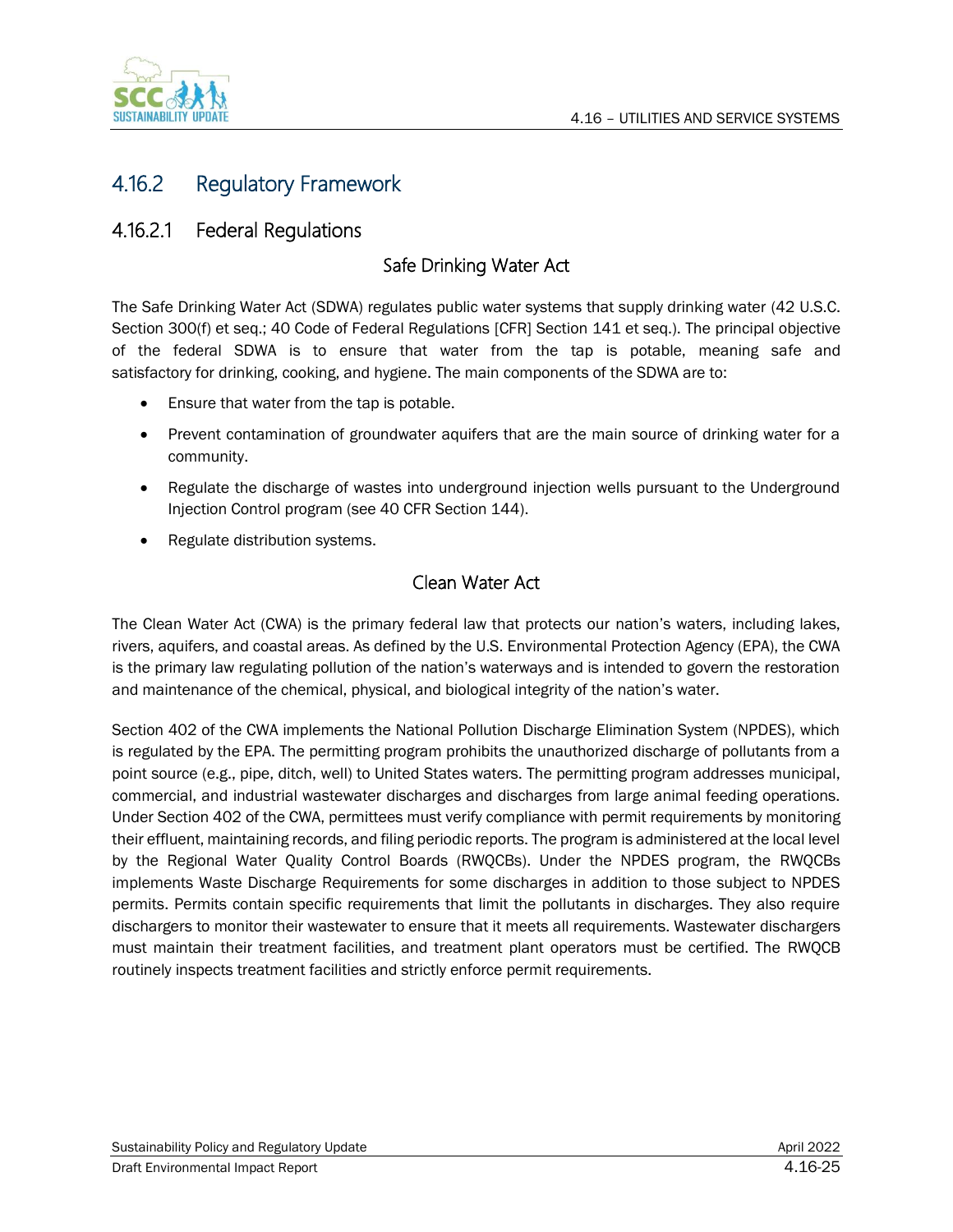## 4.16.2 Regulatory Framework

### 4.16.2.1 Federal Regulations

#### Safe Drinking Water Act

The Safe Drinking Water Act (SDWA) regulates public water systems that supply drinking water (42 U.S.C. Section 300(f) et seq.; 40 Code of Federal Regulations [CFR] Section 141 et seq.). The principal objective of the federal SDWA is to ensure that water from the tap is potable, meaning safe and satisfactory for drinking, cooking, and hygiene. The main components of the SDWA are to:

- Ensure that water from the tap is potable.
- Prevent contamination of groundwater aquifers that are the main source of drinking water for a community.
- Regulate the discharge of wastes into underground injection wells pursuant to the Underground Injection Control program (see 40 CFR Section 144).
- Regulate distribution systems.

#### Clean Water Act

The Clean Water Act (CWA) is the primary federal law that protects our nation's waters, including lakes, rivers, aquifers, and coastal areas. As defined by the U.S. Environmental Protection Agency (EPA), the CWA is the primary law regulating pollution of the nation's waterways and is intended to govern the restoration and maintenance of the chemical, physical, and biological integrity of the nation's water.

Section 402 of the CWA implements the National Pollution Discharge Elimination System (NPDES), which is regulated by the EPA. The permitting program prohibits the unauthorized discharge of pollutants from a point source (e.g., pipe, ditch, well) to United States waters. The permitting program addresses municipal, commercial, and industrial wastewater discharges and discharges from large animal feeding operations. Under Section 402 of the CWA, permittees must verify compliance with permit requirements by monitoring their effluent, maintaining records, and filing periodic reports. The program is administered at the local level by the Regional Water Quality Control Boards (RWQCBs). Under the NPDES program, the RWQCBs implements Waste Discharge Requirements for some discharges in addition to those subject to NPDES permits. Permits contain specific requirements that limit the pollutants in discharges. They also require dischargers to monitor their wastewater to ensure that it meets all requirements. Wastewater dischargers must maintain their treatment facilities, and treatment plant operators must be certified. The RWQCB routinely inspects treatment facilities and strictly enforce permit requirements.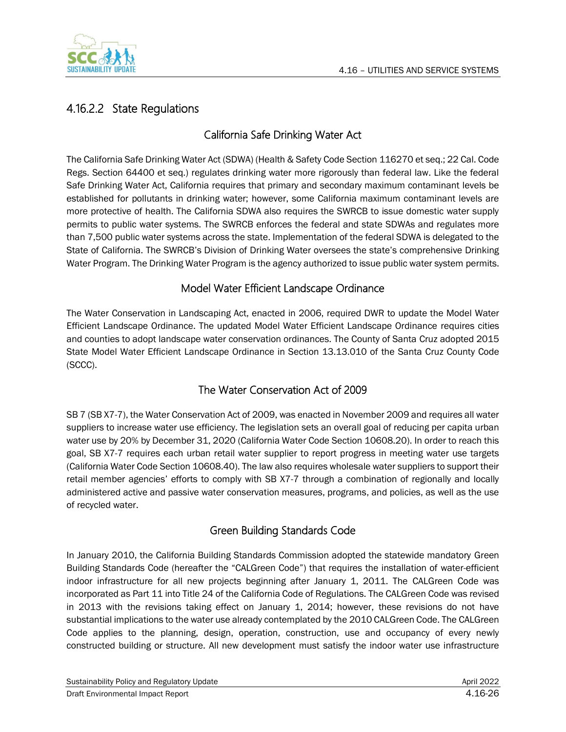### 4.16.2.2 State Regulations

#### California Safe Drinking Water Act

The California Safe Drinking Water Act (SDWA) (Health & Safety Code Section 116270 et seq.; 22 Cal. Code Regs. Section 64400 et seq.) regulates drinking water more rigorously than federal law. Like the federal Safe Drinking Water Act, California requires that primary and secondary maximum contaminant levels be established for pollutants in drinking water; however, some California maximum contaminant levels are more protective of health. The California SDWA also requires the SWRCB to issue domestic water supply permits to public water systems. The SWRCB enforces the federal and state SDWAs and regulates more than 7,500 public water systems across the state. Implementation of the federal SDWA is delegated to the State of California. The SWRCB's Division of Drinking Water oversees the state's comprehensive Drinking Water Program. The Drinking Water Program is the agency authorized to issue public water system permits.

#### Model Water Efficient Landscape Ordinance

The Water Conservation in Landscaping Act, enacted in 2006, required DWR to update the Model Water Efficient Landscape Ordinance. The updated Model Water Efficient Landscape Ordinance requires cities and counties to adopt landscape water conservation ordinances. The County of Santa Cruz adopted 2015 State Model Water Efficient Landscape Ordinance in Section 13.13.010 of the Santa Cruz County Code (SCCC).

#### The Water Conservation Act of 2009

SB 7 (SB X7-7), the Water Conservation Act of 2009, was enacted in November 2009 and requires all water suppliers to increase water use efficiency. The legislation sets an overall goal of reducing per capita urban water use by 20% by December 31, 2020 (California Water Code Section 10608.20). In order to reach this goal, SB X7-7 requires each urban retail water supplier to report progress in meeting water use targets (California Water Code Section 10608.40). The law also requires wholesale water suppliers to support their retail member agencies' efforts to comply with SB X7-7 through a combination of regionally and locally administered active and passive water conservation measures, programs, and policies, as well as the use of recycled water.

#### Green Building Standards Code

In January 2010, the California Building Standards Commission adopted the statewide mandatory Green Building Standards Code (hereafter the "CALGreen Code") that requires the installation of water-efficient indoor infrastructure for all new projects beginning after January 1, 2011. The CALGreen Code was incorporated as Part 11 into Title 24 of the California Code of Regulations. The CALGreen Code was revised in 2013 with the revisions taking effect on January 1, 2014; however, these revisions do not have substantial implications to the water use already contemplated by the 2010 CALGreen Code. The CALGreen Code applies to the planning, design, operation, construction, use and occupancy of every newly constructed building or structure. All new development must satisfy the indoor water use infrastructure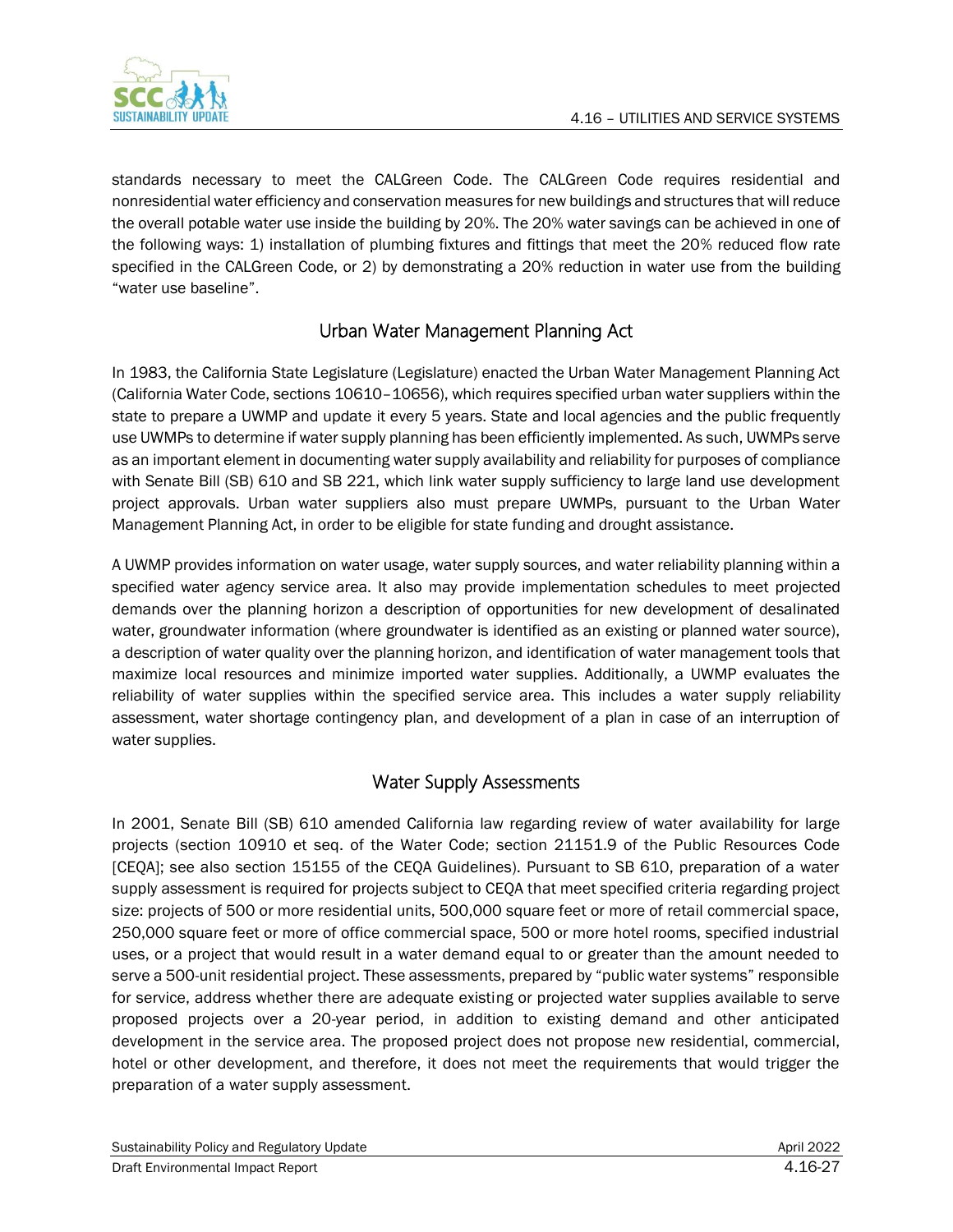standards necessary to meet the CALGreen Code. The CALGreen Code requires residential and nonresidential water efficiency and conservation measures for new buildings and structures that will reduce the overall potable water use inside the building by 20%. The 20% water savings can be achieved in one of the following ways: 1) installation of plumbing fixtures and fittings that meet the 20% reduced flow rate specified in the CALGreen Code, or 2) by demonstrating a 20% reduction in water use from the building "water use baseline".

### Urban Water Management Planning Act

In 1983, the California State Legislature (Legislature) enacted the Urban Water Management Planning Act (California Water Code, sections 10610–10656), which requires specified urban water suppliers within the state to prepare a UWMP and update it every 5 years. State and local agencies and the public frequently use UWMPs to determine if water supply planning has been efficiently implemented. As such, UWMPs serve as an important element in documenting water supply availability and reliability for purposes of compliance with Senate Bill (SB) 610 and SB 221, which link water supply sufficiency to large land use development project approvals. Urban water suppliers also must prepare UWMPs, pursuant to the Urban Water Management Planning Act, in order to be eligible for state funding and drought assistance.

A UWMP provides information on water usage, water supply sources, and water reliability planning within a specified water agency service area. It also may provide implementation schedules to meet projected demands over the planning horizon a description of opportunities for new development of desalinated water, groundwater information (where groundwater is identified as an existing or planned water source), a description of water quality over the planning horizon, and identification of water management tools that maximize local resources and minimize imported water supplies. Additionally, a UWMP evaluates the reliability of water supplies within the specified service area. This includes a water supply reliability assessment, water shortage contingency plan, and development of a plan in case of an interruption of water supplies.

### Water Supply Assessments

In 2001, Senate Bill (SB) 610 amended California law regarding review of water availability for large projects (section 10910 et seq. of the Water Code; section 21151.9 of the Public Resources Code [CEQA]; see also section 15155 of the CEQA Guidelines). Pursuant to SB 610, preparation of a water supply assessment is required for projects subject to CEQA that meet specified criteria regarding project size: projects of 500 or more residential units, 500,000 square feet or more of retail commercial space, 250,000 square feet or more of office commercial space, 500 or more hotel rooms, specified industrial uses, or a project that would result in a water demand equal to or greater than the amount needed to serve a 500-unit residential project. These assessments, prepared by "public water systems" responsible for service, address whether there are adequate existing or projected water supplies available to serve proposed projects over a 20-year period, in addition to existing demand and other anticipated development in the service area. The proposed project does not propose new residential, commercial, hotel or other development, and therefore, it does not meet the requirements that would trigger the preparation of a water supply assessment.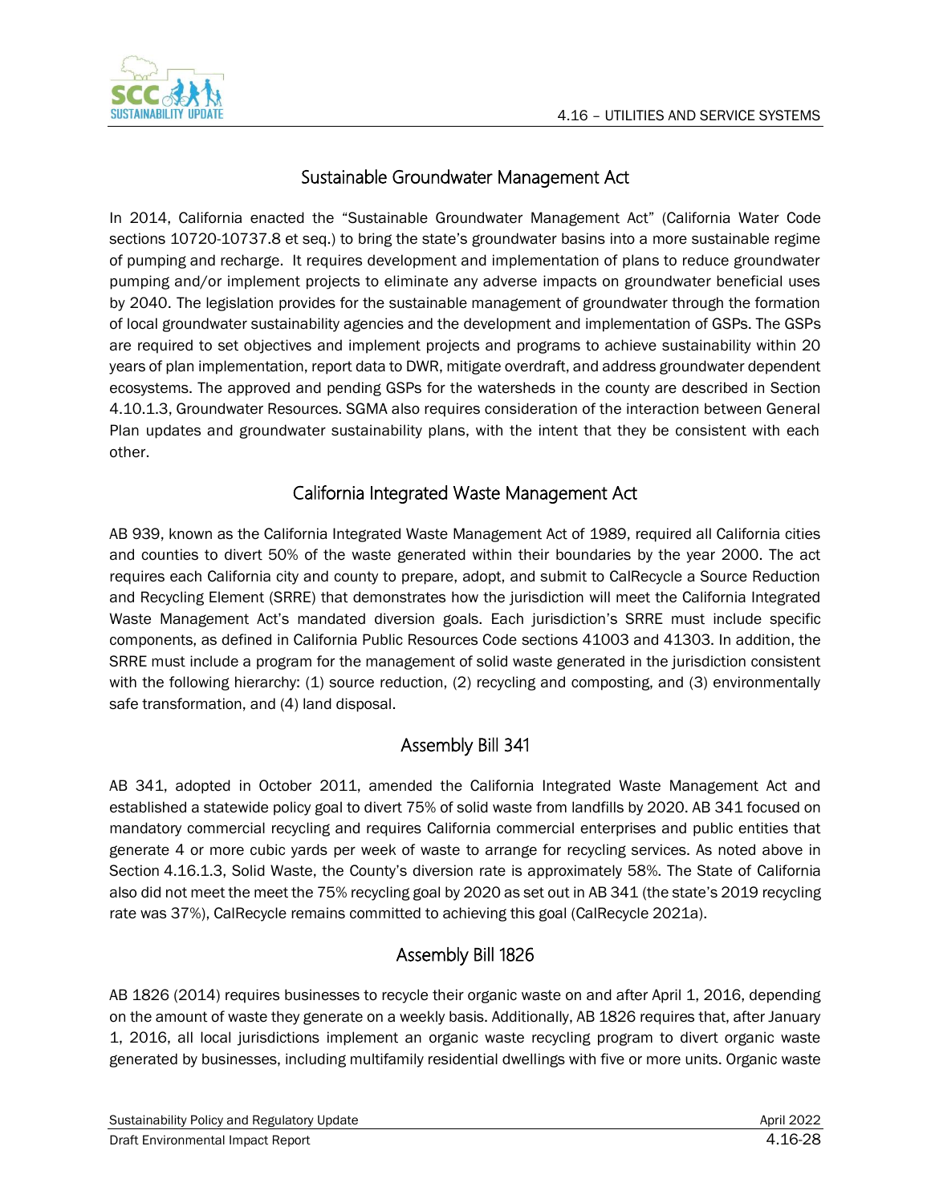## Sustainable Groundwater Management Act

In 2014, California enacted the "Sustainable Groundwater Management Act" (California Water Code sections 10720-10737.8 et seq.) to bring the state's groundwater basins into a more sustainable regime of pumping and recharge. It requires development and implementation of plans to reduce groundwater pumping and/or implement projects to eliminate any adverse impacts on groundwater beneficial uses by 2040. The legislation provides for the sustainable management of groundwater through the formation of local groundwater sustainability agencies and the development and implementation of GSPs. The GSPs are required to set objectives and implement projects and programs to achieve sustainability within 20 years of plan implementation, report data to DWR, mitigate overdraft, and address groundwater dependent ecosystems. The approved and pending GSPs for the watersheds in the county are described in Section 4.10.1.3, Groundwater Resources. SGMA also requires consideration of the interaction between General Plan updates and groundwater sustainability plans, with the intent that they be consistent with each other.

## California Integrated Waste Management Act

AB 939, known as the California Integrated Waste Management Act of 1989, required all California cities and counties to divert 50% of the waste generated within their boundaries by the year 2000. The act requires each California city and county to prepare, adopt, and submit to CalRecycle a Source Reduction and Recycling Element (SRRE) that demonstrates how the jurisdiction will meet the California Integrated Waste Management Act's mandated diversion goals. Each jurisdiction's SRRE must include specific components, as defined in California Public Resources Code sections 41003 and 41303. In addition, the SRRE must include a program for the management of solid waste generated in the jurisdiction consistent with the following hierarchy: (1) source reduction, (2) recycling and composting, and (3) environmentally safe transformation, and (4) land disposal.

## Assembly Bill 341

AB 341, adopted in October 2011, amended the California Integrated Waste Management Act and established a statewide policy goal to divert 75% of solid waste from landfills by 2020. AB 341 focused on mandatory commercial recycling and requires California commercial enterprises and public entities that generate 4 or more cubic yards per week of waste to arrange for recycling services. As noted above in Section 4.16.1.3, Solid Waste, the County's diversion rate is approximately 58%. The State of California also did not meet the meet the 75% recycling goal by 2020 as set out in AB 341 (the state's 2019 recycling rate was 37%), CalRecycle remains committed to achieving this goal (CalRecycle 2021a).

## Assembly Bill 1826

AB 1826 (2014) requires businesses to recycle their organic waste on and after April 1, 2016, depending on the amount of waste they generate on a weekly basis. Additionally, AB 1826 requires that, after January 1, 2016, all local jurisdictions implement an organic waste recycling program to divert organic waste generated by businesses, including multifamily residential dwellings with five or more units. Organic waste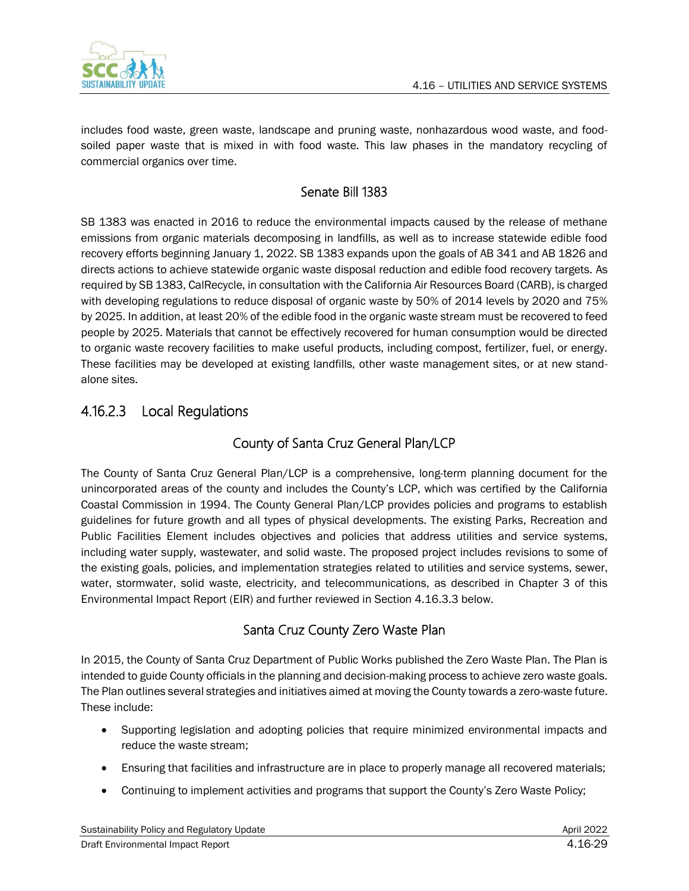includes food waste, green waste, landscape and pruning waste, nonhazardous wood waste, and food-soiled paper waste that is mixed in with food waste. This law phases in the mandatory recycling of commercial organics over time.

#### Senate Bill 1383

SB 1383 was enacted in 2016 to reduce the environmental impacts caused by the release of methane emissions from organic materials decomposing in landfills, as well as to increase statewide edible food recovery efforts beginning January 1, 2022. SB 1383 expands upon the goals of AB 341 and AB 1826 and directs actions to achieve statewide organic waste disposal reduction and edible food recovery targets. As required by SB 1383, CalRecycle, in consultation with the California Air Resources Board (CARB), is charged with developing regulations to reduce disposal of organic waste by 50% of 2014 levels by 2020 and 75% by 2025. In addition, at least 20% of the edible food in the organic waste stream must be recovered to feed people by 2025. Materials that cannot be effectively recovered for human consumption would be directed to organic waste recovery facilities to make useful products, including compost, fertilizer, fuel, or energy. These facilities may be developed at existing landfills, other waste management sites, or at new stand-alone sites.

### 4.16.2.3 Local Regulations

#### County of Santa Cruz General Plan/LCP

The County of Santa Cruz General Plan/LCP is a comprehensive, long-term planning document for the unincorporated areas of the county and includes the County's LCP, which was certified by the California Coastal Commission in 1994. The County General Plan/LCP provides policies and programs to establish guidelines for future growth and all types of physical developments. The existing Parks, Recreation and Public Facilities Element includes objectives and policies that address utilities and service systems, including water supply, wastewater, and solid waste. The proposed project includes revisions to some of the existing goals, policies, and implementation strategies related to utilities and service systems, sewer, water, stormwater, solid waste, electricity, and telecommunications, as described in Chapter 3 of this Environmental Impact Report (EIR) and further reviewed in Section 4.16.3.3 below.

#### Santa Cruz County Zero Waste Plan

In 2015, the County of Santa Cruz Department of Public Works published the Zero Waste Plan. The Plan is intended to guide County officials in the planning and decision-making process to achieve zero waste goals. The Plan outlines several strategies and initiatives aimed at moving the County towards a zero-waste future. These include:

- Supporting legislation and adopting policies that require minimized environmental impacts and reduce the waste stream;
- Ensuring that facilities and infrastructure are in place to properly manage all recovered materials;
- Continuing to implement activities and programs that support the County's Zero Waste Policy;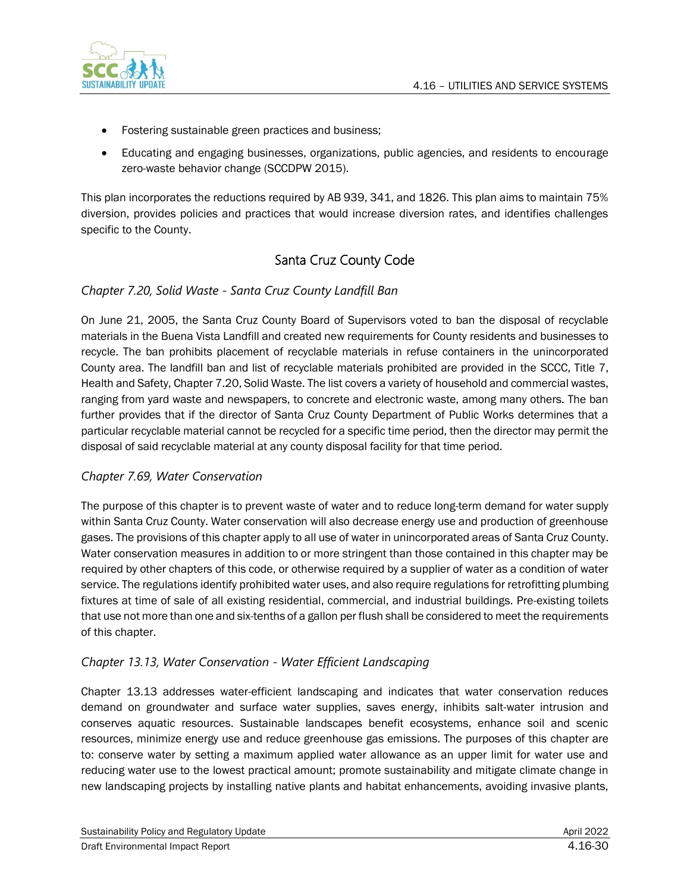- Fostering sustainable green practices and business;
- Educating and engaging businesses, organizations, public agencies, and residents to encourage zero-waste behavior change (SCCDPW 2015).

This plan incorporates the reductions required by AB 939, 341, and 1826. This plan aims to maintain 75% diversion, provides policies and practices that would increase diversion rates, and identifies challenges specific to the County.

## Santa Cruz County Code

### *Chapter 7.20, Solid Waste - Santa Cruz County Landfill Ban*

On June 21, 2005, the Santa Cruz County Board of Supervisors voted to ban the disposal of recyclable materials in the Buena Vista Landfill and created new requirements for County residents and businesses to recycle. The ban prohibits placement of recyclable materials in refuse containers in the unincorporated County area. The landfill ban and list of recyclable materials prohibited are provided in the SCCC, Title 7, Health and Safety, Chapter 7.20, Solid Waste. The list covers a variety of household and commercial wastes, ranging from yard waste and newspapers, to concrete and electronic waste, among many others. The ban further provides that if the director of Santa Cruz County Department of Public Works determines that a particular recyclable material cannot be recycled for a specific time period, then the director may permit the disposal of said recyclable material at any county disposal facility for that time period.

### *Chapter 7.69, Water Conservation*

The purpose of this chapter is to prevent waste of water and to reduce long-term demand for water supply within Santa Cruz County. Water conservation will also decrease energy use and production of greenhouse gases. The provisions of this chapter apply to all use of water in unincorporated areas of Santa Cruz County. Water conservation measures in addition to or more stringent than those contained in this chapter may be required by other chapters of this code, or otherwise required by a supplier of water as a condition of water service. The regulations identify prohibited water uses, and also require regulations for retrofitting plumbing fixtures at time of sale of all existing residential, commercial, and industrial buildings. Pre-existing toilets that use not more than one and six-tenths of a gallon per flush shall be considered to meet the requirements of this chapter.

### *Chapter 13.13, Water Conservation - Water Efficient Landscaping*

Chapter 13.13 addresses water-efficient landscaping and indicates that water conservation reduces demand on groundwater and surface water supplies, saves energy, inhibits salt-water intrusion and conserves aquatic resources. Sustainable landscapes benefit ecosystems, enhance soil and scenic resources, minimize energy use and reduce greenhouse gas emissions. The purposes of this chapter are to: conserve water by setting a maximum applied water allowance as an upper limit for water use and reducing water use to the lowest practical amount; promote sustainability and mitigate climate change in new landscaping projects by installing native plants and habitat enhancements, avoiding invasive plants,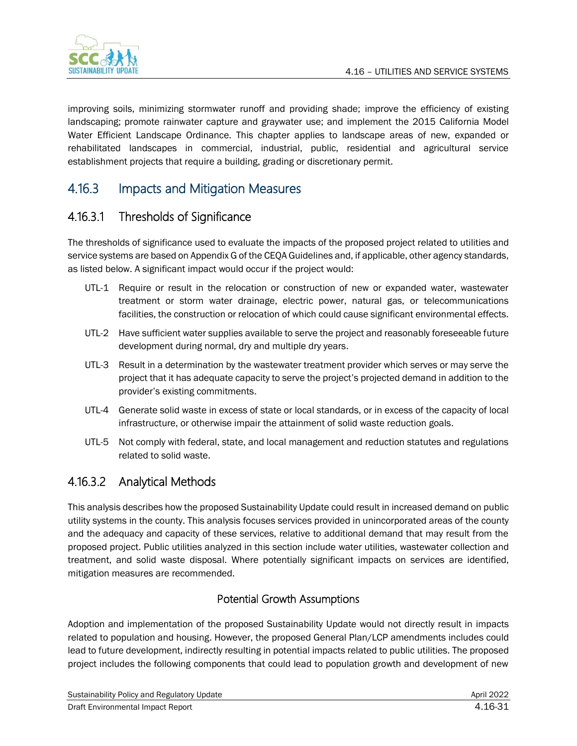improving soils, minimizing stormwater runoff and providing shade; improve the efficiency of existing landscaping; promote rainwater capture and graywater use; and implement the 2015 California Model Water Efficient Landscape Ordinance. This chapter applies to landscape areas of new, expanded or rehabilitated landscapes in commercial, industrial, public, residential and agricultural service establishment projects that require a building, grading or discretionary permit.

## 4.16.3 Impacts and Mitigation Measures

### 4.16.3.1 Thresholds of Significance

The thresholds of significance used to evaluate the impacts of the proposed project related to utilities and service systems are based on Appendix G of the CEQA Guidelines and, if applicable, other agency standards, as listed below. A significant impact would occur if the project would:

UTL-1 Require or result in the relocation or construction of new or expanded water, wastewater treatment or storm water drainage, electric power, natural gas, or telecommunications facilities, the construction or relocation of which could cause significant environmental effects.

UTL-2 Have sufficient water supplies available to serve the project and reasonably foreseeable future development during normal, dry and multiple dry years.

UTL-3 Result in a determination by the wastewater treatment provider which serves or may serve the project that it has adequate capacity to serve the project's projected demand in addition to the provider's existing commitments.

UTL-4 Generate solid waste in excess of state or local standards, or in excess of the capacity of local infrastructure, or otherwise impair the attainment of solid waste reduction goals.

UTL-5 Not comply with federal, state, and local management and reduction statutes and regulations related to solid waste.

### 4.16.3.2 Analytical Methods

This analysis describes how the proposed Sustainability Update could result in increased demand on public utility systems in the county. This analysis focuses services provided in unincorporated areas of the county and the adequacy and capacity of these services, relative to additional demand that may result from the proposed project. Public utilities analyzed in this section include water utilities, wastewater collection and treatment, and solid waste disposal. Where potentially significant impacts on services are identified, mitigation measures are recommended.

#### Potential Growth Assumptions

Adoption and implementation of the proposed Sustainability Update would not directly result in impacts related to population and housing. However, the proposed General Plan/LCP amendments includes could lead to future development, indirectly resulting in potential impacts related to public utilities. The proposed project includes the following components that could lead to population growth and development of new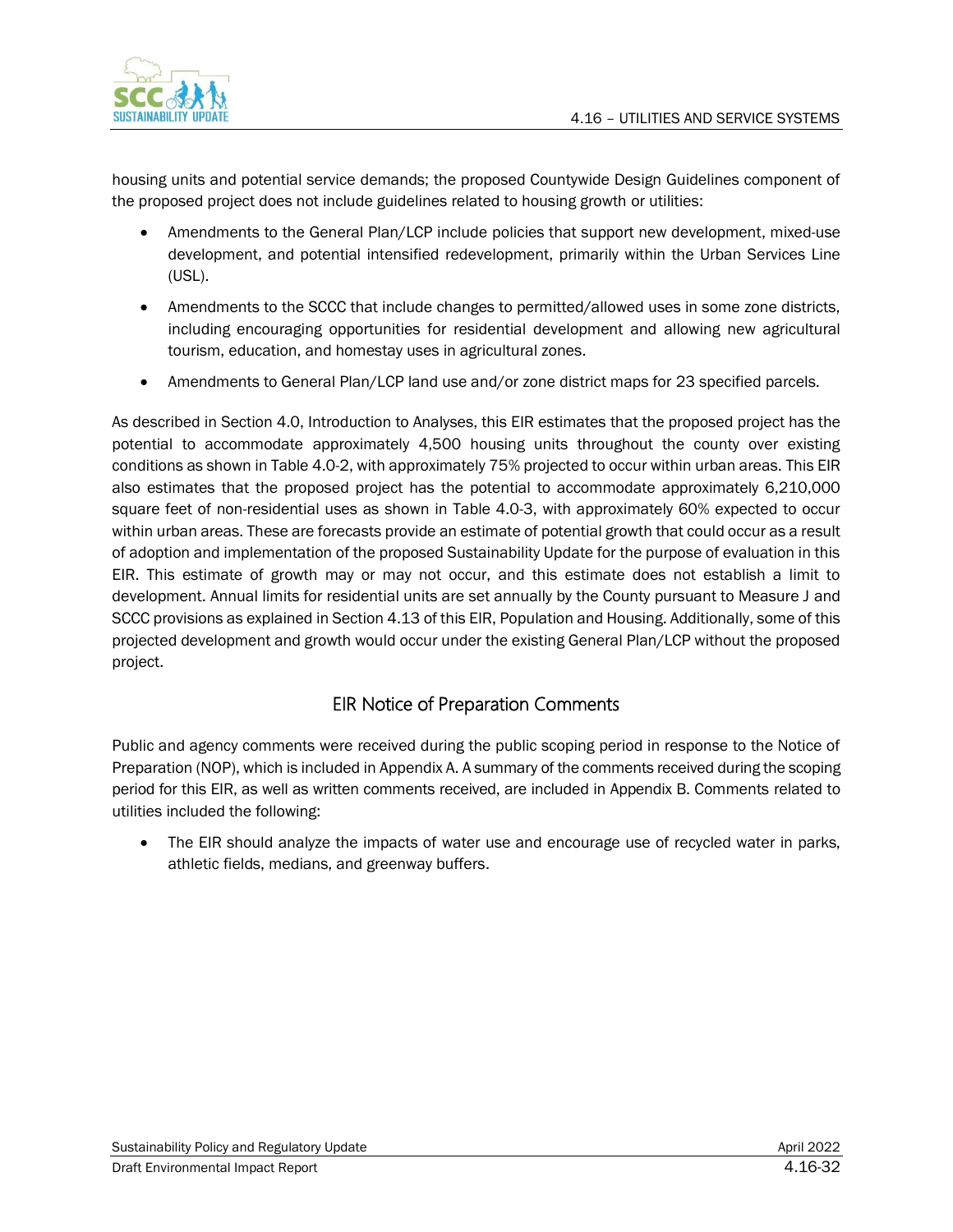housing units and potential service demands; the proposed Countywide Design Guidelines component of the proposed project does not include guidelines related to housing growth or utilities:

- Amendments to the General Plan/LCP include policies that support new development, mixed-use development, and potential intensified redevelopment, primarily within the Urban Services Line (USL).
- Amendments to the SCCC that include changes to permitted/allowed uses in some zone districts, including encouraging opportunities for residential development and allowing new agricultural tourism, education, and homestay uses in agricultural zones.
- Amendments to General Plan/LCP land use and/or zone district maps for 23 specified parcels.

As described in Section 4.0, Introduction to Analyses, this EIR estimates that the proposed project has the potential to accommodate approximately 4,500 housing units throughout the county over existing conditions as shown in Table 4.0-2, with approximately 75% projected to occur within urban areas. This EIR also estimates that the proposed project has the potential to accommodate approximately 6,210,000 square feet of non-residential uses as shown in Table 4.0-3, with approximately 60% expected to occur within urban areas. These are forecasts provide an estimate of potential growth that could occur as a result of adoption and implementation of the proposed Sustainability Update for the purpose of evaluation in this EIR. This estimate of growth may or may not occur, and this estimate does not establish a limit to development. Annual limits for residential units are set annually by the County pursuant to Measure J and SCCC provisions as explained in Section 4.13 of this EIR, Population and Housing. Additionally, some of this projected development and growth would occur under the existing General Plan/LCP without the proposed project.

## EIR Notice of Preparation Comments

Public and agency comments were received during the public scoping period in response to the Notice of Preparation (NOP), which is included in Appendix A. A summary of the comments received during the scoping period for this EIR, as well as written comments received, are included in Appendix B. Comments related to utilities included the following:

- The EIR should analyze the impacts of water use and encourage use of recycled water in parks, athletic fields, medians, and greenway buffers.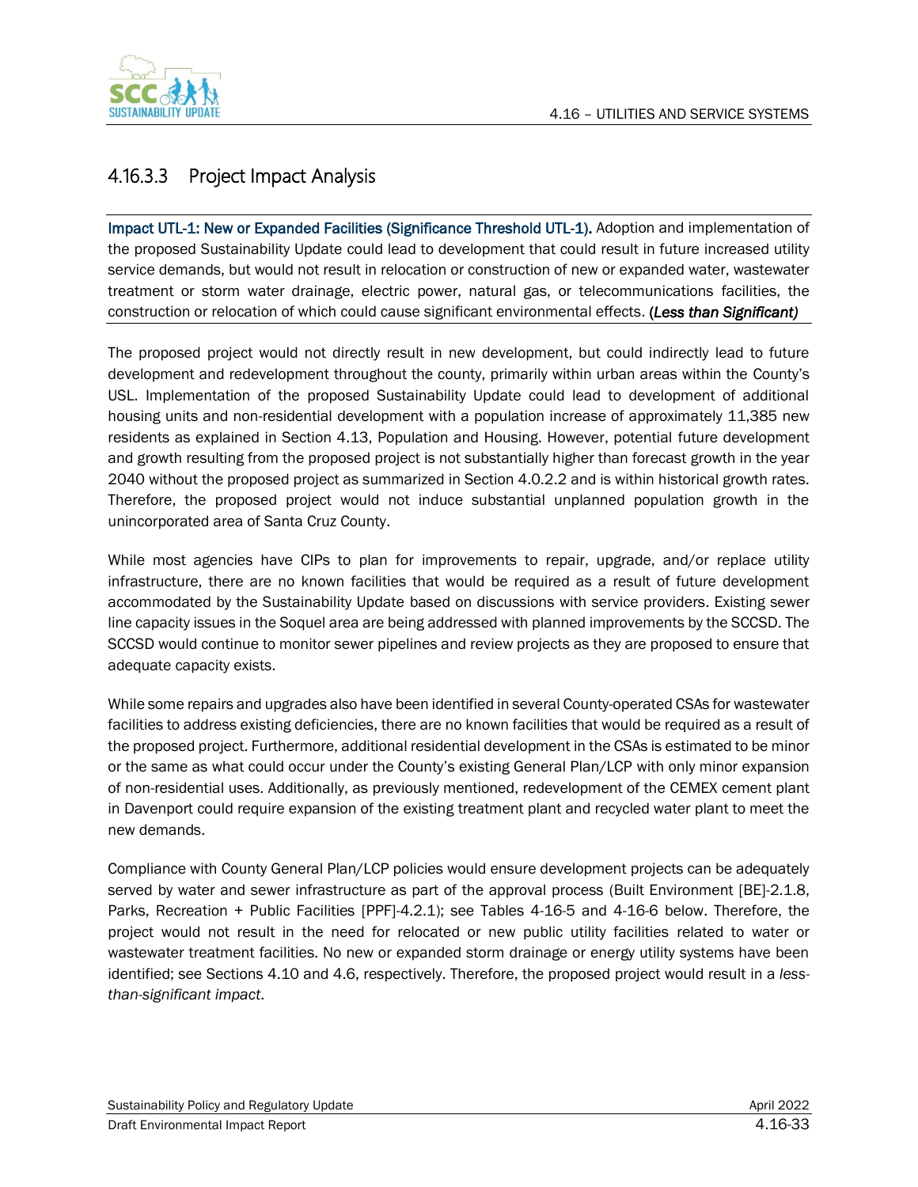### 4.16.3.3 Project Impact Analysis

**Impact UTL-1: New or Expanded Facilities (Significance Threshold UTL-1).** Adoption and implementation of the proposed Sustainability Update could lead to development that could result in future increased utility service demands, but would not result in relocation or construction of new or expanded water, wastewater treatment or storm water drainage, electric power, natural gas, or telecommunications facilities, the construction or relocation of which could cause significant environmental effects. **(*Less than Significant)***

The proposed project would not directly result in new development, but could indirectly lead to future development and redevelopment throughout the county, primarily within urban areas within the County's USL. Implementation of the proposed Sustainability Update could lead to development of additional housing units and non-residential development with a population increase of approximately 11,385 new residents as explained in Section 4.13, Population and Housing. However, potential future development and growth resulting from the proposed project is not substantially higher than forecast growth in the year 2040 without the proposed project as summarized in Section 4.0.2.2 and is within historical growth rates. Therefore, the proposed project would not induce substantial unplanned population growth in the unincorporated area of Santa Cruz County.

While most agencies have CIPs to plan for improvements to repair, upgrade, and/or replace utility infrastructure, there are no known facilities that would be required as a result of future development accommodated by the Sustainability Update based on discussions with service providers. Existing sewer line capacity issues in the Soquel area are being addressed with planned improvements by the SCCSD. The SCCSD would continue to monitor sewer pipelines and review projects as they are proposed to ensure that adequate capacity exists.

While some repairs and upgrades also have been identified in several County-operated CSAs for wastewater facilities to address existing deficiencies, there are no known facilities that would be required as a result of the proposed project. Furthermore, additional residential development in the CSAs is estimated to be minor or the same as what could occur under the County's existing General Plan/LCP with only minor expansion of non-residential uses. Additionally, as previously mentioned, redevelopment of the CEMEX cement plant in Davenport could require expansion of the existing treatment plant and recycled water plant to meet the new demands.

Compliance with County General Plan/LCP policies would ensure development projects can be adequately served by water and sewer infrastructure as part of the approval process (Built Environment [BE]-2.1.8, Parks, Recreation + Public Facilities [PPF]-4.2.1); see Tables 4-16-5 and 4-16-6 below. Therefore, the project would not result in the need for relocated or new public utility facilities related to water or wastewater treatment facilities. No new or expanded storm drainage or energy utility systems have been identified; see Sections 4.10 and 4.6, respectively. Therefore, the proposed project would result in a *less-than-significant impact*.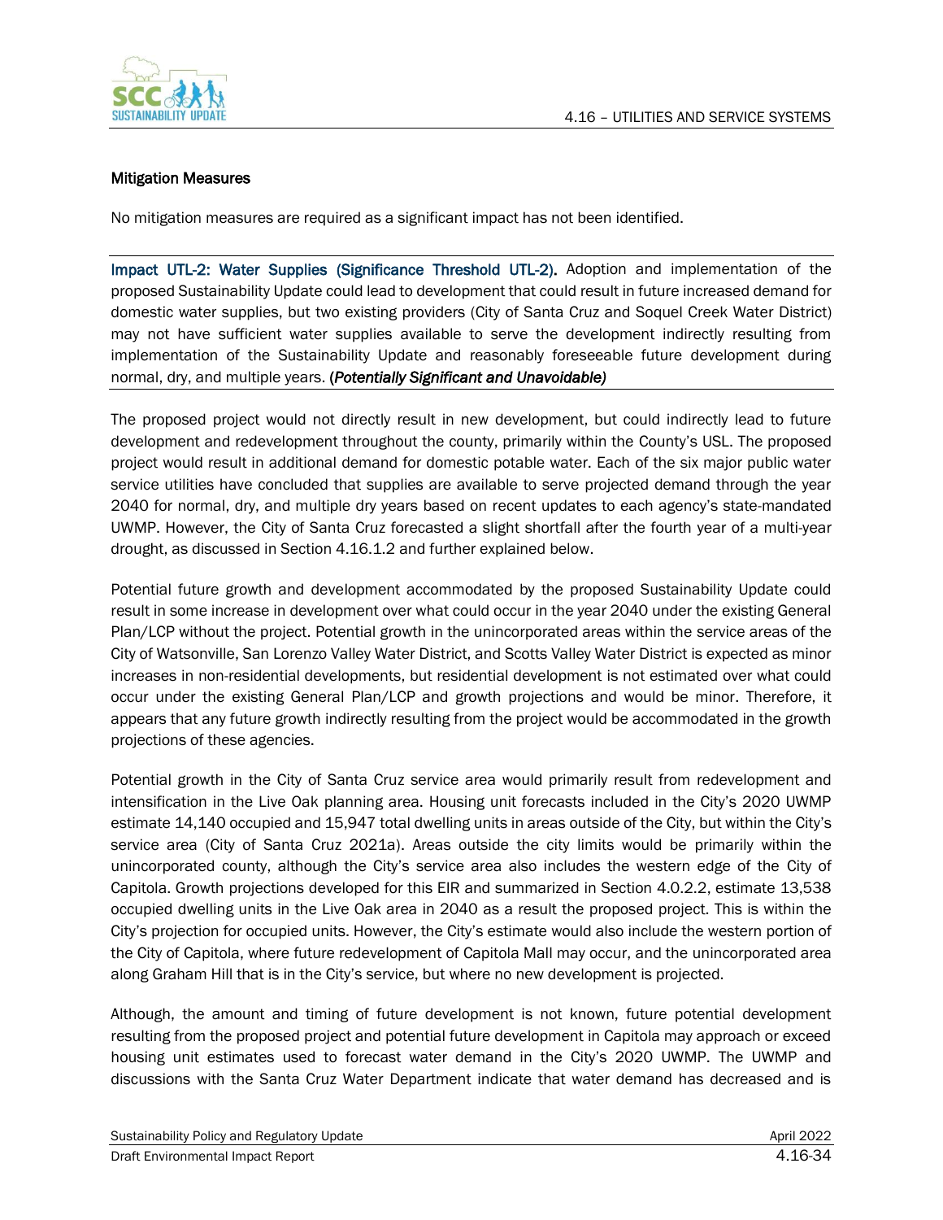### Mitigation Measures

No mitigation measures are required as a significant impact has not been identified.

---

**Impact UTL-2: Water Supplies (Significance Threshold UTL-2).** Adoption and implementation of the proposed Sustainability Update could lead to development that could result in future increased demand for domestic water supplies, but two existing providers (City of Santa Cruz and Soquel Creek Water District) may not have sufficient water supplies available to serve the development indirectly resulting from implementation of the Sustainability Update and reasonably foreseeable future development during normal, dry, and multiple years. ***(Potentially Significant and Unavoidable)***

---

The proposed project would not directly result in new development, but could indirectly lead to future development and redevelopment throughout the county, primarily within the County's USL. The proposed project would result in additional demand for domestic potable water. Each of the six major public water service utilities have concluded that supplies are available to serve projected demand through the year 2040 for normal, dry, and multiple dry years based on recent updates to each agency's state-mandated UWMP. However, the City of Santa Cruz forecasted a slight shortfall after the fourth year of a multi-year drought, as discussed in Section 4.16.1.2 and further explained below.

Potential future growth and development accommodated by the proposed Sustainability Update could result in some increase in development over what could occur in the year 2040 under the existing General Plan/LCP without the project. Potential growth in the unincorporated areas within the service areas of the City of Watsonville, San Lorenzo Valley Water District, and Scotts Valley Water District is expected as minor increases in non-residential developments, but residential development is not estimated over what could occur under the existing General Plan/LCP and growth projections and would be minor. Therefore, it appears that any future growth indirectly resulting from the project would be accommodated in the growth projections of these agencies.

Potential growth in the City of Santa Cruz service area would primarily result from redevelopment and intensification in the Live Oak planning area. Housing unit forecasts included in the City's 2020 UWMP estimate 14,140 occupied and 15,947 total dwelling units in areas outside of the City, but within the City's service area (City of Santa Cruz 2021a). Areas outside the city limits would be primarily within the unincorporated county, although the City's service area also includes the western edge of the City of Capitola. Growth projections developed for this EIR and summarized in Section 4.0.2.2, estimate 13,538 occupied dwelling units in the Live Oak area in 2040 as a result the proposed project. This is within the City's projection for occupied units. However, the City's estimate would also include the western portion of the City of Capitola, where future redevelopment of Capitola Mall may occur, and the unincorporated area along Graham Hill that is in the City's service, but where no new development is projected.

Although, the amount and timing of future development is not known, future potential development resulting from the proposed project and potential future development in Capitola may approach or exceed housing unit estimates used to forecast water demand in the City's 2020 UWMP. The UWMP and discussions with the Santa Cruz Water Department indicate that water demand has decreased and is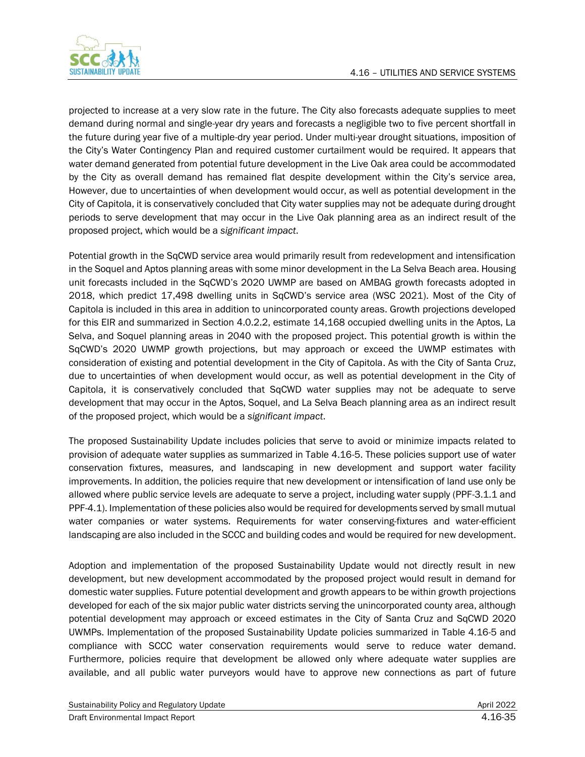projected to increase at a very slow rate in the future. The City also forecasts adequate supplies to meet demand during normal and single-year dry years and forecasts a negligible two to five percent shortfall in the future during year five of a multiple-dry year period. Under multi-year drought situations, imposition of the City's Water Contingency Plan and required customer curtailment would be required. It appears that water demand generated from potential future development in the Live Oak area could be accommodated by the City as overall demand has remained flat despite development within the City's service area, However, due to uncertainties of when development would occur, as well as potential development in the City of Capitola, it is conservatively concluded that City water supplies may not be adequate during drought periods to serve development that may occur in the Live Oak planning area as an indirect result of the proposed project, which would be a *significant impact*.

Potential growth in the SqCWD service area would primarily result from redevelopment and intensification in the Soquel and Aptos planning areas with some minor development in the La Selva Beach area. Housing unit forecasts included in the SqCWD's 2020 UWMP are based on AMBAG growth forecasts adopted in 2018, which predict 17,498 dwelling units in SqCWD's service area (WSC 2021). Most of the City of Capitola is included in this area in addition to unincorporated county areas. Growth projections developed for this EIR and summarized in Section 4.0.2.2, estimate 14,168 occupied dwelling units in the Aptos, La Selva, and Soquel planning areas in 2040 with the proposed project. This potential growth is within the SqCWD's 2020 UWMP growth projections, but may approach or exceed the UWMP estimates with consideration of existing and potential development in the City of Capitola. As with the City of Santa Cruz, due to uncertainties of when development would occur, as well as potential development in the City of Capitola, it is conservatively concluded that SqCWD water supplies may not be adequate to serve development that may occur in the Aptos, Soquel, and La Selva Beach planning area as an indirect result of the proposed project, which would be a *significant impact*.

The proposed Sustainability Update includes policies that serve to avoid or minimize impacts related to provision of adequate water supplies as summarized in Table 4.16-5. These policies support use of water conservation fixtures, measures, and landscaping in new development and support water facility improvements. In addition, the policies require that new development or intensification of land use only be allowed where public service levels are adequate to serve a project, including water supply (PPF-3.1.1 and PPF-4.1). Implementation of these policies also would be required for developments served by small mutual water companies or water systems. Requirements for water conserving-fixtures and water-efficient landscaping are also included in the SCCC and building codes and would be required for new development.

Adoption and implementation of the proposed Sustainability Update would not directly result in new development, but new development accommodated by the proposed project would result in demand for domestic water supplies. Future potential development and growth appears to be within growth projections developed for each of the six major public water districts serving the unincorporated county area, although potential development may approach or exceed estimates in the City of Santa Cruz and SqCWD 2020 UWMPs. Implementation of the proposed Sustainability Update policies summarized in Table 4.16-5 and compliance with SCCC water conservation requirements would serve to reduce water demand. Furthermore, policies require that development be allowed only where adequate water supplies are available, and all public water purveyors would have to approve new connections as part of future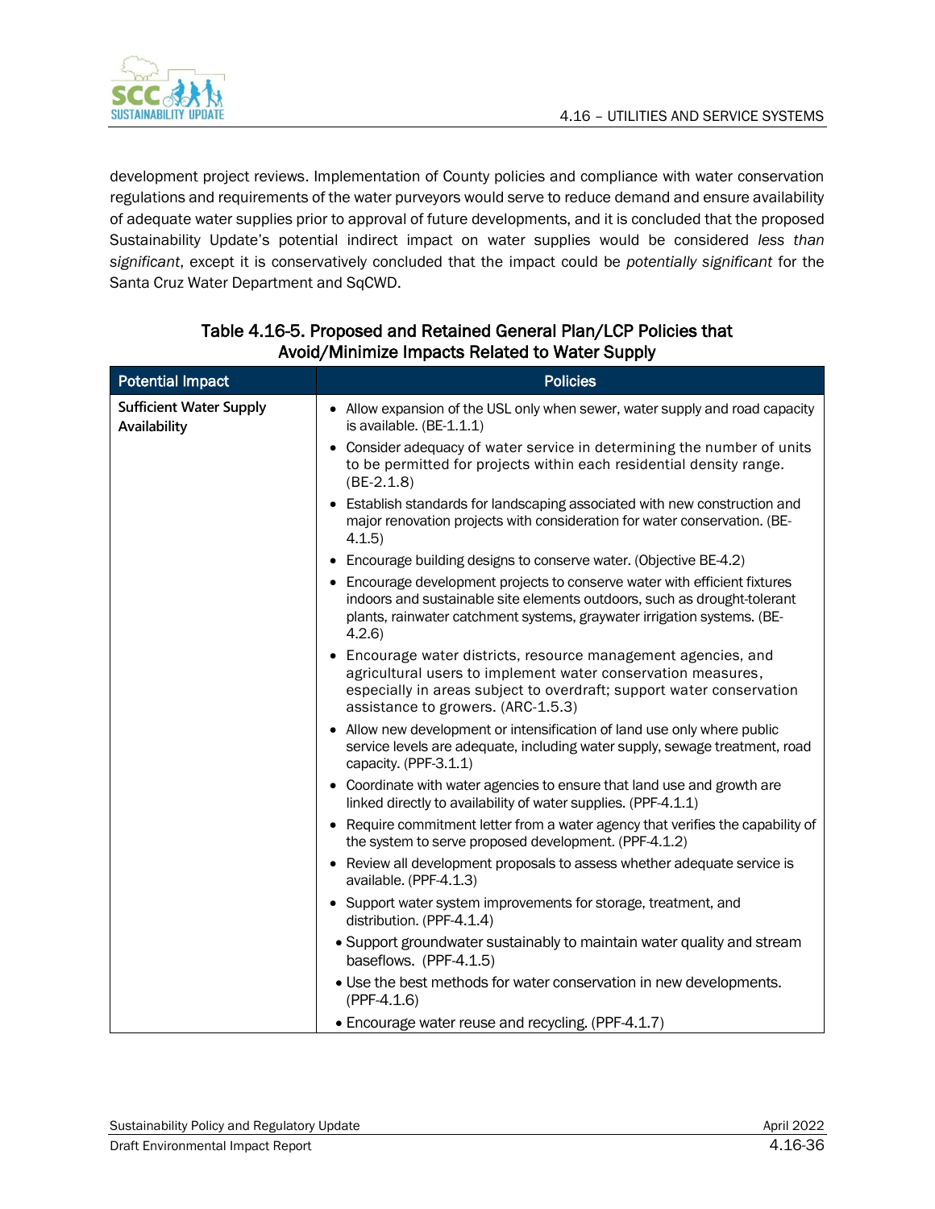development project reviews. Implementation of County policies and compliance with water conservation regulations and requirements of the water purveyors would serve to reduce demand and ensure availability of adequate water supplies prior to approval of future developments, and it is concluded that the proposed Sustainability Update's potential indirect impact on water supplies would be considered *less than significant*, except it is conservatively concluded that the impact could be *potentially significant* for the Santa Cruz Water Department and SqCWD.

### Table 4.16-5. Proposed and Retained General Plan/LCP Policies that Avoid/Minimize Impacts Related to Water Supply

| Potential Impact | Policies |
|---|---|
| **Sufficient Water Supply Availability** | • Allow expansion of the USL only when sewer, water supply and road capacity is available. (BE-1.1.1)<br>• Consider adequacy of water service in determining the number of units to be permitted for projects within each residential density range. (BE-2.1.8)<br>• Establish standards for landscaping associated with new construction and major renovation projects with consideration for water conservation. (BE-4.1.5)<br>• Encourage building designs to conserve water. (Objective BE-4.2)<br>• Encourage development projects to conserve water with efficient fixtures indoors and sustainable site elements outdoors, such as drought-tolerant plants, rainwater catchment systems, graywater irrigation systems. (BE-4.2.6)<br>• Encourage water districts, resource management agencies, and agricultural users to implement water conservation measures, especially in areas subject to overdraft; support water conservation assistance to growers. (ARC-1.5.3)<br>• Allow new development or intensification of land use only where public service levels are adequate, including water supply, sewage treatment, road capacity. (PPF-3.1.1)<br>• Coordinate with water agencies to ensure that land use and growth are linked directly to availability of water supplies. (PPF-4.1.1)<br>• Require commitment letter from a water agency that verifies the capability of the system to serve proposed development. (PPF-4.1.2)<br>• Review all development proposals to assess whether adequate service is available. (PPF-4.1.3)<br>• Support water system improvements for storage, treatment, and distribution. (PPF-4.1.4)<br>• Support groundwater sustainably to maintain water quality and stream baseflows. (PPF-4.1.5)<br>• Use the best methods for water conservation in new developments. (PPF-4.1.6)<br>• Encourage water reuse and recycling. (PPF-4.1.7) |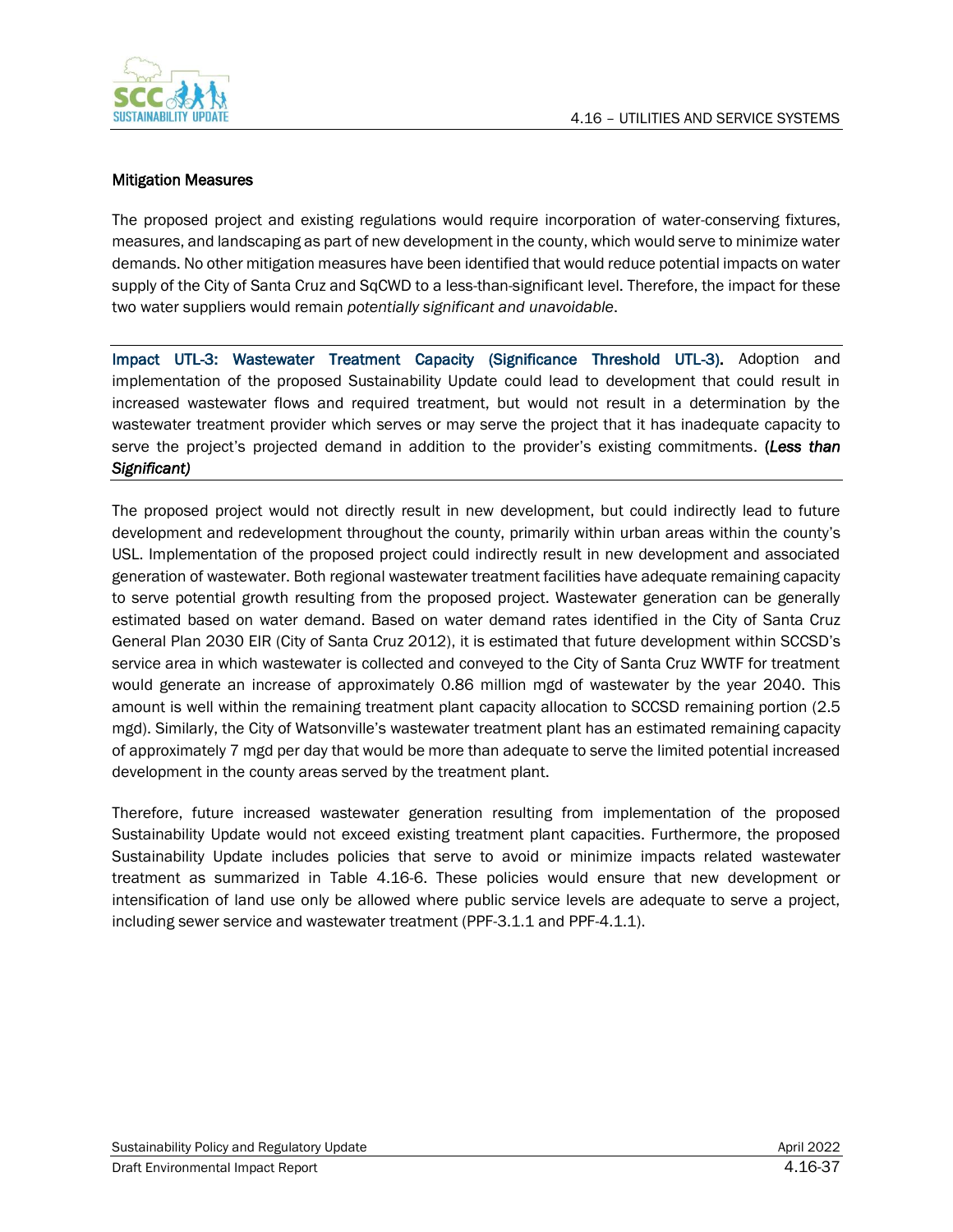#### Mitigation Measures

The proposed project and existing regulations would require incorporation of water-conserving fixtures, measures, and landscaping as part of new development in the county, which would serve to minimize water demands. No other mitigation measures have been identified that would reduce potential impacts on water supply of the City of Santa Cruz and SqCWD to a less-than-significant level. Therefore, the impact for these two water suppliers would remain *potentially significant and unavoidable*.

---

**Impact UTL-3: Wastewater Treatment Capacity (Significance Threshold UTL-3).** Adoption and implementation of the proposed Sustainability Update could lead to development that could result in increased wastewater flows and required treatment, but would not result in a determination by the wastewater treatment provider which serves or may serve the project that it has inadequate capacity to serve the project's projected demand in addition to the provider's existing commitments. ***(Less than Significant)***

---

The proposed project would not directly result in new development, but could indirectly lead to future development and redevelopment throughout the county, primarily within urban areas within the county's USL. Implementation of the proposed project could indirectly result in new development and associated generation of wastewater. Both regional wastewater treatment facilities have adequate remaining capacity to serve potential growth resulting from the proposed project. Wastewater generation can be generally estimated based on water demand. Based on water demand rates identified in the City of Santa Cruz General Plan 2030 EIR (City of Santa Cruz 2012), it is estimated that future development within SCCSD's service area in which wastewater is collected and conveyed to the City of Santa Cruz WWTF for treatment would generate an increase of approximately 0.86 million mgd of wastewater by the year 2040. This amount is well within the remaining treatment plant capacity allocation to SCCSD remaining portion (2.5 mgd). Similarly, the City of Watsonville's wastewater treatment plant has an estimated remaining capacity of approximately 7 mgd per day that would be more than adequate to serve the limited potential increased development in the county areas served by the treatment plant.

Therefore, future increased wastewater generation resulting from implementation of the proposed Sustainability Update would not exceed existing treatment plant capacities. Furthermore, the proposed Sustainability Update includes policies that serve to avoid or minimize impacts related wastewater treatment as summarized in Table 4.16-6. These policies would ensure that new development or intensification of land use only be allowed where public service levels are adequate to serve a project, including sewer service and wastewater treatment (PPF-3.1.1 and PPF-4.1.1).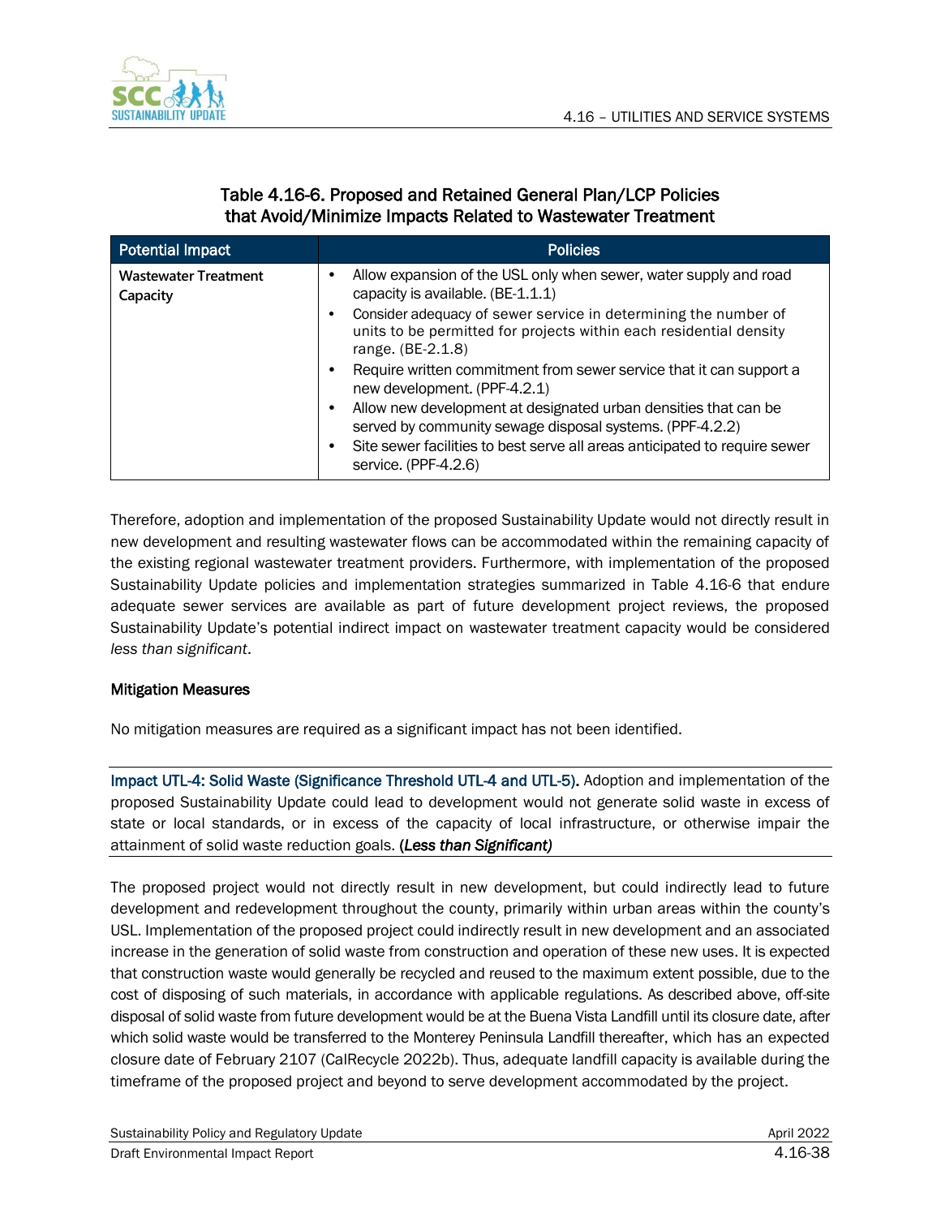### Table 4.16-6. Proposed and Retained General Plan/LCP Policies that Avoid/Minimize Impacts Related to Wastewater Treatment

| Potential Impact | Policies |
| --- | --- |
| **Wastewater Treatment Capacity** | • Allow expansion of the USL only when sewer, water supply and road capacity is available. (BE-1.1.1)<br>• Consider adequacy of sewer service in determining the number of units to be permitted for projects within each residential density range. (BE-2.1.8)<br>• Require written commitment from sewer service that it can support a new development. (PPF-4.2.1)<br>• Allow new development at designated urban densities that can be served by community sewage disposal systems. (PPF-4.2.2)<br>• Site sewer facilities to best serve all areas anticipated to require sewer service. (PPF-4.2.6) |

Therefore, adoption and implementation of the proposed Sustainability Update would not directly result in new development and resulting wastewater flows can be accommodated within the remaining capacity of the existing regional wastewater treatment providers. Furthermore, with implementation of the proposed Sustainability Update policies and implementation strategies summarized in Table 4.16-6 that endure adequate sewer services are available as part of future development project reviews, the proposed Sustainability Update's potential indirect impact on wastewater treatment capacity would be considered *less than significant*.

#### Mitigation Measures

No mitigation measures are required as a significant impact has not been identified.

**Impact UTL-4: Solid Waste (Significance Threshold UTL-4 and UTL-5).** Adoption and implementation of the proposed Sustainability Update could lead to development would not generate solid waste in excess of state or local standards, or in excess of the capacity of local infrastructure, or otherwise impair the attainment of solid waste reduction goals. **(*Less than Significant)***

The proposed project would not directly result in new development, but could indirectly lead to future development and redevelopment throughout the county, primarily within urban areas within the county's USL. Implementation of the proposed project could indirectly result in new development and an associated increase in the generation of solid waste from construction and operation of these new uses. It is expected that construction waste would generally be recycled and reused to the maximum extent possible, due to the cost of disposing of such materials, in accordance with applicable regulations. As described above, off-site disposal of solid waste from future development would be at the Buena Vista Landfill until its closure date, after which solid waste would be transferred to the Monterey Peninsula Landfill thereafter, which has an expected closure date of February 2107 (CalRecycle 2022b). Thus, adequate landfill capacity is available during the timeframe of the proposed project and beyond to serve development accommodated by the project.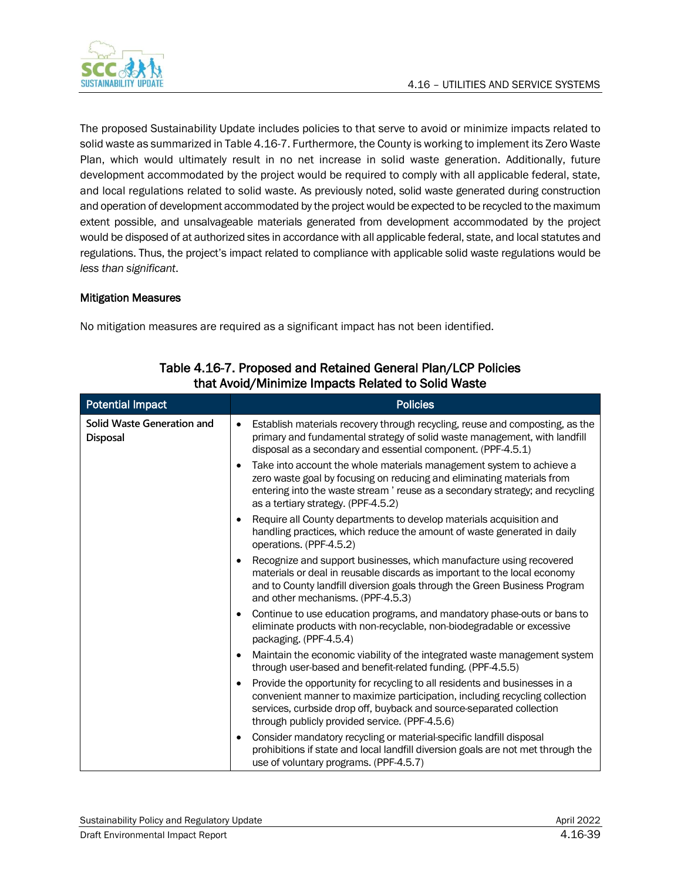The proposed Sustainability Update includes policies to that serve to avoid or minimize impacts related to solid waste as summarized in Table 4.16-7. Furthermore, the County is working to implement its Zero Waste Plan, which would ultimately result in no net increase in solid waste generation. Additionally, future development accommodated by the project would be required to comply with all applicable federal, state, and local regulations related to solid waste. As previously noted, solid waste generated during construction and operation of development accommodated by the project would be expected to be recycled to the maximum extent possible, and unsalvageable materials generated from development accommodated by the project would be disposed of at authorized sites in accordance with all applicable federal, state, and local statutes and regulations. Thus, the project's impact related to compliance with applicable solid waste regulations would be *less than significant*.

### Mitigation Measures

No mitigation measures are required as a significant impact has not been identified.

**Table 4.16-7. Proposed and Retained General Plan/LCP Policies that Avoid/Minimize Impacts Related to Solid Waste**

| Potential Impact | Policies |
|---|---|
| **Solid Waste Generation and Disposal** | • Establish materials recovery through recycling, reuse and composting, as the primary and fundamental strategy of solid waste management, with landfill disposal as a secondary and essential component. (PPF-4.5.1)<br>• Take into account the whole materials management system to achieve a zero waste goal by focusing on reducing and eliminating materials from entering into the waste stream ' reuse as a secondary strategy; and recycling as a tertiary strategy. (PPF-4.5.2)<br>• Require all County departments to develop materials acquisition and handling practices, which reduce the amount of waste generated in daily operations. (PPF-4.5.2)<br>• Recognize and support businesses, which manufacture using recovered materials or deal in reusable discards as important to the local economy and to County landfill diversion goals through the Green Business Program and other mechanisms. (PPF-4.5.3)<br>• Continue to use education programs, and mandatory phase-outs or bans to eliminate products with non-recyclable, non-biodegradable or excessive packaging. (PPF-4.5.4)<br>• Maintain the economic viability of the integrated waste management system through user-based and benefit-related funding. (PPF-4.5.5)<br>• Provide the opportunity for recycling to all residents and businesses in a convenient manner to maximize participation, including recycling collection services, curbside drop off, buyback and source-separated collection through publicly provided service. (PPF-4.5.6)<br>• Consider mandatory recycling or material-specific landfill disposal prohibitions if state and local landfill diversion goals are not met through the use of voluntary programs. (PPF-4.5.7) |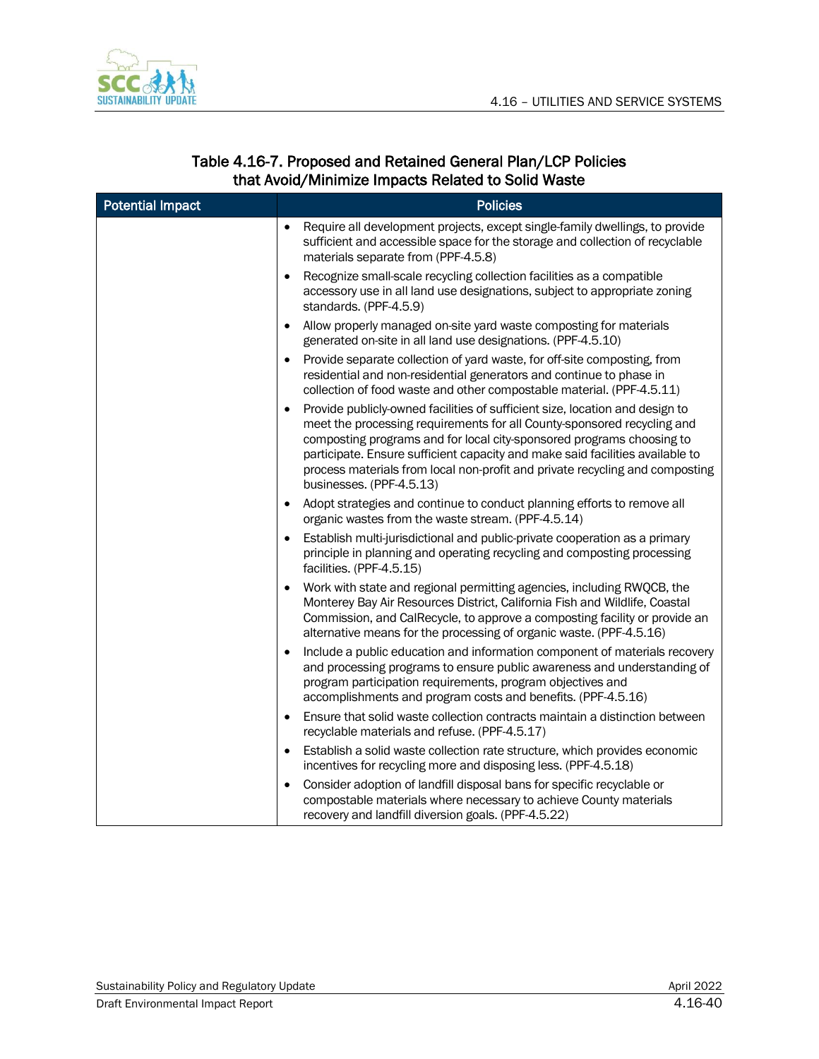## Table 4.16-7. Proposed and Retained General Plan/LCP Policies that Avoid/Minimize Impacts Related to Solid Waste

| Potential Impact | Policies |
|---|---|
| | • Require all development projects, except single-family dwellings, to provide sufficient and accessible space for the storage and collection of recyclable materials separate from (PPF-4.5.8)<br>• Recognize small-scale recycling collection facilities as a compatible accessory use in all land use designations, subject to appropriate zoning standards. (PPF-4.5.9)<br>• Allow properly managed on-site yard waste composting for materials generated on-site in all land use designations. (PPF-4.5.10)<br>• Provide separate collection of yard waste, for off-site composting, from residential and non-residential generators and continue to phase in collection of food waste and other compostable material. (PPF-4.5.11)<br>• Provide publicly-owned facilities of sufficient size, location and design to meet the processing requirements for all County-sponsored recycling and composting programs and for local city-sponsored programs choosing to participate. Ensure sufficient capacity and make said facilities available to process materials from local non-profit and private recycling and composting businesses. (PPF-4.5.13)<br>• Adopt strategies and continue to conduct planning efforts to remove all organic wastes from the waste stream. (PPF-4.5.14)<br>• Establish multi-jurisdictional and public-private cooperation as a primary principle in planning and operating recycling and composting processing facilities. (PPF-4.5.15)<br>• Work with state and regional permitting agencies, including RWQCB, the Monterey Bay Air Resources District, California Fish and Wildlife, Coastal Commission, and CalRecycle, to approve a composting facility or provide an alternative means for the processing of organic waste. (PPF-4.5.16)<br>• Include a public education and information component of materials recovery and processing programs to ensure public awareness and understanding of program participation requirements, program objectives and accomplishments and program costs and benefits. (PPF-4.5.16)<br>• Ensure that solid waste collection contracts maintain a distinction between recyclable materials and refuse. (PPF-4.5.17)<br>• Establish a solid waste collection rate structure, which provides economic incentives for recycling more and disposing less. (PPF-4.5.18)<br>• Consider adoption of landfill disposal bans for specific recyclable or compostable materials where necessary to achieve County materials recovery and landfill diversion goals. (PPF-4.5.22) |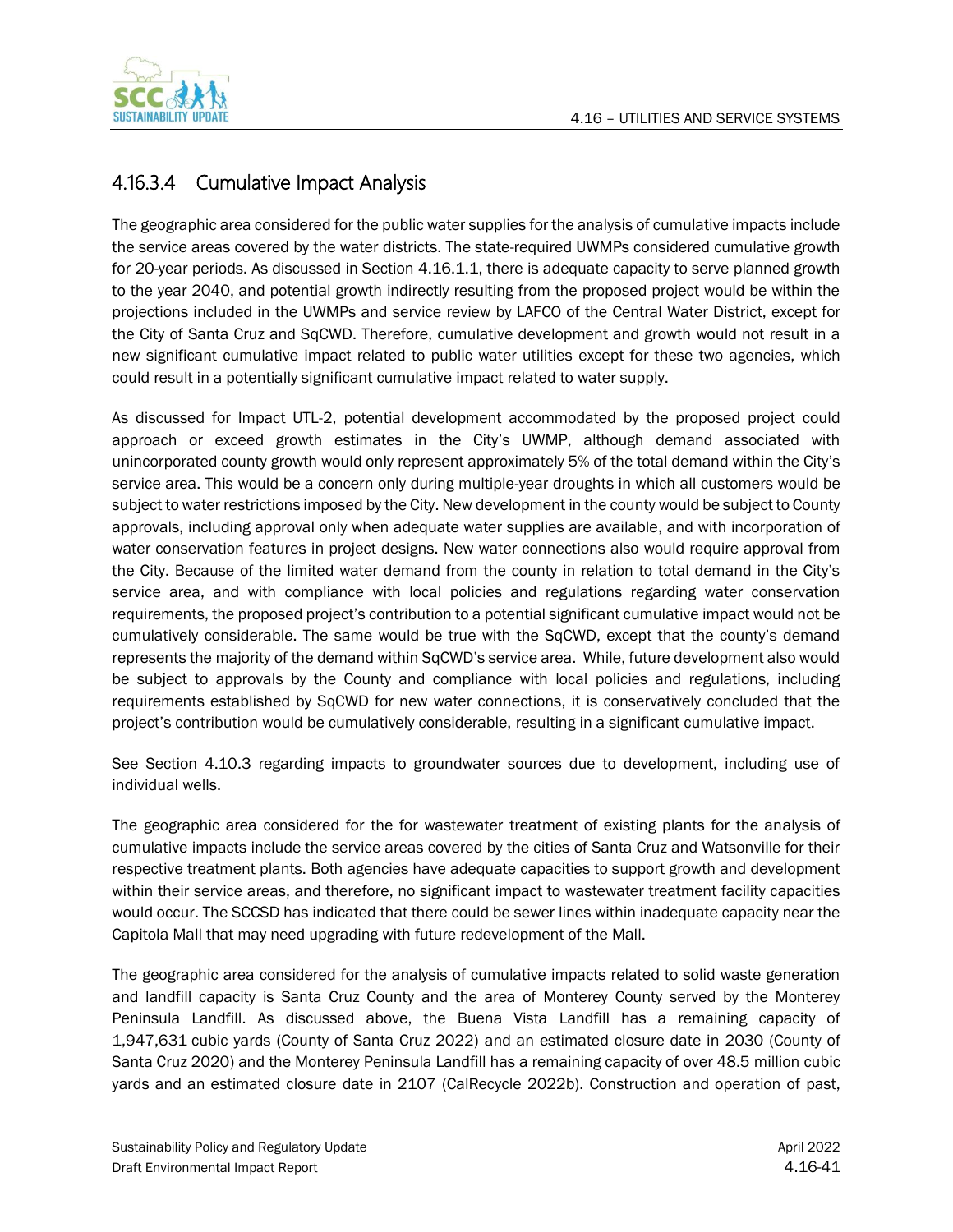### 4.16.3.4 Cumulative Impact Analysis

The geographic area considered for the public water supplies for the analysis of cumulative impacts include the service areas covered by the water districts. The state-required UWMPs considered cumulative growth for 20-year periods. As discussed in Section 4.16.1.1, there is adequate capacity to serve planned growth to the year 2040, and potential growth indirectly resulting from the proposed project would be within the projections included in the UWMPs and service review by LAFCO of the Central Water District, except for the City of Santa Cruz and SqCWD. Therefore, cumulative development and growth would not result in a new significant cumulative impact related to public water utilities except for these two agencies, which could result in a potentially significant cumulative impact related to water supply.

As discussed for Impact UTL-2, potential development accommodated by the proposed project could approach or exceed growth estimates in the City's UWMP, although demand associated with unincorporated county growth would only represent approximately 5% of the total demand within the City's service area. This would be a concern only during multiple-year droughts in which all customers would be subject to water restrictions imposed by the City. New development in the county would be subject to County approvals, including approval only when adequate water supplies are available, and with incorporation of water conservation features in project designs. New water connections also would require approval from the City. Because of the limited water demand from the county in relation to total demand in the City's service area, and with compliance with local policies and regulations regarding water conservation requirements, the proposed project's contribution to a potential significant cumulative impact would not be cumulatively considerable. The same would be true with the SqCWD, except that the county's demand represents the majority of the demand within SqCWD's service area. While, future development also would be subject to approvals by the County and compliance with local policies and regulations, including requirements established by SqCWD for new water connections, it is conservatively concluded that the project's contribution would be cumulatively considerable, resulting in a significant cumulative impact.

See Section 4.10.3 regarding impacts to groundwater sources due to development, including use of individual wells.

The geographic area considered for the for wastewater treatment of existing plants for the analysis of cumulative impacts include the service areas covered by the cities of Santa Cruz and Watsonville for their respective treatment plants. Both agencies have adequate capacities to support growth and development within their service areas, and therefore, no significant impact to wastewater treatment facility capacities would occur. The SCCSD has indicated that there could be sewer lines within inadequate capacity near the Capitola Mall that may need upgrading with future redevelopment of the Mall.

The geographic area considered for the analysis of cumulative impacts related to solid waste generation and landfill capacity is Santa Cruz County and the area of Monterey County served by the Monterey Peninsula Landfill. As discussed above, the Buena Vista Landfill has a remaining capacity of 1,947,631 cubic yards (County of Santa Cruz 2022) and an estimated closure date in 2030 (County of Santa Cruz 2020) and the Monterey Peninsula Landfill has a remaining capacity of over 48.5 million cubic yards and an estimated closure date in 2107 (CalRecycle 2022b). Construction and operation of past,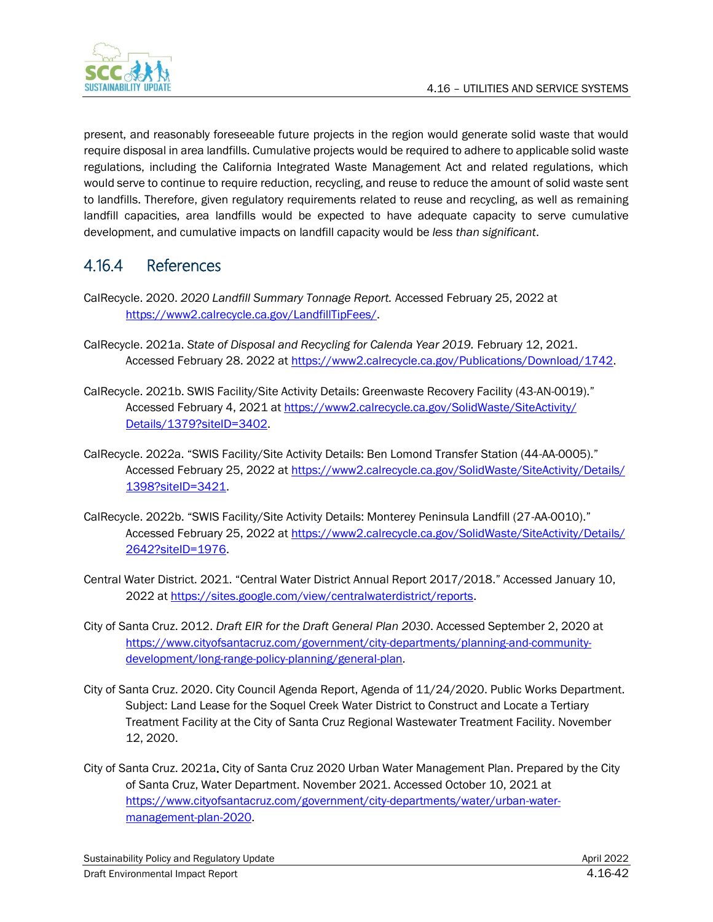present, and reasonably foreseeable future projects in the region would generate solid waste that would require disposal in area landfills. Cumulative projects would be required to adhere to applicable solid waste regulations, including the California Integrated Waste Management Act and related regulations, which would serve to continue to require reduction, recycling, and reuse to reduce the amount of solid waste sent to landfills. Therefore, given regulatory requirements related to reuse and recycling, as well as remaining landfill capacities, area landfills would be expected to have adequate capacity to serve cumulative development, and cumulative impacts on landfill capacity would be *less than significant*.

## 4.16.4 References

CalRecycle. 2020. *2020 Landfill Summary Tonnage Report.* Accessed February 25, 2022 at https://www2.calrecycle.ca.gov/LandfillTipFees/.

CalRecycle. 2021a. *State of Disposal and Recycling for Calenda Year 2019.* February 12, 2021. Accessed February 28. 2022 at https://www2.calrecycle.ca.gov/Publications/Download/1742.

CalRecycle. 2021b. SWIS Facility/Site Activity Details: Greenwaste Recovery Facility (43-AN-0019)." Accessed February 4, 2021 at https://www2.calrecycle.ca.gov/SolidWaste/SiteActivity/Details/1379?siteID=3402.

CalRecycle. 2022a. "SWIS Facility/Site Activity Details: Ben Lomond Transfer Station (44-AA-0005)." Accessed February 25, 2022 at https://www2.calrecycle.ca.gov/SolidWaste/SiteActivity/Details/1398?siteID=3421.

CalRecycle. 2022b. "SWIS Facility/Site Activity Details: Monterey Peninsula Landfill (27-AA-0010)." Accessed February 25, 2022 at https://www2.calrecycle.ca.gov/SolidWaste/SiteActivity/Details/2642?siteID=1976.

Central Water District. 2021. "Central Water District Annual Report 2017/2018." Accessed January 10, 2022 at https://sites.google.com/view/centralwaterdistrict/reports.

City of Santa Cruz. 2012. *Draft EIR for the Draft General Plan 2030*. Accessed September 2, 2020 at https://www.cityofsantacruz.com/government/city-departments/planning-and-community-development/long-range-policy-planning/general-plan.

City of Santa Cruz. 2020. City Council Agenda Report, Agenda of 11/24/2020. Public Works Department. Subject: Land Lease for the Soquel Creek Water District to Construct and Locate a Tertiary Treatment Facility at the City of Santa Cruz Regional Wastewater Treatment Facility. November 12, 2020.

City of Santa Cruz. 2021a. City of Santa Cruz 2020 Urban Water Management Plan. Prepared by the City of Santa Cruz, Water Department. November 2021. Accessed October 10, 2021 at https://www.cityofsantacruz.com/government/city-departments/water/urban-water-management-plan-2020.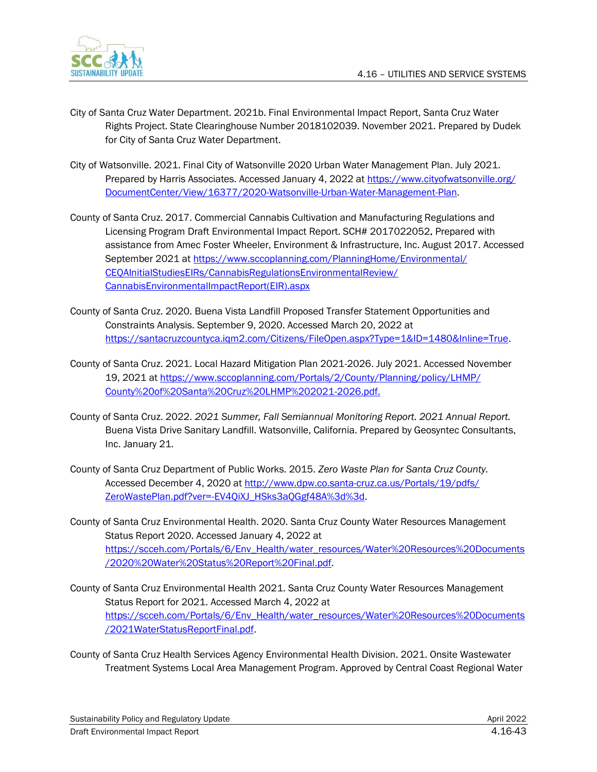City of Santa Cruz Water Department. 2021b. Final Environmental Impact Report, Santa Cruz Water Rights Project. State Clearinghouse Number 2018102039. November 2021. Prepared by Dudek for City of Santa Cruz Water Department.

City of Watsonville. 2021. Final City of Watsonville 2020 Urban Water Management Plan. July 2021. Prepared by Harris Associates. Accessed January 4, 2022 at https://www.cityofwatsonville.org/DocumentCenter/View/16377/2020-Watsonville-Urban-Water-Management-Plan.

County of Santa Cruz. 2017. Commercial Cannabis Cultivation and Manufacturing Regulations and Licensing Program Draft Environmental Impact Report. SCH# 2017022052**.** Prepared with assistance from Amec Foster Wheeler, Environment & Infrastructure, Inc. August 2017. Accessed September 2021 at https://www.sccoplanning.com/PlanningHome/Environmental/CEQAInitialStudiesEIRs/CannabisRegulationsEnvironmentalReview/CannabisEnvironmentalImpactReport(EIR).aspx

County of Santa Cruz. 2020. Buena Vista Landfill Proposed Transfer Statement Opportunities and Constraints Analysis. September 9, 2020. Accessed March 20, 2022 at https://santacruzcountyca.iqm2.com/Citizens/FileOpen.aspx?Type=1&ID=1480&Inline=True.

County of Santa Cruz. 2021. Local Hazard Mitigation Plan 2021-2026. July 2021. Accessed November 19, 2021 at https://www.sccoplanning.com/Portals/2/County/Planning/policy/LHMP/County%20of%20Santa%20Cruz%20LHMP%202021-2026.pdf.

County of Santa Cruz. 2022. *2021 Summer, Fall Semiannual Monitoring Report. 2021 Annual Report.* Buena Vista Drive Sanitary Landfill. Watsonville, California. Prepared by Geosyntec Consultants, Inc. January 21.

County of Santa Cruz Department of Public Works. 2015. *Zero Waste Plan for Santa Cruz County.* Accessed December 4, 2020 at http://www.dpw.co.santa-cruz.ca.us/Portals/19/pdfs/ZeroWastePlan.pdf?ver=-EV4QiXJ_HSks3aQGgf48A%3d%3d.

County of Santa Cruz Environmental Health. 2020. Santa Cruz County Water Resources Management Status Report 2020. Accessed January 4, 2022 at https://scceh.com/Portals/6/Env_Health/water_resources/Water%20Resources%20Documents/2020%20Water%20Status%20Report%20Final.pdf.

County of Santa Cruz Environmental Health 2021. Santa Cruz County Water Resources Management Status Report for 2021. Accessed March 4, 2022 at https://scceh.com/Portals/6/Env_Health/water_resources/Water%20Resources%20Documents/2021WaterStatusReportFinal.pdf.

County of Santa Cruz Health Services Agency Environmental Health Division. 2021. Onsite Wastewater Treatment Systems Local Area Management Program. Approved by Central Coast Regional Water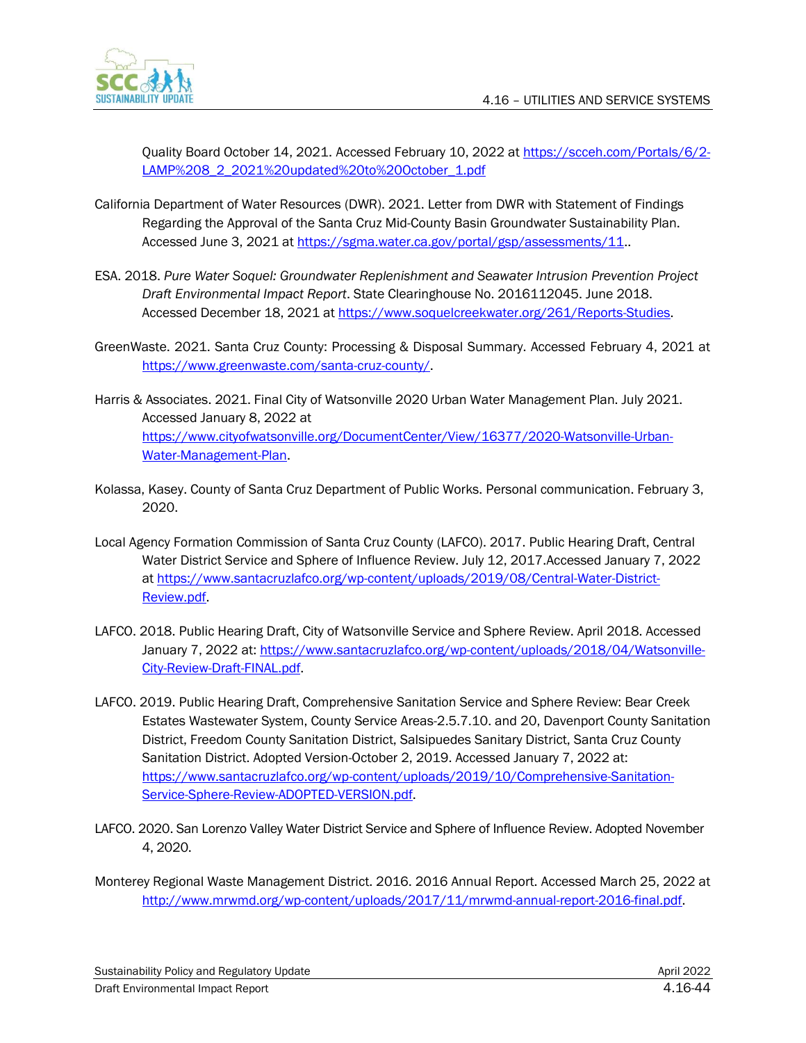Quality Board October 14, 2021. Accessed February 10, 2022 at https://scceh.com/Portals/6/2-LAMP%208_2_2021%20updated%20to%20October_1.pdf

California Department of Water Resources (DWR). 2021. Letter from DWR with Statement of Findings Regarding the Approval of the Santa Cruz Mid-County Basin Groundwater Sustainability Plan. Accessed June 3, 2021 at https://sgma.water.ca.gov/portal/gsp/assessments/11..

ESA. 2018. *Pure Water Soquel: Groundwater Replenishment and Seawater Intrusion Prevention Project Draft Environmental Impact Report*. State Clearinghouse No. 2016112045. June 2018. Accessed December 18, 2021 at https://www.soquelcreekwater.org/261/Reports-Studies.

GreenWaste. 2021. Santa Cruz County: Processing & Disposal Summary. Accessed February 4, 2021 at https://www.greenwaste.com/santa-cruz-county/.

Harris & Associates. 2021. Final City of Watsonville 2020 Urban Water Management Plan. July 2021. Accessed January 8, 2022 at https://www.cityofwatsonville.org/DocumentCenter/View/16377/2020-Watsonville-Urban-Water-Management-Plan.

Kolassa, Kasey. County of Santa Cruz Department of Public Works. Personal communication. February 3, 2020.

Local Agency Formation Commission of Santa Cruz County (LAFCO). 2017. Public Hearing Draft, Central Water District Service and Sphere of Influence Review. July 12, 2017.Accessed January 7, 2022 at https://www.santacruzlafco.org/wp-content/uploads/2019/08/Central-Water-District-Review.pdf.

LAFCO. 2018. Public Hearing Draft, City of Watsonville Service and Sphere Review. April 2018. Accessed January 7, 2022 at: https://www.santacruzlafco.org/wp-content/uploads/2018/04/Watsonville-City-Review-Draft-FINAL.pdf.

LAFCO. 2019. Public Hearing Draft, Comprehensive Sanitation Service and Sphere Review: Bear Creek Estates Wastewater System, County Service Areas-2.5.7.10. and 20, Davenport County Sanitation District, Freedom County Sanitation District, Salsipuedes Sanitary District, Santa Cruz County Sanitation District. Adopted Version-October 2, 2019. Accessed January 7, 2022 at: https://www.santacruzlafco.org/wp-content/uploads/2019/10/Comprehensive-Sanitation-Service-Sphere-Review-ADOPTED-VERSION.pdf.

LAFCO. 2020. San Lorenzo Valley Water District Service and Sphere of Influence Review. Adopted November 4, 2020.

Monterey Regional Waste Management District. 2016. 2016 Annual Report. Accessed March 25, 2022 at http://www.mrwmd.org/wp-content/uploads/2017/11/mrwmd-annual-report-2016-final.pdf.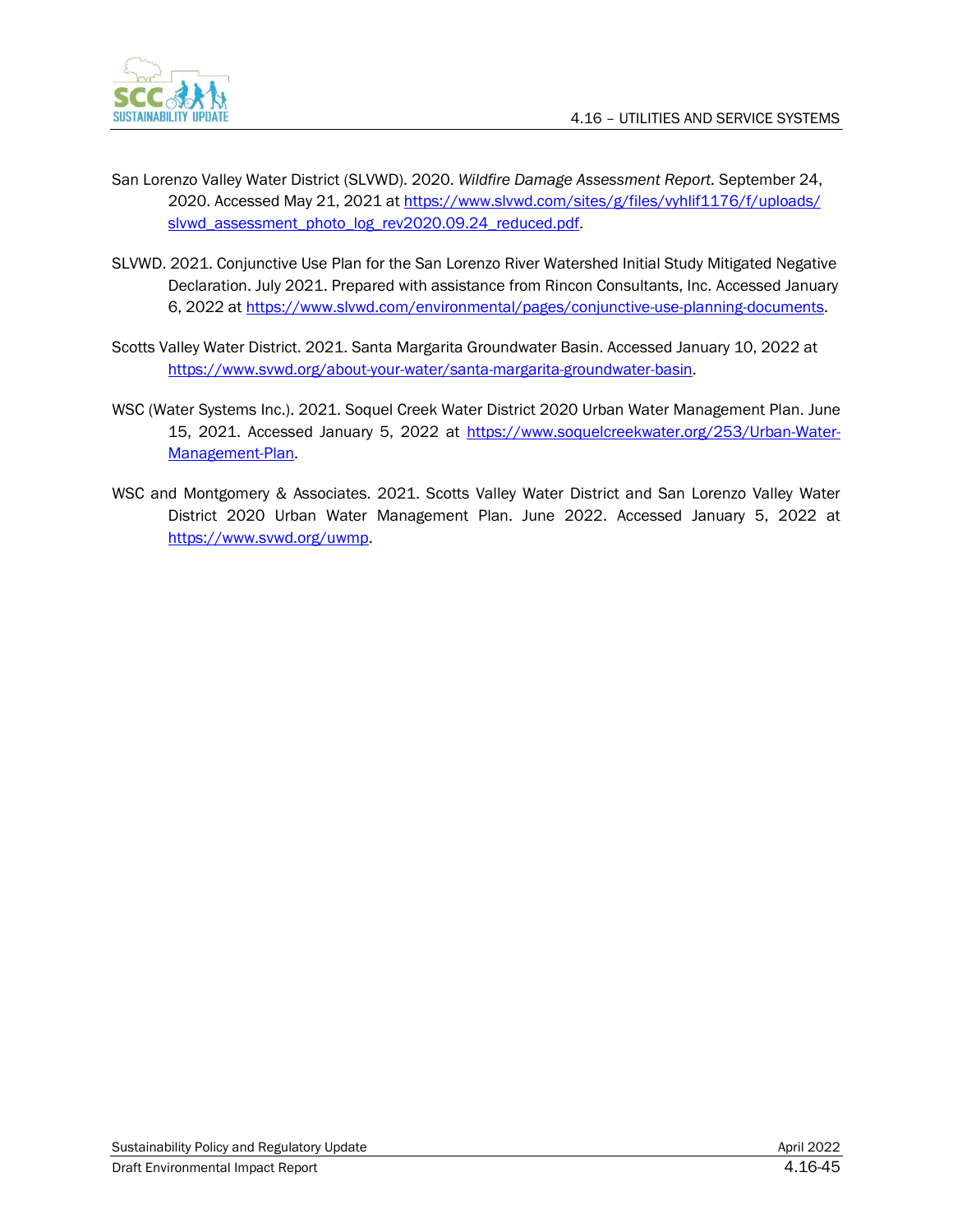San Lorenzo Valley Water District (SLVWD). 2020. *Wildfire Damage Assessment Report.* September 24, 2020. Accessed May 21, 2021 at https://www.slvwd.com/sites/g/files/vyhlif1176/f/uploads/slvwd_assessment_photo_log_rev2020.09.24_reduced.pdf.

SLVWD. 2021. Conjunctive Use Plan for the San Lorenzo River Watershed Initial Study Mitigated Negative Declaration. July 2021. Prepared with assistance from Rincon Consultants, Inc. Accessed January 6, 2022 at https://www.slvwd.com/environmental/pages/conjunctive-use-planning-documents.

Scotts Valley Water District. 2021. Santa Margarita Groundwater Basin. Accessed January 10, 2022 at https://www.svwd.org/about-your-water/santa-margarita-groundwater-basin.

WSC (Water Systems Inc.). 2021. Soquel Creek Water District 2020 Urban Water Management Plan. June 15, 2021. Accessed January 5, 2022 at https://www.soquelcreekwater.org/253/Urban-Water-Management-Plan.

WSC and Montgomery & Associates. 2021. Scotts Valley Water District and San Lorenzo Valley Water District 2020 Urban Water Management Plan. June 2022. Accessed January 5, 2022 at https://www.svwd.org/uwmp.